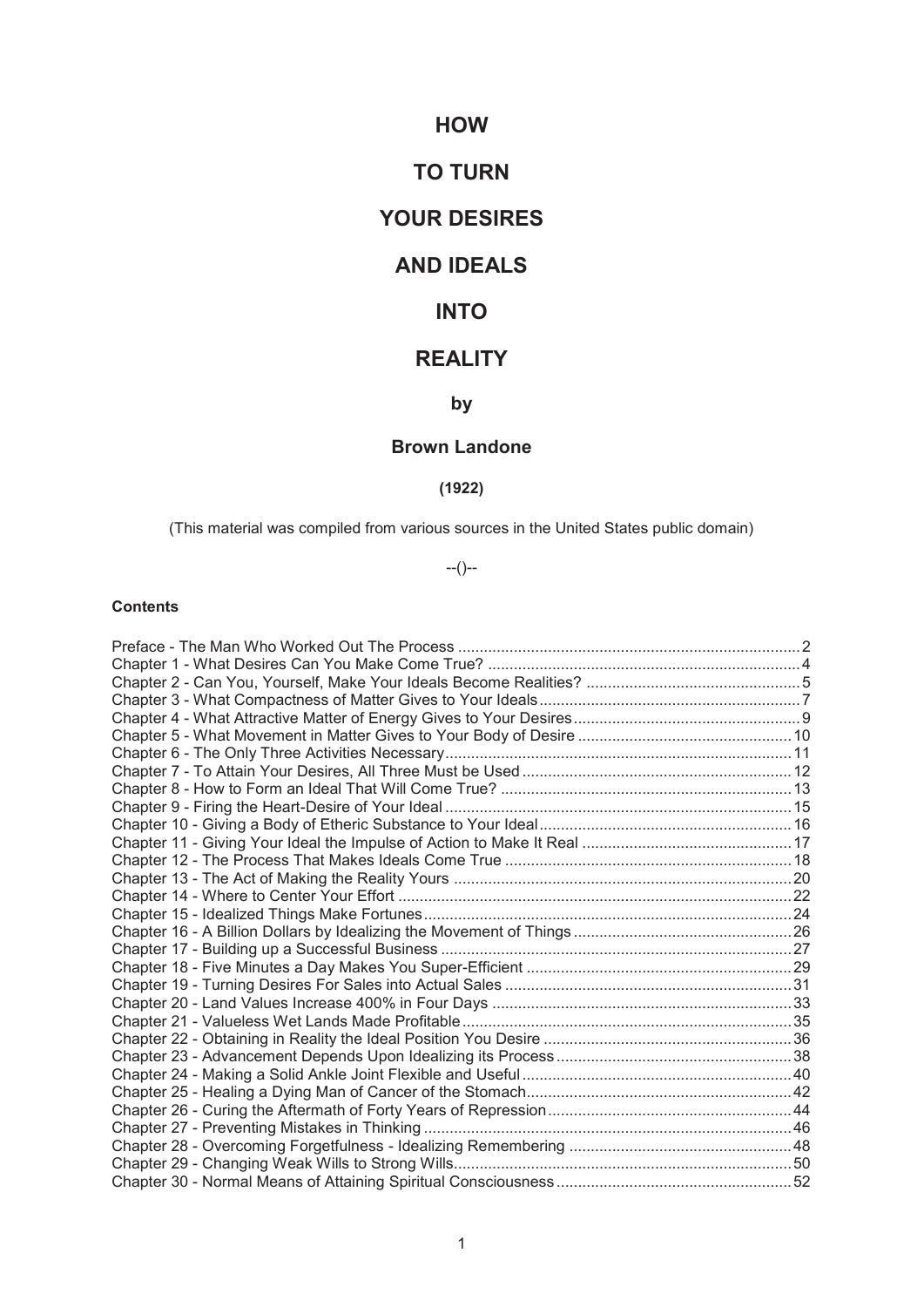# HOW

# TO TURN

# YOUR DESIRES

# AND IDEALS

# INTO

# REALITY

## by

## Brown Landone

**(1922)**

(This material was compiled from various sources in the United States public domain)

--()--

**Contents**

Preface - The Man Who Worked Out The Process .......... 2
Chapter 1 - What Desires Can You Make Come True? .......... 4
Chapter 2 - Can You, Yourself, Make Your Ideals Become Realities? .......... 5
Chapter 3 - What Compactness of Matter Gives to Your Ideals .......... 7
Chapter 4 - What Attractive Matter of Energy Gives to Your Desires .......... 9
Chapter 5 - What Movement in Matter Gives to Your Body of Desire .......... 10
Chapter 6 - The Only Three Activities Necessary .......... 11
Chapter 7 - To Attain Your Desires, All Three Must be Used .......... 12
Chapter 8 - How to Form an Ideal That Will Come True? .......... 13
Chapter 9 - Firing the Heart-Desire of Your Ideal .......... 15
Chapter 10 - Giving a Body of Etheric Substance to Your Ideal .......... 16
Chapter 11 - Giving Your Ideal the Impulse of Action to Make It Real .......... 17
Chapter 12 - The Process That Makes Ideals Come True .......... 18
Chapter 13 - The Act of Making the Reality Yours .......... 20
Chapter 14 - Where to Center Your Effort .......... 22
Chapter 15 - Idealized Things Make Fortunes .......... 24
Chapter 16 - A Billion Dollars by Idealizing the Movement of Things .......... 26
Chapter 17 - Building up a Successful Business .......... 27
Chapter 18 - Five Minutes a Day Makes You Super-Efficient .......... 29
Chapter 19 - Turning Desires For Sales into Actual Sales .......... 31
Chapter 20 - Land Values Increase 400% in Four Days .......... 33
Chapter 21 - Valueless Wet Lands Made Profitable .......... 35
Chapter 22 - Obtaining in Reality the Ideal Position You Desire .......... 36
Chapter 23 - Advancement Depends Upon Idealizing its Process .......... 38
Chapter 24 - Making a Solid Ankle Joint Flexible and Useful .......... 40
Chapter 25 - Healing a Dying Man of Cancer of the Stomach .......... 42
Chapter 26 - Curing the Aftermath of Forty Years of Repression .......... 44
Chapter 27 - Preventing Mistakes in Thinking .......... 46
Chapter 28 - Overcoming Forgetfulness - Idealizing Remembering .......... 48
Chapter 29 - Changing Weak Wills to Strong Wills .......... 50
Chapter 30 - Normal Means of Attaining Spiritual Consciousness .......... 52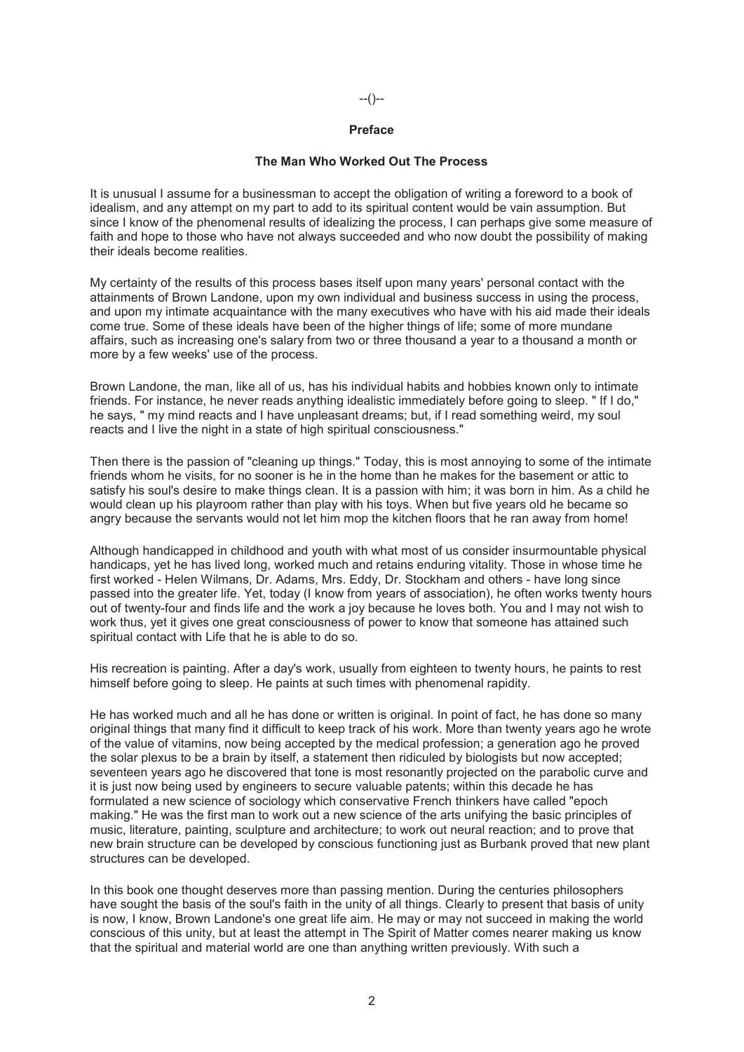--()--

## Preface

### The Man Who Worked Out The Process

It is unusual I assume for a businessman to accept the obligation of writing a foreword to a book of idealism, and any attempt on my part to add to its spiritual content would be vain assumption. But since I know of the phenomenal results of idealizing the process, I can perhaps give some measure of faith and hope to those who have not always succeeded and who now doubt the possibility of making their ideals become realities.

My certainty of the results of this process bases itself upon many years' personal contact with the attainments of Brown Landone, upon my own individual and business success in using the process, and upon my intimate acquaintance with the many executives who have with his aid made their ideals come true. Some of these ideals have been of the higher things of life; some of more mundane affairs, such as increasing one's salary from two or three thousand a year to a thousand a month or more by a few weeks' use of the process.

Brown Landone, the man, like all of us, has his individual habits and hobbies known only to intimate friends. For instance, he never reads anything idealistic immediately before going to sleep. " If I do," he says, " my mind reacts and I have unpleasant dreams; but, if I read something weird, my soul reacts and I live the night in a state of high spiritual consciousness."

Then there is the passion of "cleaning up things." Today, this is most annoying to some of the intimate friends whom he visits, for no sooner is he in the home than he makes for the basement or attic to satisfy his soul's desire to make things clean. It is a passion with him; it was born in him. As a child he would clean up his playroom rather than play with his toys. When but five years old he became so angry because the servants would not let him mop the kitchen floors that he ran away from home!

Although handicapped in childhood and youth with what most of us consider insurmountable physical handicaps, yet he has lived long, worked much and retains enduring vitality. Those in whose time he first worked - Helen Wilmans, Dr. Adams, Mrs. Eddy, Dr. Stockham and others - have long since passed into the greater life. Yet, today (I know from years of association), he often works twenty hours out of twenty-four and finds life and the work a joy because he loves both. You and I may not wish to work thus, yet it gives one great consciousness of power to know that someone has attained such spiritual contact with Life that he is able to do so.

His recreation is painting. After a day's work, usually from eighteen to twenty hours, he paints to rest himself before going to sleep. He paints at such times with phenomenal rapidity.

He has worked much and all he has done or written is original. In point of fact, he has done so many original things that many find it difficult to keep track of his work. More than twenty years ago he wrote of the value of vitamins, now being accepted by the medical profession; a generation ago he proved the solar plexus to be a brain by itself, a statement then ridiculed by biologists but now accepted; seventeen years ago he discovered that tone is most resonantly projected on the parabolic curve and it is just now being used by engineers to secure valuable patents; within this decade he has formulated a new science of sociology which conservative French thinkers have called "epoch making." He was the first man to work out a new science of the arts unifying the basic principles of music, literature, painting, sculpture and architecture; to work out neural reaction; and to prove that new brain structure can be developed by conscious functioning just as Burbank proved that new plant structures can be developed.

In this book one thought deserves more than passing mention. During the centuries philosophers have sought the basis of the soul's faith in the unity of all things. Clearly to present that basis of unity is now, I know, Brown Landone's one great life aim. He may or may not succeed in making the world conscious of this unity, but at least the attempt in The Spirit of Matter comes nearer making us know that the spiritual and material world are one than anything written previously. With such a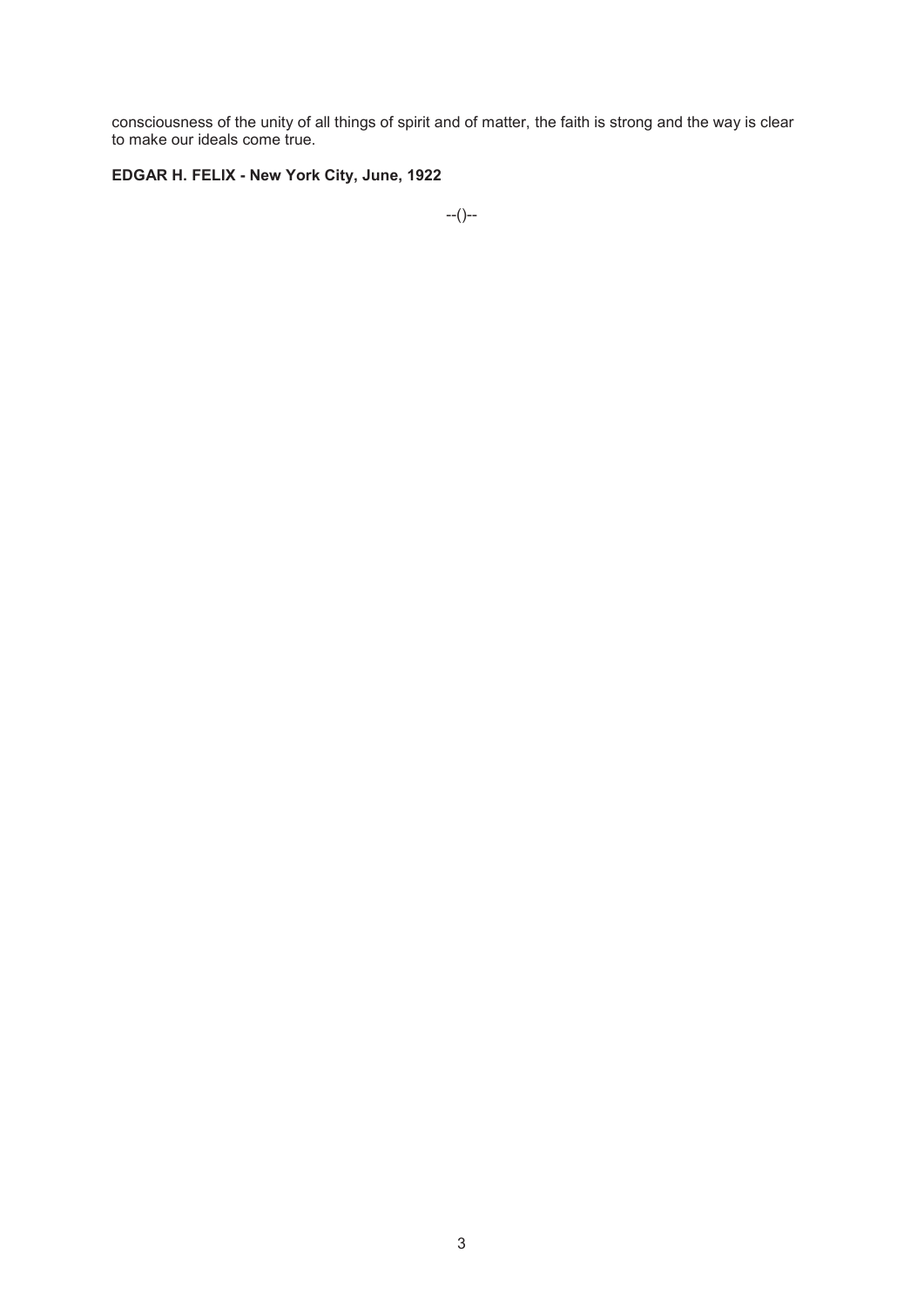consciousness of the unity of all things of spirit and of matter, the faith is strong and the way is clear to make our ideals come true.

**EDGAR H. FELIX - New York City, June, 1922**

--()--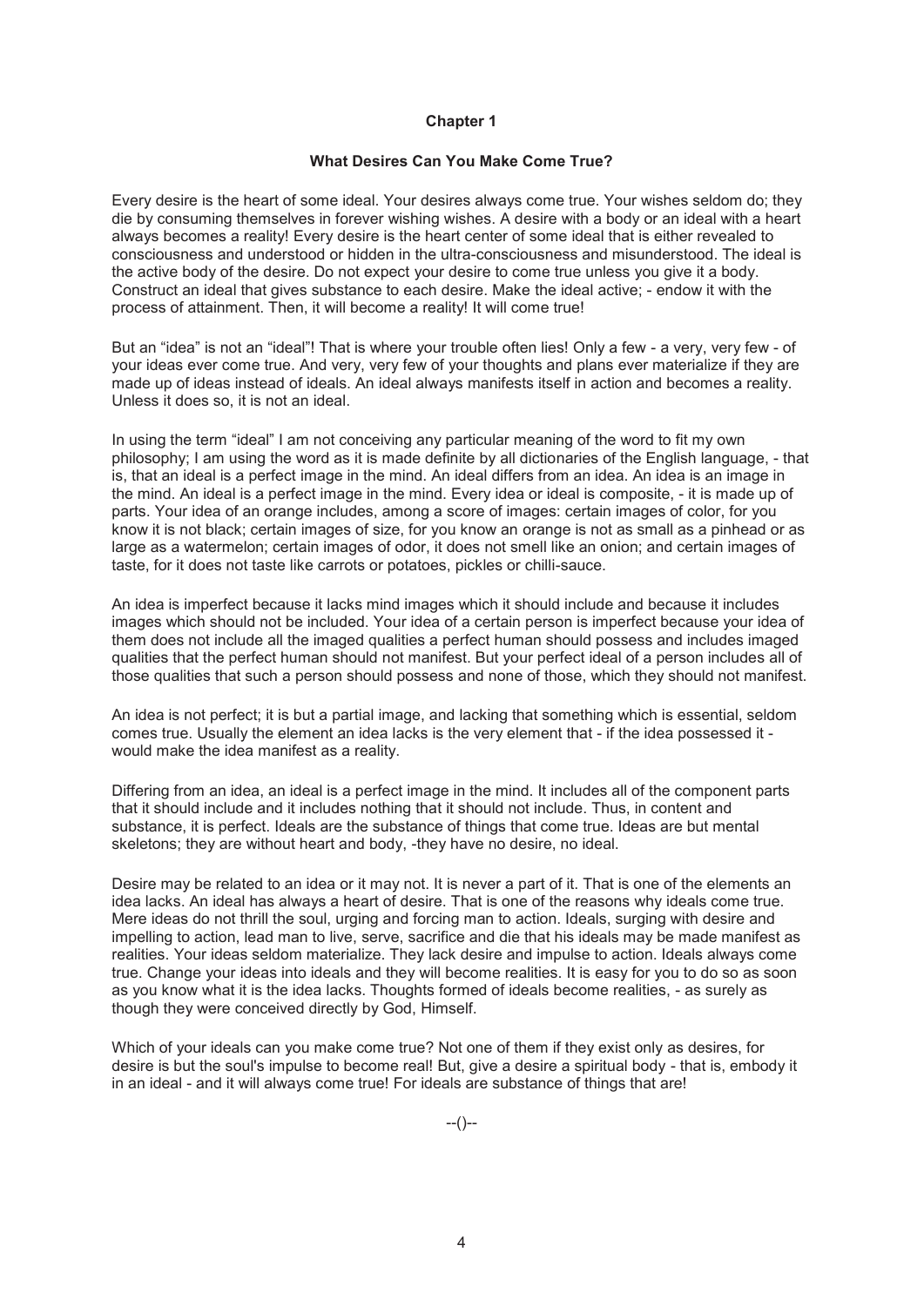# Chapter 1

## What Desires Can You Make Come True?

Every desire is the heart of some ideal. Your desires always come true. Your wishes seldom do; they die by consuming themselves in forever wishing wishes. A desire with a body or an ideal with a heart always becomes a reality! Every desire is the heart center of some ideal that is either revealed to consciousness and understood or hidden in the ultra-consciousness and misunderstood. The ideal is the active body of the desire. Do not expect your desire to come true unless you give it a body. Construct an ideal that gives substance to each desire. Make the ideal active; - endow it with the process of attainment. Then, it will become a reality! It will come true!

But an "idea" is not an "ideal"! That is where your trouble often lies! Only a few - a very, very few - of your ideas ever come true. And very, very few of your thoughts and plans ever materialize if they are made up of ideas instead of ideals. An ideal always manifests itself in action and becomes a reality. Unless it does so, it is not an ideal.

In using the term "ideal" I am not conceiving any particular meaning of the word to fit my own philosophy; I am using the word as it is made definite by all dictionaries of the English language, - that is, that an ideal is a perfect image in the mind. An ideal differs from an idea. An idea is an image in the mind. An ideal is a perfect image in the mind. Every idea or ideal is composite, - it is made up of parts. Your idea of an orange includes, among a score of images: certain images of color, for you know it is not black; certain images of size, for you know an orange is not as small as a pinhead or as large as a watermelon; certain images of odor, it does not smell like an onion; and certain images of taste, for it does not taste like carrots or potatoes, pickles or chilli-sauce.

An idea is imperfect because it lacks mind images which it should include and because it includes images which should not be included. Your idea of a certain person is imperfect because your idea of them does not include all the imaged qualities a perfect human should possess and includes imaged qualities that the perfect human should not manifest. But your perfect ideal of a person includes all of those qualities that such a person should possess and none of those, which they should not manifest.

An idea is not perfect; it is but a partial image, and lacking that something which is essential, seldom comes true. Usually the element an idea lacks is the very element that - if the idea possessed it - would make the idea manifest as a reality.

Differing from an idea, an ideal is a perfect image in the mind. It includes all of the component parts that it should include and it includes nothing that it should not include. Thus, in content and substance, it is perfect. Ideals are the substance of things that come true. Ideas are but mental skeletons; they are without heart and body, -they have no desire, no ideal.

Desire may be related to an idea or it may not. It is never a part of it. That is one of the elements an idea lacks. An ideal has always a heart of desire. That is one of the reasons why ideals come true. Mere ideas do not thrill the soul, urging and forcing man to action. Ideals, surging with desire and impelling to action, lead man to live, serve, sacrifice and die that his ideals may be made manifest as realities. Your ideas seldom materialize. They lack desire and impulse to action. Ideals always come true. Change your ideas into ideals and they will become realities. It is easy for you to do so as soon as you know what it is the idea lacks. Thoughts formed of ideals become realities, - as surely as though they were conceived directly by God, Himself.

Which of your ideals can you make come true? Not one of them if they exist only as desires, for desire is but the soul's impulse to become real! But, give a desire a spiritual body - that is, embody it in an ideal - and it will always come true! For ideals are substance of things that are!

--()--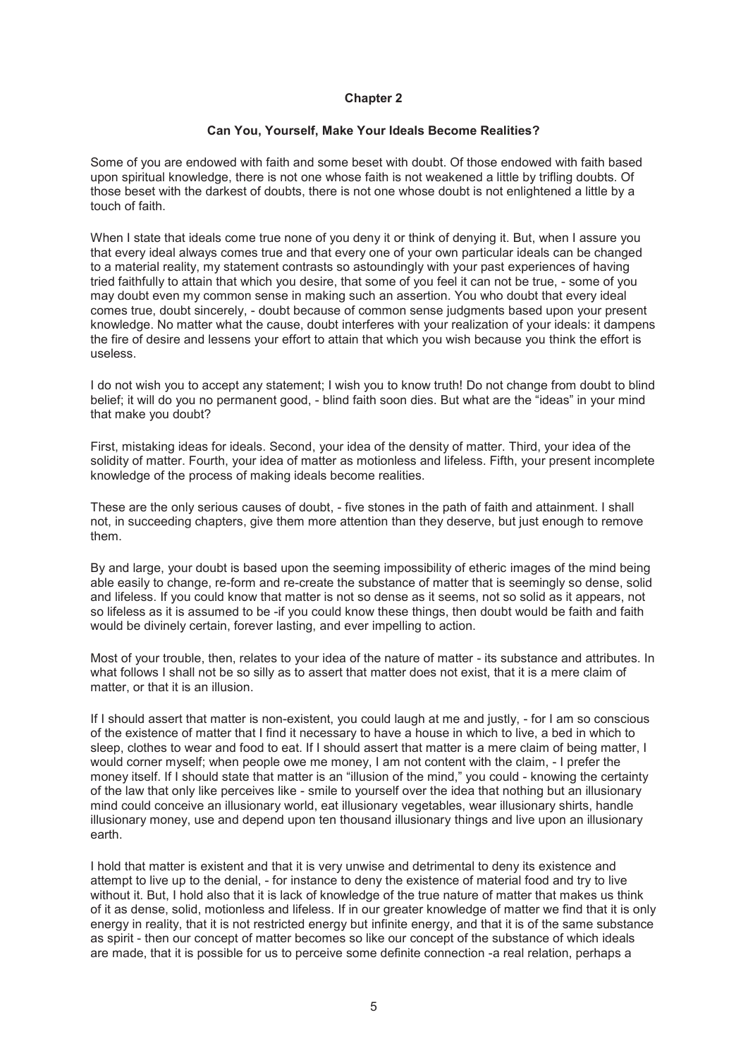## Chapter 2

### Can You, Yourself, Make Your Ideals Become Realities?

Some of you are endowed with faith and some beset with doubt. Of those endowed with faith based upon spiritual knowledge, there is not one whose faith is not weakened a little by trifling doubts. Of those beset with the darkest of doubts, there is not one whose doubt is not enlightened a little by a touch of faith.

When I state that ideals come true none of you deny it or think of denying it. But, when I assure you that every ideal always comes true and that every one of your own particular ideals can be changed to a material reality, my statement contrasts so astoundingly with your past experiences of having tried faithfully to attain that which you desire, that some of you feel it can not be true, - some of you may doubt even my common sense in making such an assertion. You who doubt that every ideal comes true, doubt sincerely, - doubt because of common sense judgments based upon your present knowledge. No matter what the cause, doubt interferes with your realization of your ideals: it dampens the fire of desire and lessens your effort to attain that which you wish because you think the effort is useless.

I do not wish you to accept any statement; I wish you to know truth! Do not change from doubt to blind belief; it will do you no permanent good, - blind faith soon dies. But what are the "ideas" in your mind that make you doubt?

First, mistaking ideas for ideals. Second, your idea of the density of matter. Third, your idea of the solidity of matter. Fourth, your idea of matter as motionless and lifeless. Fifth, your present incomplete knowledge of the process of making ideals become realities.

These are the only serious causes of doubt, - five stones in the path of faith and attainment. I shall not, in succeeding chapters, give them more attention than they deserve, but just enough to remove them.

By and large, your doubt is based upon the seeming impossibility of etheric images of the mind being able easily to change, re-form and re-create the substance of matter that is seemingly so dense, solid and lifeless. If you could know that matter is not so dense as it seems, not so solid as it appears, not so lifeless as it is assumed to be -if you could know these things, then doubt would be faith and faith would be divinely certain, forever lasting, and ever impelling to action.

Most of your trouble, then, relates to your idea of the nature of matter - its substance and attributes. In what follows I shall not be so silly as to assert that matter does not exist, that it is a mere claim of matter, or that it is an illusion.

If I should assert that matter is non-existent, you could laugh at me and justly, - for I am so conscious of the existence of matter that I find it necessary to have a house in which to live, a bed in which to sleep, clothes to wear and food to eat. If I should assert that matter is a mere claim of being matter, I would corner myself; when people owe me money, I am not content with the claim, - I prefer the money itself. If I should state that matter is an "illusion of the mind," you could - knowing the certainty of the law that only like perceives like - smile to yourself over the idea that nothing but an illusionary mind could conceive an illusionary world, eat illusionary vegetables, wear illusionary shirts, handle illusionary money, use and depend upon ten thousand illusionary things and live upon an illusionary earth.

I hold that matter is existent and that it is very unwise and detrimental to deny its existence and attempt to live up to the denial, - for instance to deny the existence of material food and try to live without it. But, I hold also that it is lack of knowledge of the true nature of matter that makes us think of it as dense, solid, motionless and lifeless. If in our greater knowledge of matter we find that it is only energy in reality, that it is not restricted energy but infinite energy, and that it is of the same substance as spirit - then our concept of matter becomes so like our concept of the substance of which ideals are made, that it is possible for us to perceive some definite connection -a real relation, perhaps a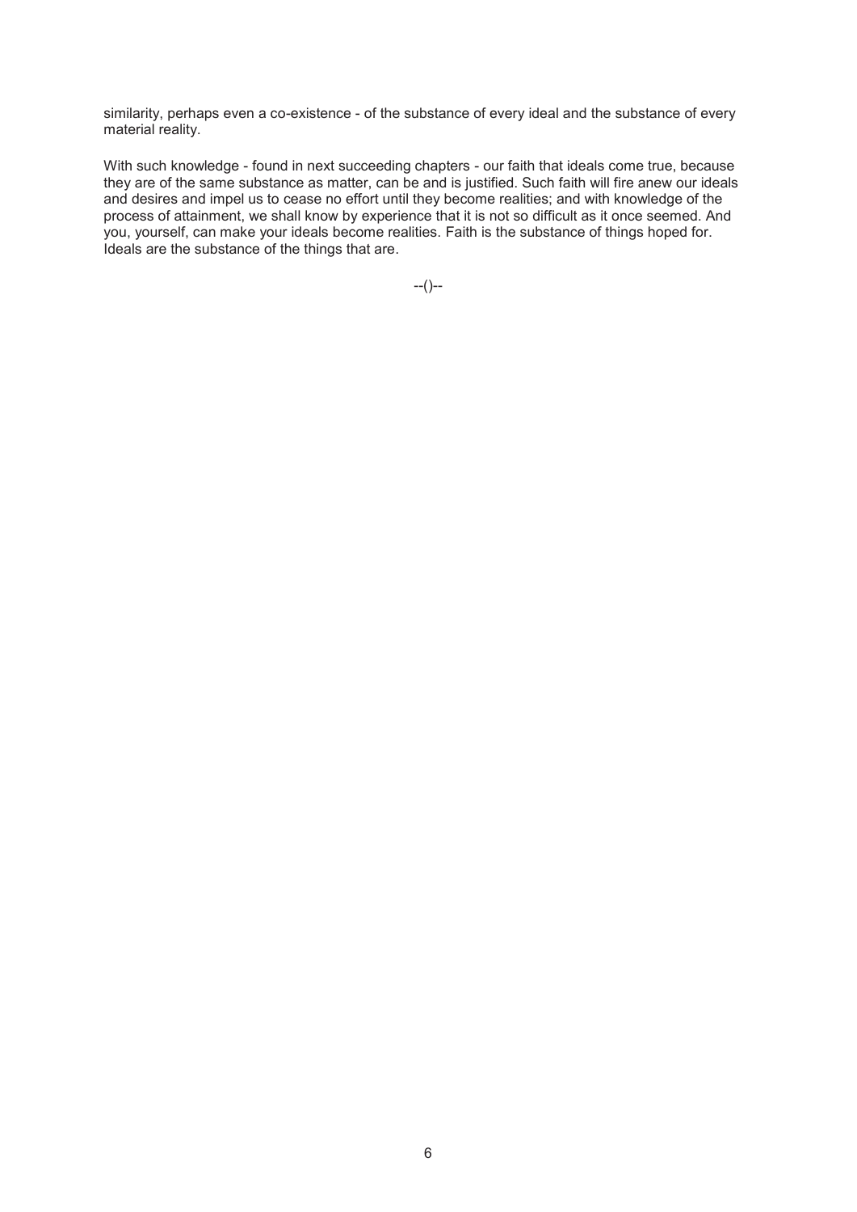similarity, perhaps even a co-existence - of the substance of every ideal and the substance of every material reality.

With such knowledge - found in next succeeding chapters - our faith that ideals come true, because they are of the same substance as matter, can be and is justified. Such faith will fire anew our ideals and desires and impel us to cease no effort until they become realities; and with knowledge of the process of attainment, we shall know by experience that it is not so difficult as it once seemed. And you, yourself, can make your ideals become realities. Faith is the substance of things hoped for. Ideals are the substance of the things that are.

--()--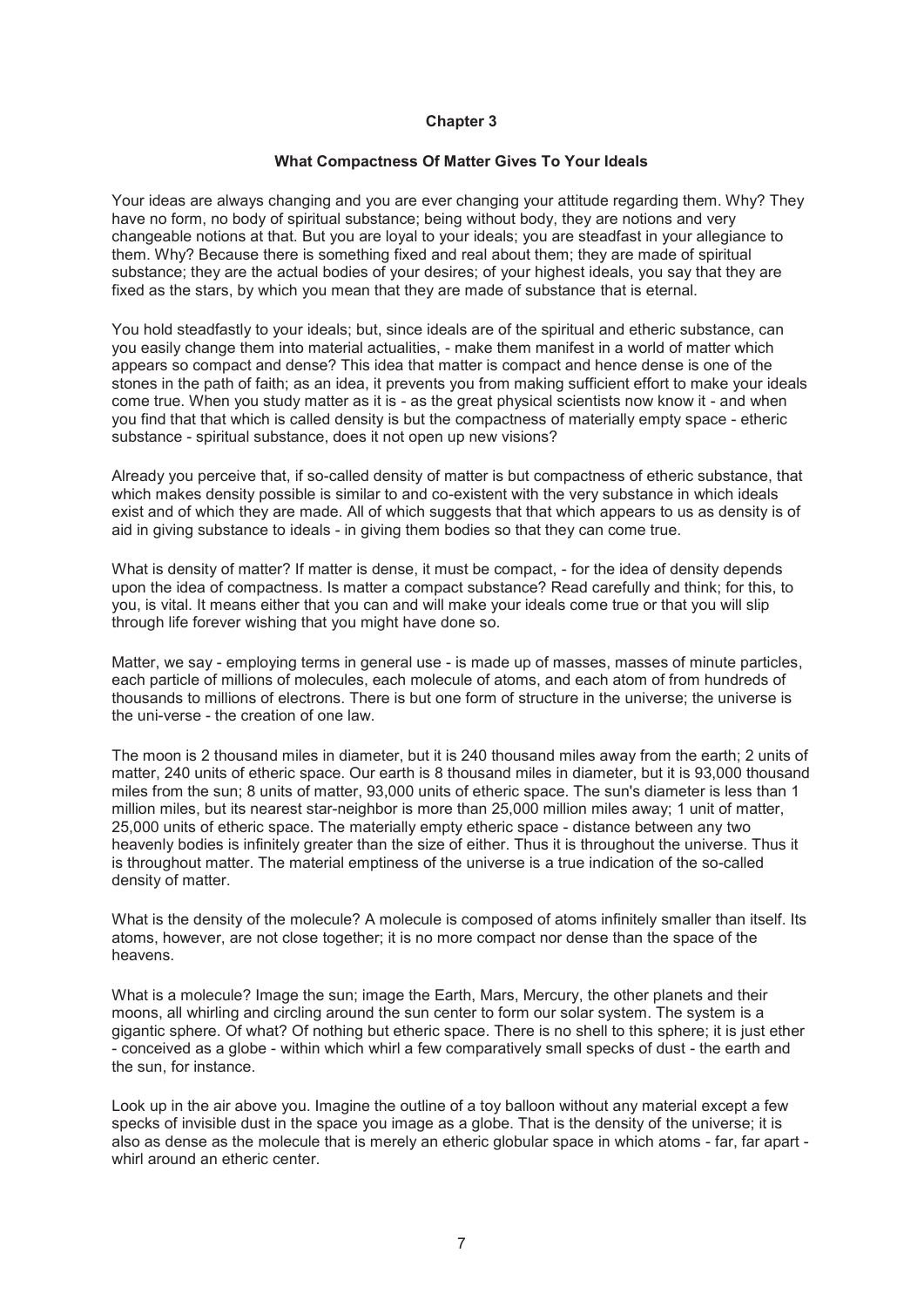## Chapter 3

### What Compactness Of Matter Gives To Your Ideals

Your ideas are always changing and you are ever changing your attitude regarding them. Why? They have no form, no body of spiritual substance; being without body, they are notions and very changeable notions at that. But you are loyal to your ideals; you are steadfast in your allegiance to them. Why? Because there is something fixed and real about them; they are made of spiritual substance; they are the actual bodies of your desires; of your highest ideals, you say that they are fixed as the stars, by which you mean that they are made of substance that is eternal.

You hold steadfastly to your ideals; but, since ideals are of the spiritual and etheric substance, can you easily change them into material actualities, - make them manifest in a world of matter which appears so compact and dense? This idea that matter is compact and hence dense is one of the stones in the path of faith; as an idea, it prevents you from making sufficient effort to make your ideals come true. When you study matter as it is - as the great physical scientists now know it - and when you find that that which is called density is but the compactness of materially empty space - etheric substance - spiritual substance, does it not open up new visions?

Already you perceive that, if so-called density of matter is but compactness of etheric substance, that which makes density possible is similar to and co-existent with the very substance in which ideals exist and of which they are made. All of which suggests that that which appears to us as density is of aid in giving substance to ideals - in giving them bodies so that they can come true.

What is density of matter? If matter is dense, it must be compact, - for the idea of density depends upon the idea of compactness. Is matter a compact substance? Read carefully and think; for this, to you, is vital. It means either that you can and will make your ideals come true or that you will slip through life forever wishing that you might have done so.

Matter, we say - employing terms in general use - is made up of masses, masses of minute particles, each particle of millions of molecules, each molecule of atoms, and each atom of from hundreds of thousands to millions of electrons. There is but one form of structure in the universe; the universe is the uni-verse - the creation of one law.

The moon is 2 thousand miles in diameter, but it is 240 thousand miles away from the earth; 2 units of matter, 240 units of etheric space. Our earth is 8 thousand miles in diameter, but it is 93,000 thousand miles from the sun; 8 units of matter, 93,000 units of etheric space. The sun's diameter is less than 1 million miles, but its nearest star-neighbor is more than 25,000 million miles away; 1 unit of matter, 25,000 units of etheric space. The materially empty etheric space - distance between any two heavenly bodies is infinitely greater than the size of either. Thus it is throughout the universe. Thus it is throughout matter. The material emptiness of the universe is a true indication of the so-called density of matter.

What is the density of the molecule? A molecule is composed of atoms infinitely smaller than itself. Its atoms, however, are not close together; it is no more compact nor dense than the space of the heavens.

What is a molecule? Image the sun; image the Earth, Mars, Mercury, the other planets and their moons, all whirling and circling around the sun center to form our solar system. The system is a gigantic sphere. Of what? Of nothing but etheric space. There is no shell to this sphere; it is just ether - conceived as a globe - within which whirl a few comparatively small specks of dust - the earth and the sun, for instance.

Look up in the air above you. Imagine the outline of a toy balloon without any material except a few specks of invisible dust in the space you image as a globe. That is the density of the universe; it is also as dense as the molecule that is merely an etheric globular space in which atoms - far, far apart - whirl around an etheric center.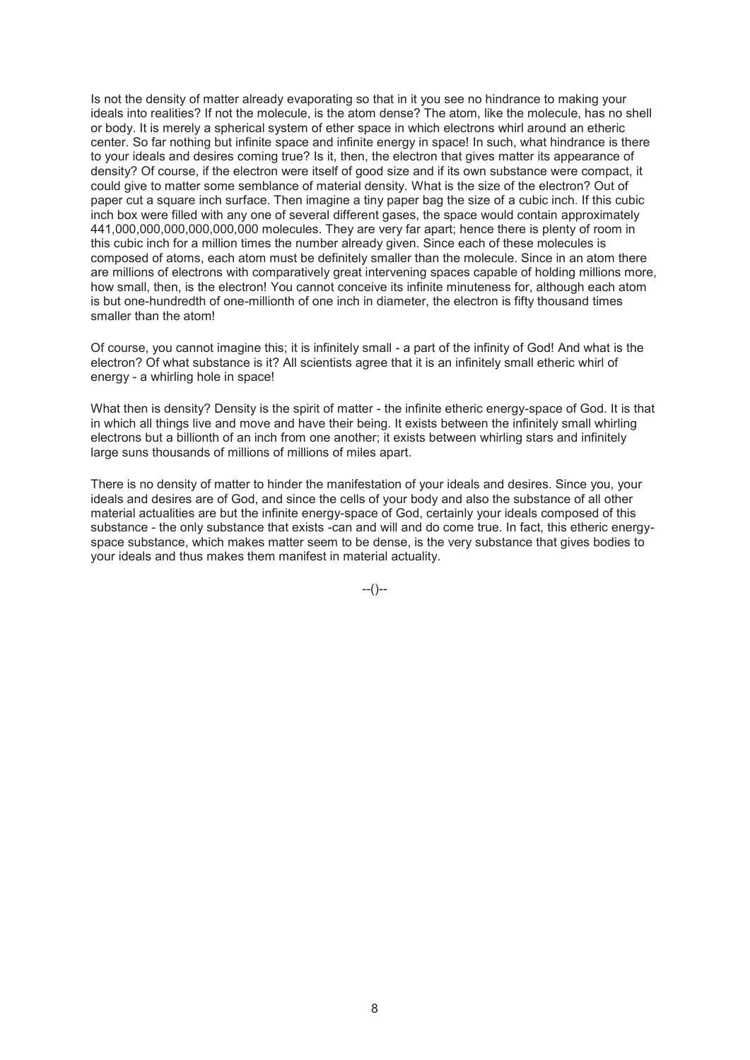Is not the density of matter already evaporating so that in it you see no hindrance to making your ideals into realities? If not the molecule, is the atom dense? The atom, like the molecule, has no shell or body. It is merely a spherical system of ether space in which electrons whirl around an etheric center. So far nothing but infinite space and infinite energy in space! In such, what hindrance is there to your ideals and desires coming true? Is it, then, the electron that gives matter its appearance of density? Of course, if the electron were itself of good size and if its own substance were compact, it could give to matter some semblance of material density. What is the size of the electron? Out of paper cut a square inch surface. Then imagine a tiny paper bag the size of a cubic inch. If this cubic inch box were filled with any one of several different gases, the space would contain approximately 441,000,000,000,000,000,000 molecules. They are very far apart; hence there is plenty of room in this cubic inch for a million times the number already given. Since each of these molecules is composed of atoms, each atom must be definitely smaller than the molecule. Since in an atom there are millions of electrons with comparatively great intervening spaces capable of holding millions more, how small, then, is the electron! You cannot conceive its infinite minuteness for, although each atom is but one-hundredth of one-millionth of one inch in diameter, the electron is fifty thousand times smaller than the atom!

Of course, you cannot imagine this; it is infinitely small - a part of the infinity of God! And what is the electron? Of what substance is it? All scientists agree that it is an infinitely small etheric whirl of energy - a whirling hole in space!

What then is density? Density is the spirit of matter - the infinite etheric energy-space of God. It is that in which all things live and move and have their being. It exists between the infinitely small whirling electrons but a billionth of an inch from one another; it exists between whirling stars and infinitely large suns thousands of millions of millions of miles apart.

There is no density of matter to hinder the manifestation of your ideals and desires. Since you, your ideals and desires are of God, and since the cells of your body and also the substance of all other material actualities are but the infinite energy-space of God, certainly your ideals composed of this substance - the only substance that exists -can and will and do come true. In fact, this etheric energy-space substance, which makes matter seem to be dense, is the very substance that gives bodies to your ideals and thus makes them manifest in material actuality.

--()--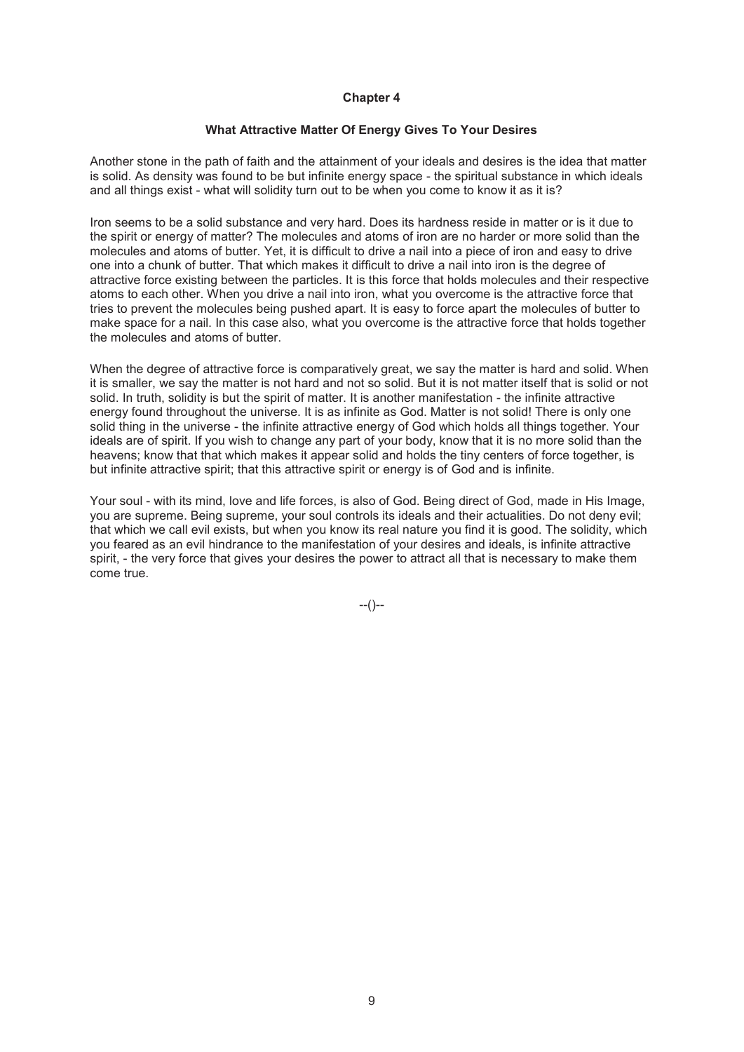## Chapter 4

### What Attractive Matter Of Energy Gives To Your Desires

Another stone in the path of faith and the attainment of your ideals and desires is the idea that matter is solid. As density was found to be but infinite energy space - the spiritual substance in which ideals and all things exist - what will solidity turn out to be when you come to know it as it is?

Iron seems to be a solid substance and very hard. Does its hardness reside in matter or is it due to the spirit or energy of matter? The molecules and atoms of iron are no harder or more solid than the molecules and atoms of butter. Yet, it is difficult to drive a nail into a piece of iron and easy to drive one into a chunk of butter. That which makes it difficult to drive a nail into iron is the degree of attractive force existing between the particles. It is this force that holds molecules and their respective atoms to each other. When you drive a nail into iron, what you overcome is the attractive force that tries to prevent the molecules being pushed apart. It is easy to force apart the molecules of butter to make space for a nail. In this case also, what you overcome is the attractive force that holds together the molecules and atoms of butter.

When the degree of attractive force is comparatively great, we say the matter is hard and solid. When it is smaller, we say the matter is not hard and not so solid. But it is not matter itself that is solid or not solid. In truth, solidity is but the spirit of matter. It is another manifestation - the infinite attractive energy found throughout the universe. It is as infinite as God. Matter is not solid! There is only one solid thing in the universe - the infinite attractive energy of God which holds all things together. Your ideals are of spirit. If you wish to change any part of your body, know that it is no more solid than the heavens; know that that which makes it appear solid and holds the tiny centers of force together, is but infinite attractive spirit; that this attractive spirit or energy is of God and is infinite.

Your soul - with its mind, love and life forces, is also of God. Being direct of God, made in His Image, you are supreme. Being supreme, your soul controls its ideals and their actualities. Do not deny evil; that which we call evil exists, but when you know its real nature you find it is good. The solidity, which you feared as an evil hindrance to the manifestation of your desires and ideals, is infinite attractive spirit, - the very force that gives your desires the power to attract all that is necessary to make them come true.

--()--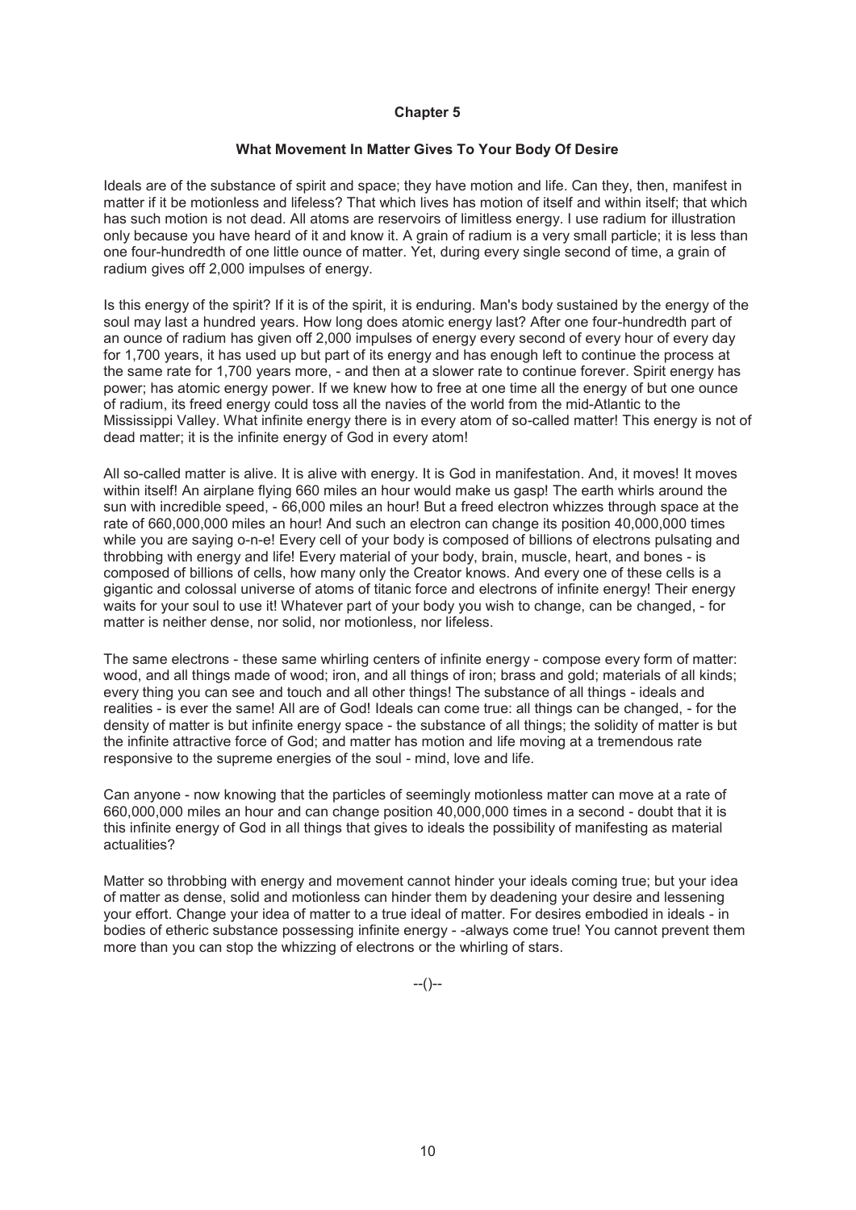## Chapter 5

### What Movement In Matter Gives To Your Body Of Desire

Ideals are of the substance of spirit and space; they have motion and life. Can they, then, manifest in matter if it be motionless and lifeless? That which lives has motion of itself and within itself; that which has such motion is not dead. All atoms are reservoirs of limitless energy. I use radium for illustration only because you have heard of it and know it. A grain of radium is a very small particle; it is less than one four-hundredth of one little ounce of matter. Yet, during every single second of time, a grain of radium gives off 2,000 impulses of energy.

Is this energy of the spirit? If it is of the spirit, it is enduring. Man's body sustained by the energy of the soul may last a hundred years. How long does atomic energy last? After one four-hundredth part of an ounce of radium has given off 2,000 impulses of energy every second of every hour of every day for 1,700 years, it has used up but part of its energy and has enough left to continue the process at the same rate for 1,700 years more, - and then at a slower rate to continue forever. Spirit energy has power; has atomic energy power. If we knew how to free at one time all the energy of but one ounce of radium, its freed energy could toss all the navies of the world from the mid-Atlantic to the Mississippi Valley. What infinite energy there is in every atom of so-called matter! This energy is not of dead matter; it is the infinite energy of God in every atom!

All so-called matter is alive. It is alive with energy. It is God in manifestation. And, it moves! It moves within itself! An airplane flying 660 miles an hour would make us gasp! The earth whirls around the sun with incredible speed, - 66,000 miles an hour! But a freed electron whizzes through space at the rate of 660,000,000 miles an hour! And such an electron can change its position 40,000,000 times while you are saying o-n-e! Every cell of your body is composed of billions of electrons pulsating and throbbing with energy and life! Every material of your body, brain, muscle, heart, and bones - is composed of billions of cells, how many only the Creator knows. And every one of these cells is a gigantic and colossal universe of atoms of titanic force and electrons of infinite energy! Their energy waits for your soul to use it! Whatever part of your body you wish to change, can be changed, - for matter is neither dense, nor solid, nor motionless, nor lifeless.

The same electrons - these same whirling centers of infinite energy - compose every form of matter: wood, and all things made of wood; iron, and all things of iron; brass and gold; materials of all kinds; every thing you can see and touch and all other things! The substance of all things - ideals and realities - is ever the same! All are of God! Ideals can come true: all things can be changed, - for the density of matter is but infinite energy space - the substance of all things; the solidity of matter is but the infinite attractive force of God; and matter has motion and life moving at a tremendous rate responsive to the supreme energies of the soul - mind, love and life.

Can anyone - now knowing that the particles of seemingly motionless matter can move at a rate of 660,000,000 miles an hour and can change position 40,000,000 times in a second - doubt that it is this infinite energy of God in all things that gives to ideals the possibility of manifesting as material actualities?

Matter so throbbing with energy and movement cannot hinder your ideals coming true; but your idea of matter as dense, solid and motionless can hinder them by deadening your desire and lessening your effort. Change your idea of matter to a true ideal of matter. For desires embodied in ideals - in bodies of etheric substance possessing infinite energy - -always come true! You cannot prevent them more than you can stop the whizzing of electrons or the whirling of stars.

--()--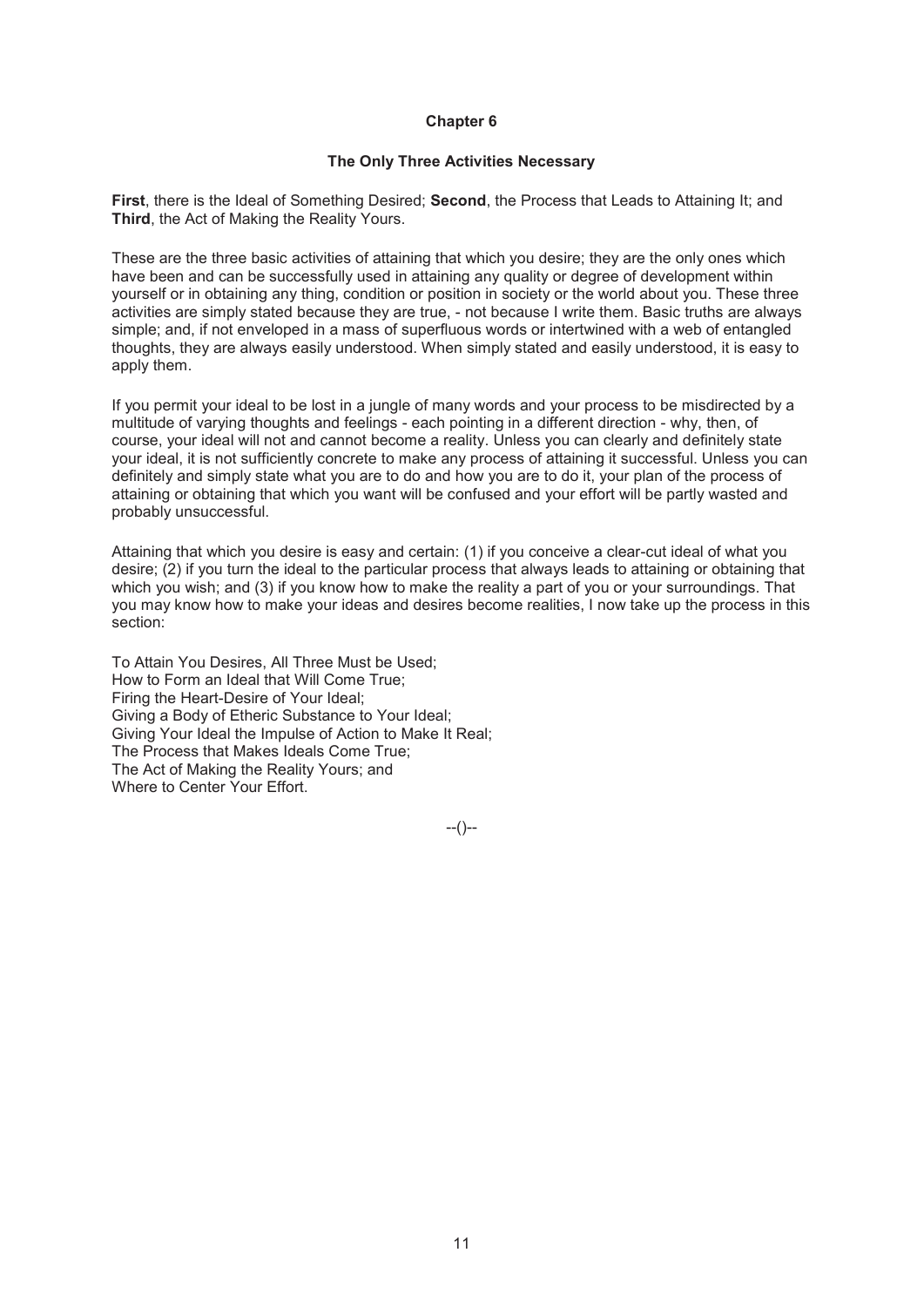## Chapter 6

### The Only Three Activities Necessary

**First**, there is the Ideal of Something Desired; **Second**, the Process that Leads to Attaining It; and **Third**, the Act of Making the Reality Yours.

These are the three basic activities of attaining that which you desire; they are the only ones which have been and can be successfully used in attaining any quality or degree of development within yourself or in obtaining any thing, condition or position in society or the world about you. These three activities are simply stated because they are true, - not because I write them. Basic truths are always simple; and, if not enveloped in a mass of superfluous words or intertwined with a web of entangled thoughts, they are always easily understood. When simply stated and easily understood, it is easy to apply them.

If you permit your ideal to be lost in a jungle of many words and your process to be misdirected by a multitude of varying thoughts and feelings - each pointing in a different direction - why, then, of course, your ideal will not and cannot become a reality. Unless you can clearly and definitely state your ideal, it is not sufficiently concrete to make any process of attaining it successful. Unless you can definitely and simply state what you are to do and how you are to do it, your plan of the process of attaining or obtaining that which you want will be confused and your effort will be partly wasted and probably unsuccessful.

Attaining that which you desire is easy and certain: (1) if you conceive a clear-cut ideal of what you desire; (2) if you turn the ideal to the particular process that always leads to attaining or obtaining that which you wish; and (3) if you know how to make the reality a part of you or your surroundings. That you may know how to make your ideas and desires become realities, I now take up the process in this section:

To Attain You Desires, All Three Must be Used;  
How to Form an Ideal that Will Come True;  
Firing the Heart-Desire of Your Ideal;  
Giving a Body of Etheric Substance to Your Ideal;  
Giving Your Ideal the Impulse of Action to Make It Real;  
The Process that Makes Ideals Come True;  
The Act of Making the Reality Yours; and  
Where to Center Your Effort.

--()--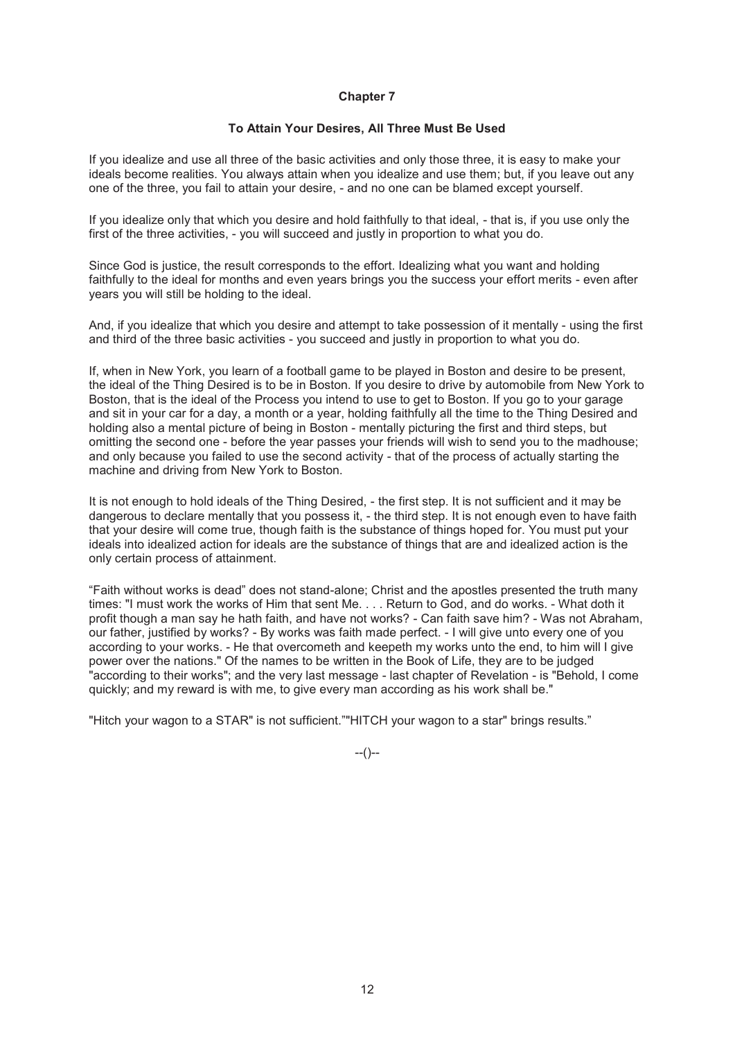## Chapter 7

### To Attain Your Desires, All Three Must Be Used

If you idealize and use all three of the basic activities and only those three, it is easy to make your ideals become realities. You always attain when you idealize and use them; but, if you leave out any one of the three, you fail to attain your desire, - and no one can be blamed except yourself.

If you idealize only that which you desire and hold faithfully to that ideal, - that is, if you use only the first of the three activities, - you will succeed and justly in proportion to what you do.

Since God is justice, the result corresponds to the effort. Idealizing what you want and holding faithfully to the ideal for months and even years brings you the success your effort merits - even after years you will still be holding to the ideal.

And, if you idealize that which you desire and attempt to take possession of it mentally - using the first and third of the three basic activities - you succeed and justly in proportion to what you do.

If, when in New York, you learn of a football game to be played in Boston and desire to be present, the ideal of the Thing Desired is to be in Boston. If you desire to drive by automobile from New York to Boston, that is the ideal of the Process you intend to use to get to Boston. If you go to your garage and sit in your car for a day, a month or a year, holding faithfully all the time to the Thing Desired and holding also a mental picture of being in Boston - mentally picturing the first and third steps, but omitting the second one - before the year passes your friends will wish to send you to the madhouse; and only because you failed to use the second activity - that of the process of actually starting the machine and driving from New York to Boston.

It is not enough to hold ideals of the Thing Desired, - the first step. It is not sufficient and it may be dangerous to declare mentally that you possess it, - the third step. It is not enough even to have faith that your desire will come true, though faith is the substance of things hoped for. You must put your ideals into idealized action for ideals are the substance of things that are and idealized action is the only certain process of attainment.

“Faith without works is dead” does not stand-alone; Christ and the apostles presented the truth many times: "I must work the works of Him that sent Me. . . . Return to God, and do works. - What doth it profit though a man say he hath faith, and have not works? - Can faith save him? - Was not Abraham, our father, justified by works? - By works was faith made perfect. - I will give unto every one of you according to your works. - He that overcometh and keepeth my works unto the end, to him will I give power over the nations." Of the names to be written in the Book of Life, they are to be judged "according to their works"; and the very last message - last chapter of Revelation - is "Behold, I come quickly; and my reward is with me, to give every man according as his work shall be."

"Hitch your wagon to a STAR" is not sufficient.""HITCH your wagon to a star" brings results.”

--()--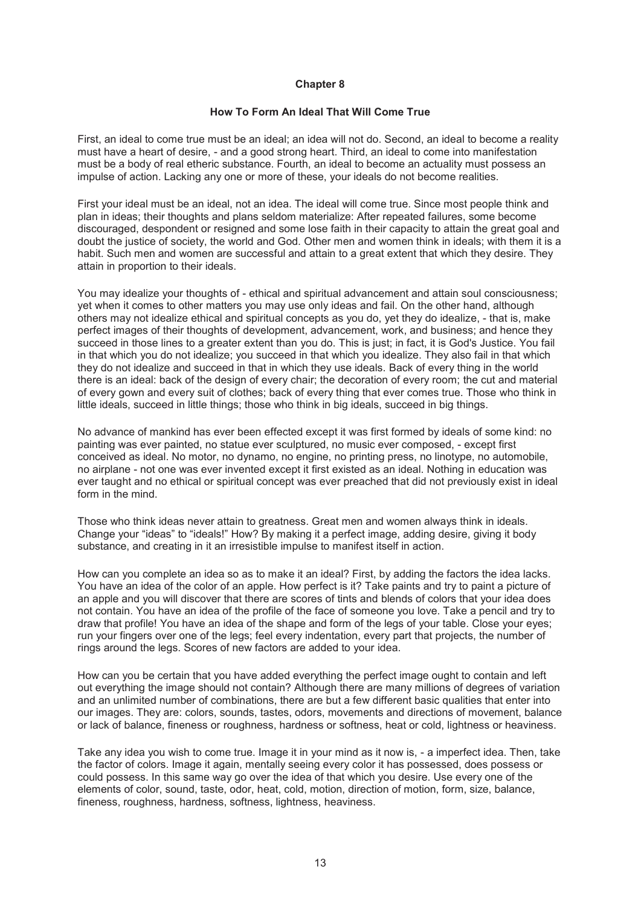# Chapter 8

## How To Form An Ideal That Will Come True

First, an ideal to come true must be an ideal; an idea will not do. Second, an ideal to become a reality must have a heart of desire, - and a good strong heart. Third, an ideal to come into manifestation must be a body of real etheric substance. Fourth, an ideal to become an actuality must possess an impulse of action. Lacking any one or more of these, your ideals do not become realities.

First your ideal must be an ideal, not an idea. The ideal will come true. Since most people think and plan in ideas; their thoughts and plans seldom materialize: After repeated failures, some become discouraged, despondent or resigned and some lose faith in their capacity to attain the great goal and doubt the justice of society, the world and God. Other men and women think in ideals; with them it is a habit. Such men and women are successful and attain to a great extent that which they desire. They attain in proportion to their ideals.

You may idealize your thoughts of - ethical and spiritual advancement and attain soul consciousness; yet when it comes to other matters you may use only ideas and fail. On the other hand, although others may not idealize ethical and spiritual concepts as you do, yet they do idealize, - that is, make perfect images of their thoughts of development, advancement, work, and business; and hence they succeed in those lines to a greater extent than you do. This is just; in fact, it is God's Justice. You fail in that which you do not idealize; you succeed in that which you idealize. They also fail in that which they do not idealize and succeed in that in which they use ideals. Back of every thing in the world there is an ideal: back of the design of every chair; the decoration of every room; the cut and material of every gown and every suit of clothes; back of every thing that ever comes true. Those who think in little ideals, succeed in little things; those who think in big ideals, succeed in big things.

No advance of mankind has ever been effected except it was first formed by ideals of some kind: no painting was ever painted, no statue ever sculptured, no music ever composed, - except first conceived as ideal. No motor, no dynamo, no engine, no printing press, no linotype, no automobile, no airplane - not one was ever invented except it first existed as an ideal. Nothing in education was ever taught and no ethical or spiritual concept was ever preached that did not previously exist in ideal form in the mind.

Those who think ideas never attain to greatness. Great men and women always think in ideals. Change your "ideas" to "ideals!" How? By making it a perfect image, adding desire, giving it body substance, and creating in it an irresistible impulse to manifest itself in action.

How can you complete an idea so as to make it an ideal? First, by adding the factors the idea lacks. You have an idea of the color of an apple. How perfect is it? Take paints and try to paint a picture of an apple and you will discover that there are scores of tints and blends of colors that your idea does not contain. You have an idea of the profile of the face of someone you love. Take a pencil and try to draw that profile! You have an idea of the shape and form of the legs of your table. Close your eyes; run your fingers over one of the legs; feel every indentation, every part that projects, the number of rings around the legs. Scores of new factors are added to your idea.

How can you be certain that you have added everything the perfect image ought to contain and left out everything the image should not contain? Although there are many millions of degrees of variation and an unlimited number of combinations, there are but a few different basic qualities that enter into our images. They are: colors, sounds, tastes, odors, movements and directions of movement, balance or lack of balance, fineness or roughness, hardness or softness, heat or cold, lightness or heaviness.

Take any idea you wish to come true. Image it in your mind as it now is, - a imperfect idea. Then, take the factor of colors. Image it again, mentally seeing every color it has possessed, does possess or could possess. In this same way go over the idea of that which you desire. Use every one of the elements of color, sound, taste, odor, heat, cold, motion, direction of motion, form, size, balance, fineness, roughness, hardness, softness, lightness, heaviness.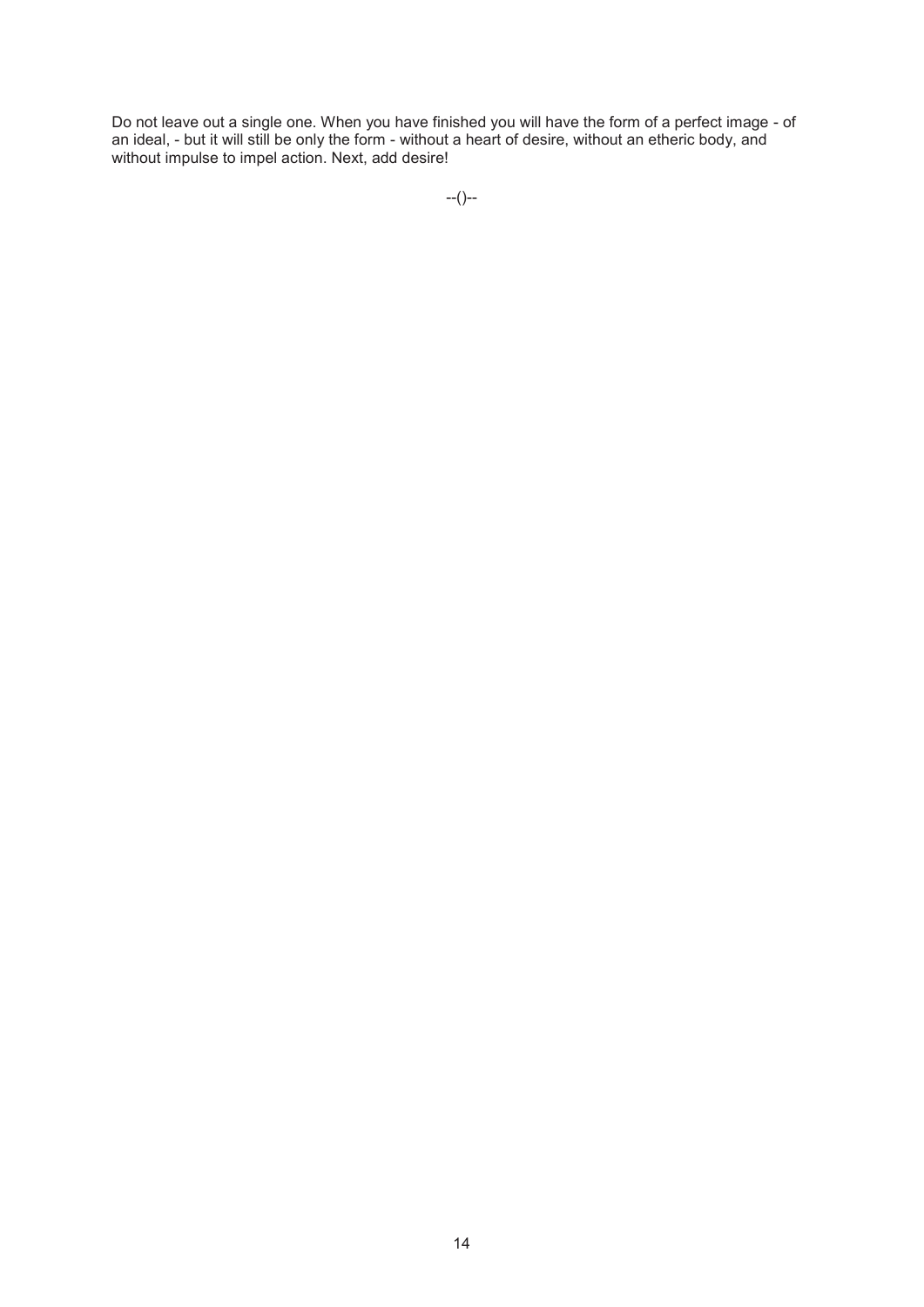Do not leave out a single one. When you have finished you will have the form of a perfect image - of an ideal, - but it will still be only the form - without a heart of desire, without an etheric body, and without impulse to impel action. Next, add desire!

--()--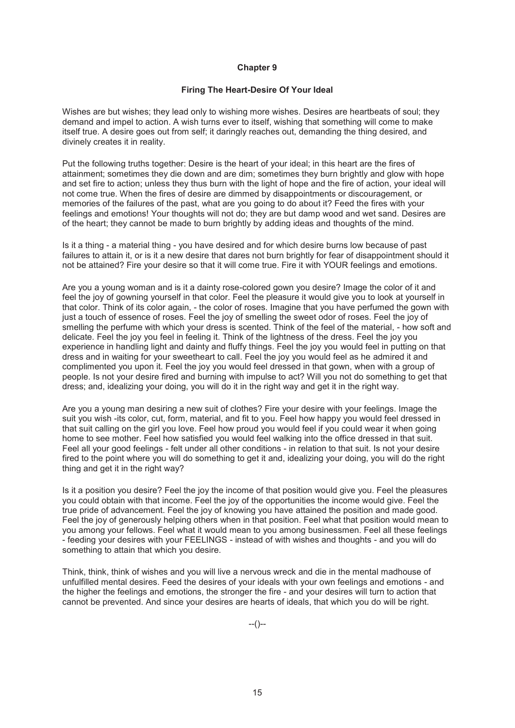## Chapter 9

### Firing The Heart-Desire Of Your Ideal

Wishes are but wishes; they lead only to wishing more wishes. Desires are heartbeats of soul; they demand and impel to action. A wish turns ever to itself, wishing that something will come to make itself true. A desire goes out from self; it daringly reaches out, demanding the thing desired, and divinely creates it in reality.

Put the following truths together: Desire is the heart of your ideal; in this heart are the fires of attainment; sometimes they die down and are dim; sometimes they burn brightly and glow with hope and set fire to action; unless they thus burn with the light of hope and the fire of action, your ideal will not come true. When the fires of desire are dimmed by disappointments or discouragement, or memories of the failures of the past, what are you going to do about it? Feed the fires with your feelings and emotions! Your thoughts will not do; they are but damp wood and wet sand. Desires are of the heart; they cannot be made to burn brightly by adding ideas and thoughts of the mind.

Is it a thing - a material thing - you have desired and for which desire burns low because of past failures to attain it, or is it a new desire that dares not burn brightly for fear of disappointment should it not be attained? Fire your desire so that it will come true. Fire it with YOUR feelings and emotions.

Are you a young woman and is it a dainty rose-colored gown you desire? Image the color of it and feel the joy of gowning yourself in that color. Feel the pleasure it would give you to look at yourself in that color. Think of its color again, - the color of roses. Imagine that you have perfumed the gown with just a touch of essence of roses. Feel the joy of smelling the sweet odor of roses. Feel the joy of smelling the perfume with which your dress is scented. Think of the feel of the material, - how soft and delicate. Feel the joy you feel in feeling it. Think of the lightness of the dress. Feel the joy you experience in handling light and dainty and fluffy things. Feel the joy you would feel in putting on that dress and in waiting for your sweetheart to call. Feel the joy you would feel as he admired it and complimented you upon it. Feel the joy you would feel dressed in that gown, when with a group of people. Is not your desire fired and burning with impulse to act? Will you not do something to get that dress; and, idealizing your doing, you will do it in the right way and get it in the right way.

Are you a young man desiring a new suit of clothes? Fire your desire with your feelings. Image the suit you wish -its color, cut, form, material, and fit to you. Feel how happy you would feel dressed in that suit calling on the girl you love. Feel how proud you would feel if you could wear it when going home to see mother. Feel how satisfied you would feel walking into the office dressed in that suit. Feel all your good feelings - felt under all other conditions - in relation to that suit. Is not your desire fired to the point where you will do something to get it and, idealizing your doing, you will do the right thing and get it in the right way?

Is it a position you desire? Feel the joy the income of that position would give you. Feel the pleasures you could obtain with that income. Feel the joy of the opportunities the income would give. Feel the true pride of advancement. Feel the joy of knowing you have attained the position and made good. Feel the joy of generously helping others when in that position. Feel what that position would mean to you among your fellows. Feel what it would mean to you among businessmen. Feel all these feelings - feeding your desires with your FEELINGS - instead of with wishes and thoughts - and you will do something to attain that which you desire.

Think, think, think of wishes and you will live a nervous wreck and die in the mental madhouse of unfulfilled mental desires. Feed the desires of your ideals with your own feelings and emotions - and the higher the feelings and emotions, the stronger the fire - and your desires will turn to action that cannot be prevented. And since your desires are hearts of ideals, that which you do will be right.

--()--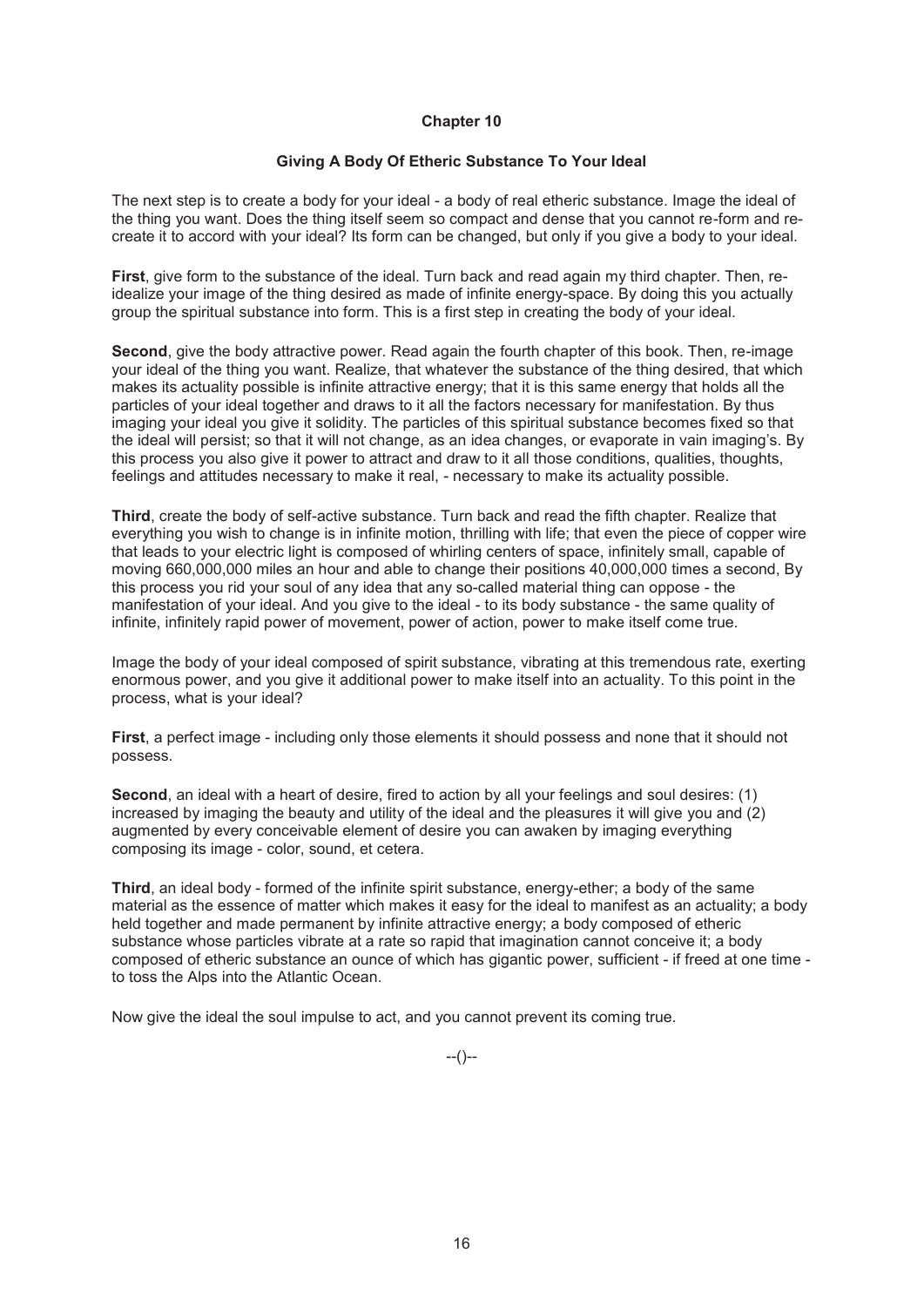## Chapter 10

### Giving A Body Of Etheric Substance To Your Ideal

The next step is to create a body for your ideal - a body of real etheric substance. Image the ideal of the thing you want. Does the thing itself seem so compact and dense that you cannot re-form and re-create it to accord with your ideal? Its form can be changed, but only if you give a body to your ideal.

**First**, give form to the substance of the ideal. Turn back and read again my third chapter. Then, re-idealize your image of the thing desired as made of infinite energy-space. By doing this you actually group the spiritual substance into form. This is a first step in creating the body of your ideal.

**Second**, give the body attractive power. Read again the fourth chapter of this book. Then, re-image your ideal of the thing you want. Realize, that whatever the substance of the thing desired, that which makes its actuality possible is infinite attractive energy; that it is this same energy that holds all the particles of your ideal together and draws to it all the factors necessary for manifestation. By thus imaging your ideal you give it solidity. The particles of this spiritual substance becomes fixed so that the ideal will persist; so that it will not change, as an idea changes, or evaporate in vain imaging's. By this process you also give it power to attract and draw to it all those conditions, qualities, thoughts, feelings and attitudes necessary to make it real, - necessary to make its actuality possible.

**Third**, create the body of self-active substance. Turn back and read the fifth chapter. Realize that everything you wish to change is in infinite motion, thrilling with life; that even the piece of copper wire that leads to your electric light is composed of whirling centers of space, infinitely small, capable of moving 660,000,000 miles an hour and able to change their positions 40,000,000 times a second, By this process you rid your soul of any idea that any so-called material thing can oppose - the manifestation of your ideal. And you give to the ideal - to its body substance - the same quality of infinite, infinitely rapid power of movement, power of action, power to make itself come true.

Image the body of your ideal composed of spirit substance, vibrating at this tremendous rate, exerting enormous power, and you give it additional power to make itself into an actuality. To this point in the process, what is your ideal?

**First**, a perfect image - including only those elements it should possess and none that it should not possess.

**Second**, an ideal with a heart of desire, fired to action by all your feelings and soul desires: (1) increased by imaging the beauty and utility of the ideal and the pleasures it will give you and (2) augmented by every conceivable element of desire you can awaken by imaging everything composing its image - color, sound, et cetera.

**Third**, an ideal body - formed of the infinite spirit substance, energy-ether; a body of the same material as the essence of matter which makes it easy for the ideal to manifest as an actuality; a body held together and made permanent by infinite attractive energy; a body composed of etheric substance whose particles vibrate at a rate so rapid that imagination cannot conceive it; a body composed of etheric substance an ounce of which has gigantic power, sufficient - if freed at one time - to toss the Alps into the Atlantic Ocean.

Now give the ideal the soul impulse to act, and you cannot prevent its coming true.

--()--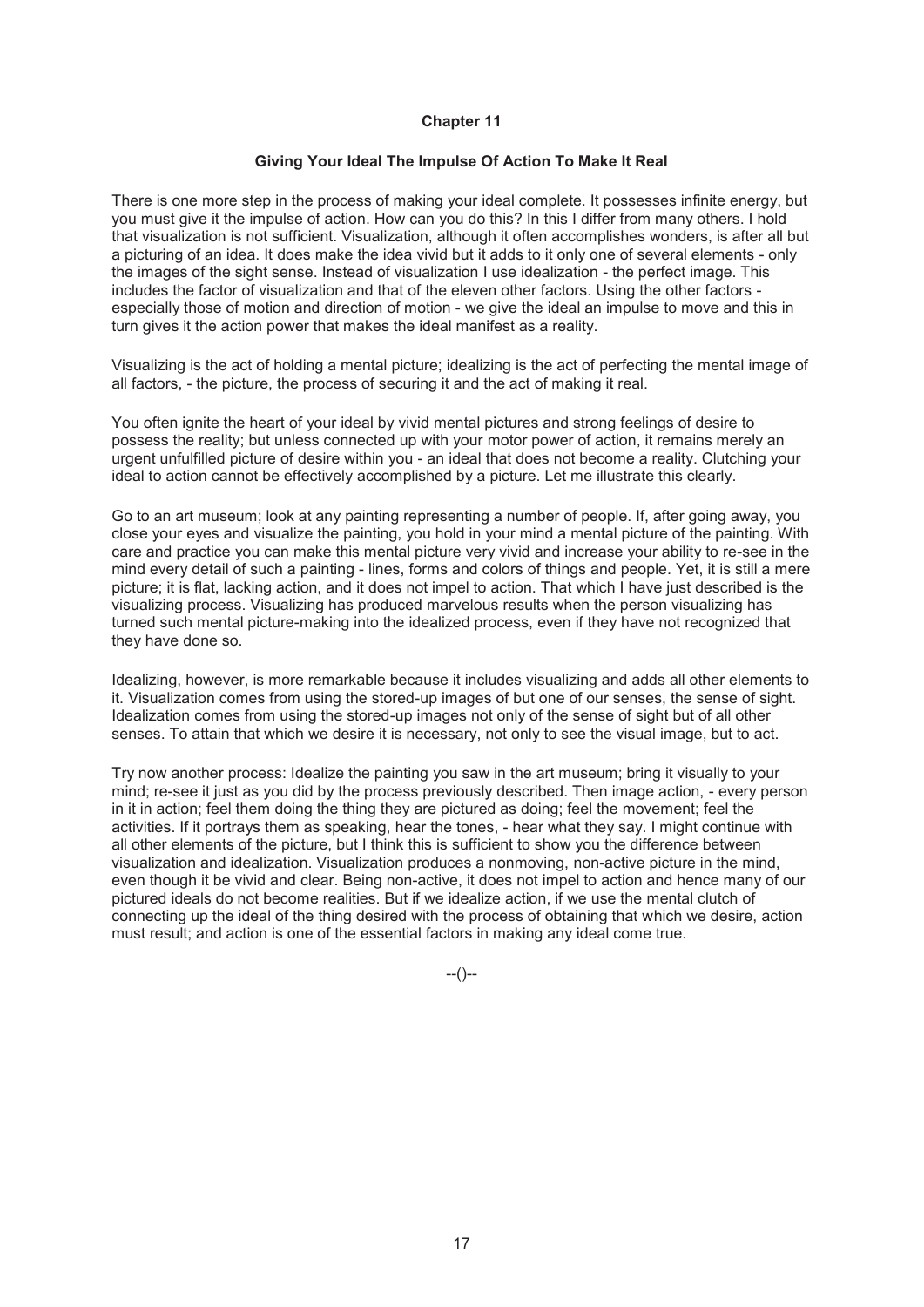## Chapter 11

### Giving Your Ideal The Impulse Of Action To Make It Real

There is one more step in the process of making your ideal complete. It possesses infinite energy, but you must give it the impulse of action. How can you do this? In this I differ from many others. I hold that visualization is not sufficient. Visualization, although it often accomplishes wonders, is after all but a picturing of an idea. It does make the idea vivid but it adds to it only one of several elements - only the images of the sight sense. Instead of visualization I use idealization - the perfect image. This includes the factor of visualization and that of the eleven other factors. Using the other factors - especially those of motion and direction of motion - we give the ideal an impulse to move and this in turn gives it the action power that makes the ideal manifest as a reality.

Visualizing is the act of holding a mental picture; idealizing is the act of perfecting the mental image of all factors, - the picture, the process of securing it and the act of making it real.

You often ignite the heart of your ideal by vivid mental pictures and strong feelings of desire to possess the reality; but unless connected up with your motor power of action, it remains merely an urgent unfulfilled picture of desire within you - an ideal that does not become a reality. Clutching your ideal to action cannot be effectively accomplished by a picture. Let me illustrate this clearly.

Go to an art museum; look at any painting representing a number of people. If, after going away, you close your eyes and visualize the painting, you hold in your mind a mental picture of the painting. With care and practice you can make this mental picture very vivid and increase your ability to re-see in the mind every detail of such a painting - lines, forms and colors of things and people. Yet, it is still a mere picture; it is flat, lacking action, and it does not impel to action. That which I have just described is the visualizing process. Visualizing has produced marvelous results when the person visualizing has turned such mental picture-making into the idealized process, even if they have not recognized that they have done so.

Idealizing, however, is more remarkable because it includes visualizing and adds all other elements to it. Visualization comes from using the stored-up images of but one of our senses, the sense of sight. Idealization comes from using the stored-up images not only of the sense of sight but of all other senses. To attain that which we desire it is necessary, not only to see the visual image, but to act.

Try now another process: Idealize the painting you saw in the art museum; bring it visually to your mind; re-see it just as you did by the process previously described. Then image action, - every person in it in action; feel them doing the thing they are pictured as doing; feel the movement; feel the activities. If it portrays them as speaking, hear the tones, - hear what they say. I might continue with all other elements of the picture, but I think this is sufficient to show you the difference between visualization and idealization. Visualization produces a nonmoving, non-active picture in the mind, even though it be vivid and clear. Being non-active, it does not impel to action and hence many of our pictured ideals do not become realities. But if we idealize action, if we use the mental clutch of connecting up the ideal of the thing desired with the process of obtaining that which we desire, action must result; and action is one of the essential factors in making any ideal come true.

--()--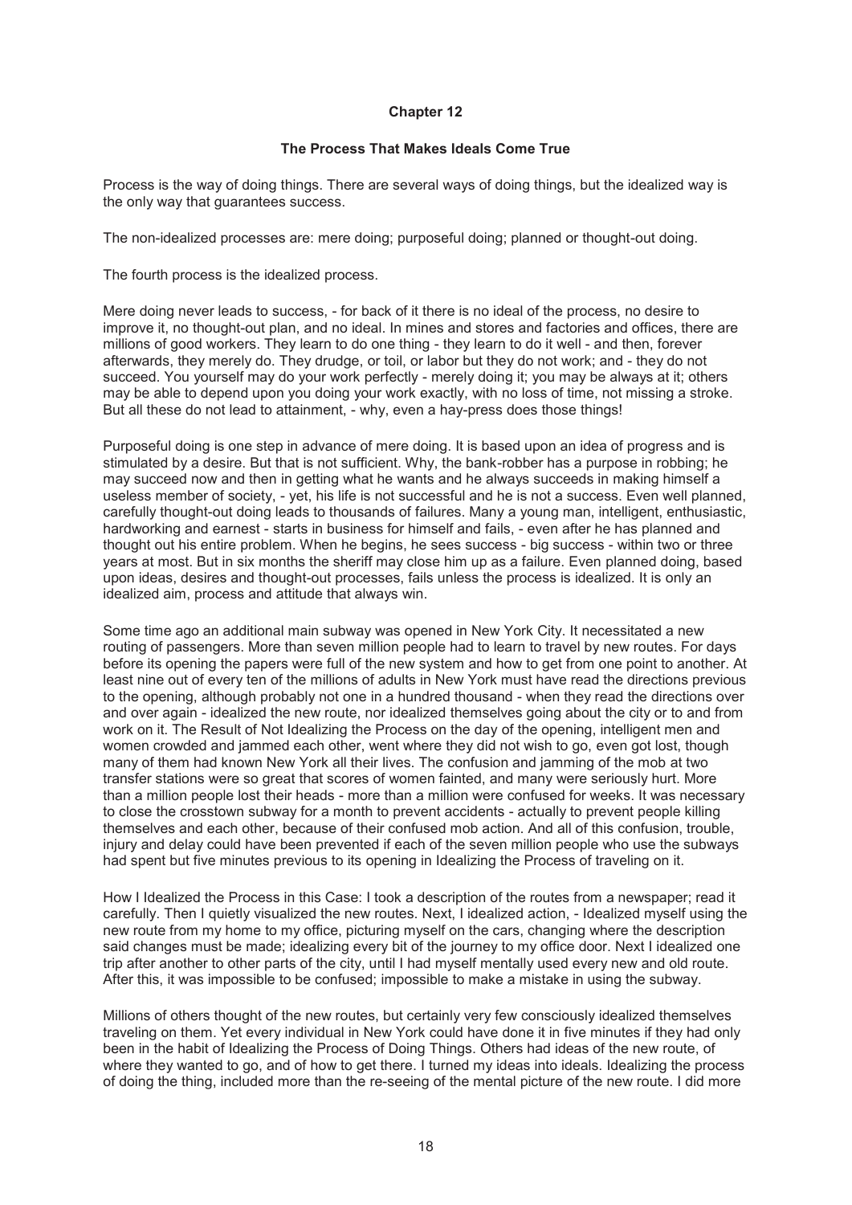## Chapter 12

### The Process That Makes Ideals Come True

Process is the way of doing things. There are several ways of doing things, but the idealized way is the only way that guarantees success.

The non-idealized processes are: mere doing; purposeful doing; planned or thought-out doing.

The fourth process is the idealized process.

Mere doing never leads to success, - for back of it there is no ideal of the process, no desire to improve it, no thought-out plan, and no ideal. In mines and stores and factories and offices, there are millions of good workers. They learn to do one thing - they learn to do it well - and then, forever afterwards, they merely do. They drudge, or toil, or labor but they do not work; and - they do not succeed. You yourself may do your work perfectly - merely doing it; you may be always at it; others may be able to depend upon you doing your work exactly, with no loss of time, not missing a stroke. But all these do not lead to attainment, - why, even a hay-press does those things!

Purposeful doing is one step in advance of mere doing. It is based upon an idea of progress and is stimulated by a desire. But that is not sufficient. Why, the bank-robber has a purpose in robbing; he may succeed now and then in getting what he wants and he always succeeds in making himself a useless member of society, - yet, his life is not successful and he is not a success. Even well planned, carefully thought-out doing leads to thousands of failures. Many a young man, intelligent, enthusiastic, hardworking and earnest - starts in business for himself and fails, - even after he has planned and thought out his entire problem. When he begins, he sees success - big success - within two or three years at most. But in six months the sheriff may close him up as a failure. Even planned doing, based upon ideas, desires and thought-out processes, fails unless the process is idealized. It is only an idealized aim, process and attitude that always win.

Some time ago an additional main subway was opened in New York City. It necessitated a new routing of passengers. More than seven million people had to learn to travel by new routes. For days before its opening the papers were full of the new system and how to get from one point to another. At least nine out of every ten of the millions of adults in New York must have read the directions previous to the opening, although probably not one in a hundred thousand - when they read the directions over and over again - idealized the new route, nor idealized themselves going about the city or to and from work on it. The Result of Not Idealizing the Process on the day of the opening, intelligent men and women crowded and jammed each other, went where they did not wish to go, even got lost, though many of them had known New York all their lives. The confusion and jamming of the mob at two transfer stations were so great that scores of women fainted, and many were seriously hurt. More than a million people lost their heads - more than a million were confused for weeks. It was necessary to close the crosstown subway for a month to prevent accidents - actually to prevent people killing themselves and each other, because of their confused mob action. And all of this confusion, trouble, injury and delay could have been prevented if each of the seven million people who use the subways had spent but five minutes previous to its opening in Idealizing the Process of traveling on it.

How I Idealized the Process in this Case: I took a description of the routes from a newspaper; read it carefully. Then I quietly visualized the new routes. Next, I idealized action, - Idealized myself using the new route from my home to my office, picturing myself on the cars, changing where the description said changes must be made; idealizing every bit of the journey to my office door. Next I idealized one trip after another to other parts of the city, until I had myself mentally used every new and old route. After this, it was impossible to be confused; impossible to make a mistake in using the subway.

Millions of others thought of the new routes, but certainly very few consciously idealized themselves traveling on them. Yet every individual in New York could have done it in five minutes if they had only been in the habit of Idealizing the Process of Doing Things. Others had ideas of the new route, of where they wanted to go, and of how to get there. I turned my ideas into ideals. Idealizing the process of doing the thing, included more than the re-seeing of the mental picture of the new route. I did more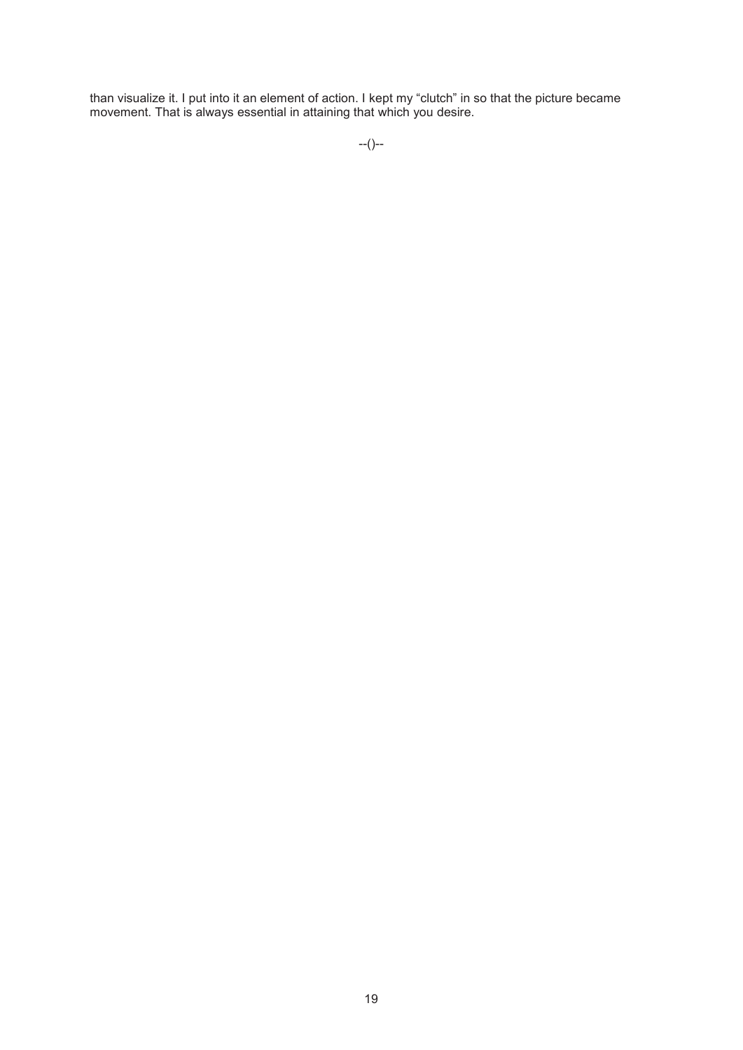than visualize it. I put into it an element of action. I kept my “clutch” in so that the picture became movement. That is always essential in attaining that which you desire.

--()--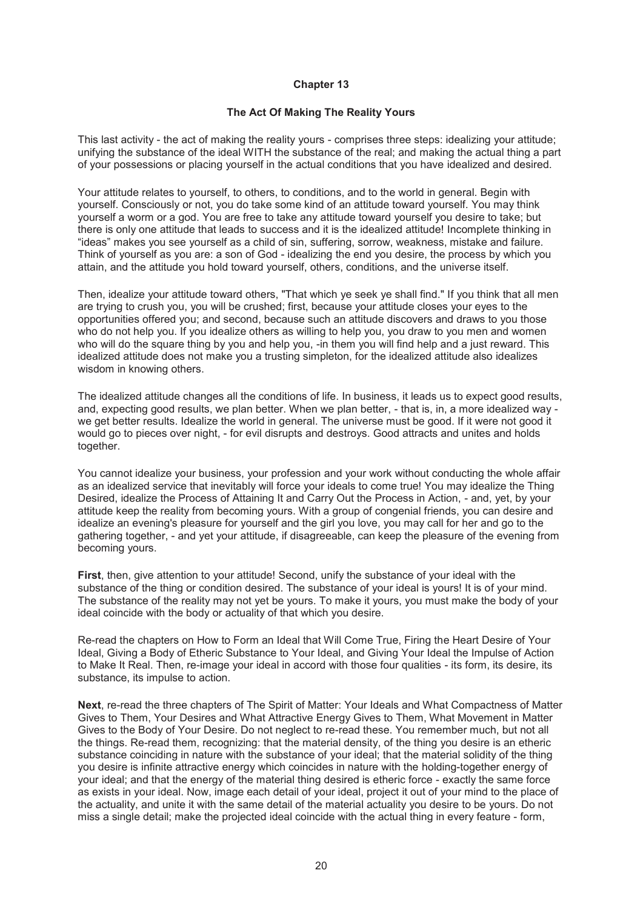# Chapter 13

## The Act Of Making The Reality Yours

This last activity - the act of making the reality yours - comprises three steps: idealizing your attitude; unifying the substance of the ideal WITH the substance of the real; and making the actual thing a part of your possessions or placing yourself in the actual conditions that you have idealized and desired.

Your attitude relates to yourself, to others, to conditions, and to the world in general. Begin with yourself. Consciously or not, you do take some kind of an attitude toward yourself. You may think yourself a worm or a god. You are free to take any attitude toward yourself you desire to take; but there is only one attitude that leads to success and it is the idealized attitude! Incomplete thinking in "ideas" makes you see yourself as a child of sin, suffering, sorrow, weakness, mistake and failure. Think of yourself as you are: a son of God - idealizing the end you desire, the process by which you attain, and the attitude you hold toward yourself, others, conditions, and the universe itself.

Then, idealize your attitude toward others, "That which ye seek ye shall find." If you think that all men are trying to crush you, you will be crushed; first, because your attitude closes your eyes to the opportunities offered you; and second, because such an attitude discovers and draws to you those who do not help you. If you idealize others as willing to help you, you draw to you men and women who will do the square thing by you and help you, -in them you will find help and a just reward. This idealized attitude does not make you a trusting simpleton, for the idealized attitude also idealizes wisdom in knowing others.

The idealized attitude changes all the conditions of life. In business, it leads us to expect good results, and, expecting good results, we plan better. When we plan better, - that is, in, a more idealized way - we get better results. Idealize the world in general. The universe must be good. If it were not good it would go to pieces over night, - for evil disrupts and destroys. Good attracts and unites and holds together.

You cannot idealize your business, your profession and your work without conducting the whole affair as an idealized service that inevitably will force your ideals to come true! You may idealize the Thing Desired, idealize the Process of Attaining It and Carry Out the Process in Action, - and, yet, by your attitude keep the reality from becoming yours. With a group of congenial friends, you can desire and idealize an evening's pleasure for yourself and the girl you love, you may call for her and go to the gathering together, - and yet your attitude, if disagreeable, can keep the pleasure of the evening from becoming yours.

**First**, then, give attention to your attitude! Second, unify the substance of your ideal with the substance of the thing or condition desired. The substance of your ideal is yours! It is of your mind. The substance of the reality may not yet be yours. To make it yours, you must make the body of your ideal coincide with the body or actuality of that which you desire.

Re-read the chapters on How to Form an Ideal that Will Come True, Firing the Heart Desire of Your Ideal, Giving a Body of Etheric Substance to Your Ideal, and Giving Your Ideal the Impulse of Action to Make It Real. Then, re-image your ideal in accord with those four qualities - its form, its desire, its substance, its impulse to action.

**Next**, re-read the three chapters of The Spirit of Matter: Your Ideals and What Compactness of Matter Gives to Them, Your Desires and What Attractive Energy Gives to Them, What Movement in Matter Gives to the Body of Your Desire. Do not neglect to re-read these. You remember much, but not all the things. Re-read them, recognizing: that the material density, of the thing you desire is an etheric substance coinciding in nature with the substance of your ideal; that the material solidity of the thing you desire is infinite attractive energy which coincides in nature with the holding-together energy of your ideal; and that the energy of the material thing desired is etheric force - exactly the same force as exists in your ideal. Now, image each detail of your ideal, project it out of your mind to the place of the actuality, and unite it with the same detail of the material actuality you desire to be yours. Do not miss a single detail; make the projected ideal coincide with the actual thing in every feature - form,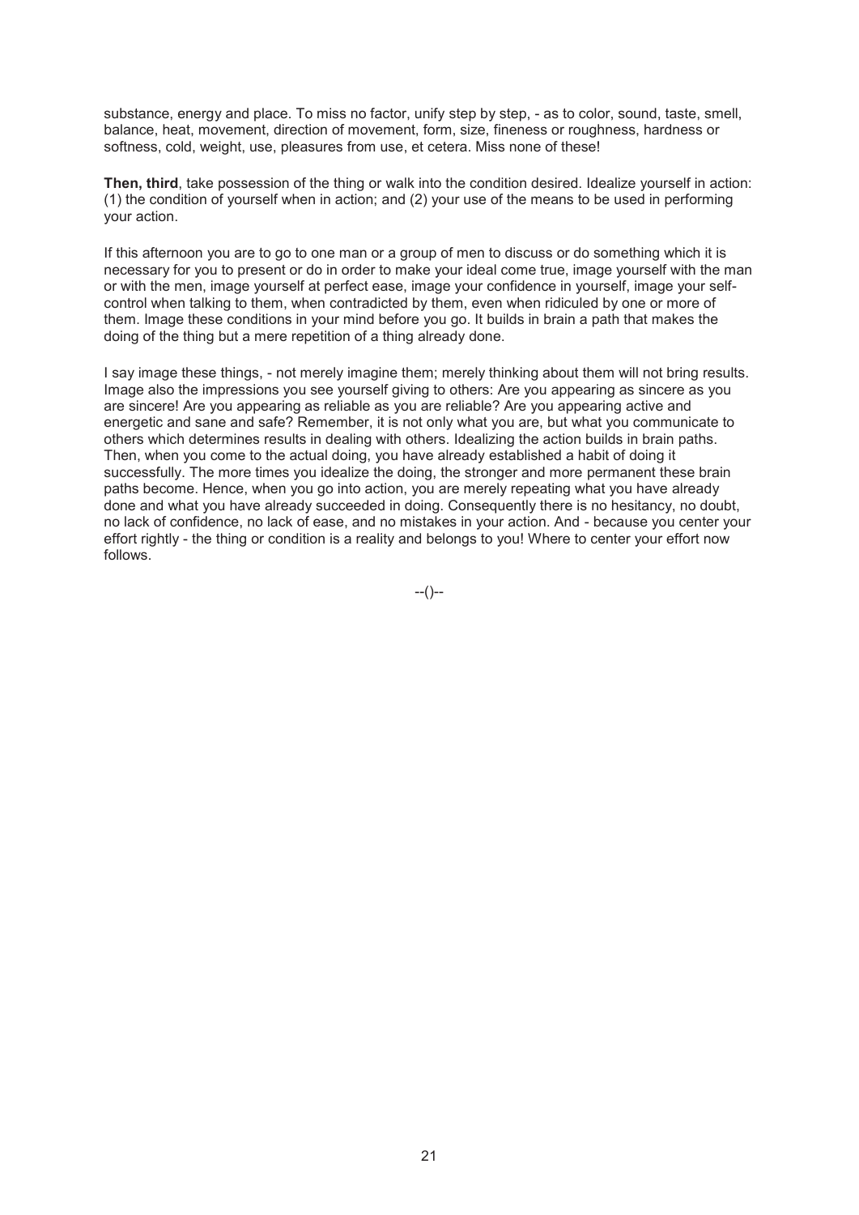substance, energy and place. To miss no factor, unify step by step, - as to color, sound, taste, smell, balance, heat, movement, direction of movement, form, size, fineness or roughness, hardness or softness, cold, weight, use, pleasures from use, et cetera. Miss none of these!

**Then, third**, take possession of the thing or walk into the condition desired. Idealize yourself in action: (1) the condition of yourself when in action; and (2) your use of the means to be used in performing your action.

If this afternoon you are to go to one man or a group of men to discuss or do something which it is necessary for you to present or do in order to make your ideal come true, image yourself with the man or with the men, image yourself at perfect ease, image your confidence in yourself, image your self-control when talking to them, when contradicted by them, even when ridiculed by one or more of them. Image these conditions in your mind before you go. It builds in brain a path that makes the doing of the thing but a mere repetition of a thing already done.

I say image these things, - not merely imagine them; merely thinking about them will not bring results. Image also the impressions you see yourself giving to others: Are you appearing as sincere as you are sincere! Are you appearing as reliable as you are reliable? Are you appearing active and energetic and sane and safe? Remember, it is not only what you are, but what you communicate to others which determines results in dealing with others. Idealizing the action builds in brain paths. Then, when you come to the actual doing, you have already established a habit of doing it successfully. The more times you idealize the doing, the stronger and more permanent these brain paths become. Hence, when you go into action, you are merely repeating what you have already done and what you have already succeeded in doing. Consequently there is no hesitancy, no doubt, no lack of confidence, no lack of ease, and no mistakes in your action. And - because you center your effort rightly - the thing or condition is a reality and belongs to you! Where to center your effort now follows.

--()--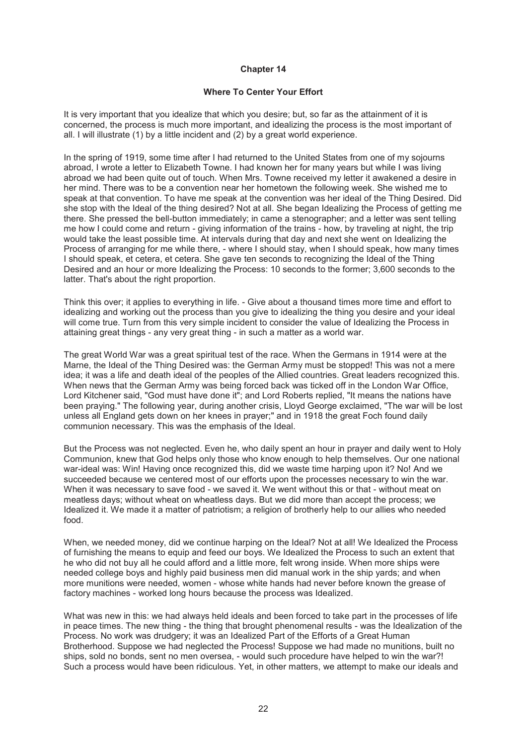# Chapter 14

## Where To Center Your Effort

It is very important that you idealize that which you desire; but, so far as the attainment of it is concerned, the process is much more important, and idealizing the process is the most important of all. I will illustrate (1) by a little incident and (2) by a great world experience.

In the spring of 1919, some time after I had returned to the United States from one of my sojourns abroad, I wrote a letter to Elizabeth Towne. I had known her for many years but while I was living abroad we had been quite out of touch. When Mrs. Towne received my letter it awakened a desire in her mind. There was to be a convention near her hometown the following week. She wished me to speak at that convention. To have me speak at the convention was her ideal of the Thing Desired. Did she stop with the Ideal of the thing desired? Not at all. She began Idealizing the Process of getting me there. She pressed the bell-button immediately; in came a stenographer; and a letter was sent telling me how I could come and return - giving information of the trains - how, by traveling at night, the trip would take the least possible time. At intervals during that day and next she went on Idealizing the Process of arranging for me while there, - where I should stay, when I should speak, how many times I should speak, et cetera, et cetera. She gave ten seconds to recognizing the Ideal of the Thing Desired and an hour or more Idealizing the Process: 10 seconds to the former; 3,600 seconds to the latter. That's about the right proportion.

Think this over; it applies to everything in life. - Give about a thousand times more time and effort to idealizing and working out the process than you give to idealizing the thing you desire and your ideal will come true. Turn from this very simple incident to consider the value of Idealizing the Process in attaining great things - any very great thing - in such a matter as a world war.

The great World War was a great spiritual test of the race. When the Germans in 1914 were at the Marne, the Ideal of the Thing Desired was: the German Army must be stopped! This was not a mere idea; it was a life and death ideal of the peoples of the Allied countries. Great leaders recognized this. When news that the German Army was being forced back was ticked off in the London War Office, Lord Kitchener said, "God must have done it"; and Lord Roberts replied, "It means the nations have been praying." The following year, during another crisis, Lloyd George exclaimed, "The war will be lost unless all England gets down on her knees in prayer;" and in 1918 the great Foch found daily communion necessary. This was the emphasis of the Ideal.

But the Process was not neglected. Even he, who daily spent an hour in prayer and daily went to Holy Communion, knew that God helps only those who know enough to help themselves. Our one national war-ideal was: Win! Having once recognized this, did we waste time harping upon it? No! And we succeeded because we centered most of our efforts upon the processes necessary to win the war. When it was necessary to save food - we saved it. We went without this or that - without meat on meatless days; without wheat on wheatless days. But we did more than accept the process; we Idealized it. We made it a matter of patriotism; a religion of brotherly help to our allies who needed food.

When, we needed money, did we continue harping on the Ideal? Not at all! We Idealized the Process of furnishing the means to equip and feed our boys. We Idealized the Process to such an extent that he who did not buy all he could afford and a little more, felt wrong inside. When more ships were needed college boys and highly paid business men did manual work in the ship yards; and when more munitions were needed, women - whose white hands had never before known the grease of factory machines - worked long hours because the process was Idealized.

What was new in this: we had always held ideals and been forced to take part in the processes of life in peace times. The new thing - the thing that brought phenomenal results - was the Idealization of the Process. No work was drudgery; it was an Idealized Part of the Efforts of a Great Human Brotherhood. Suppose we had neglected the Process! Suppose we had made no munitions, built no ships, sold no bonds, sent no men oversea, - would such procedure have helped to win the war?! Such a process would have been ridiculous. Yet, in other matters, we attempt to make our ideals and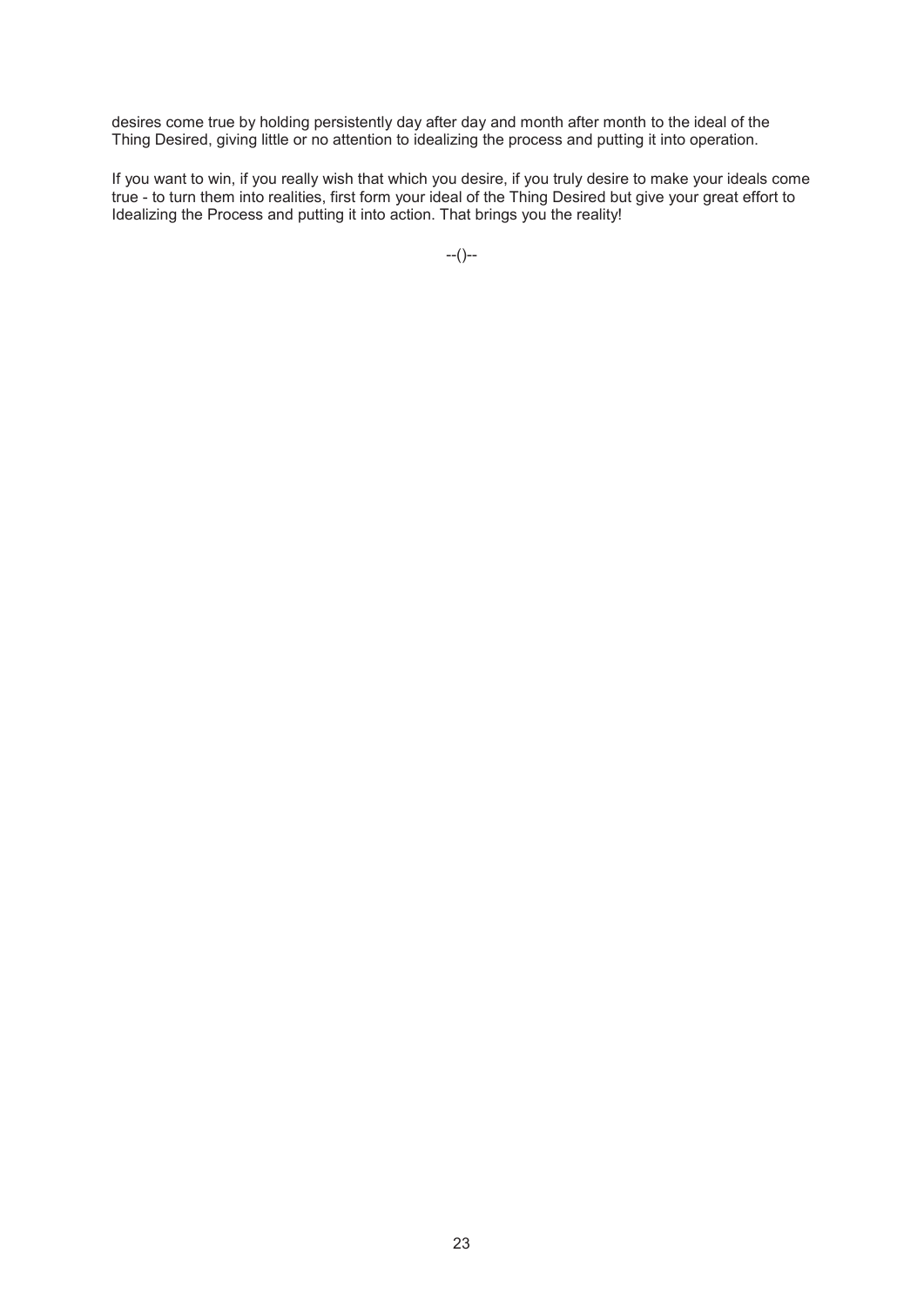desires come true by holding persistently day after day and month after month to the ideal of the Thing Desired, giving little or no attention to idealizing the process and putting it into operation.

If you want to win, if you really wish that which you desire, if you truly desire to make your ideals come true - to turn them into realities, first form your ideal of the Thing Desired but give your great effort to Idealizing the Process and putting it into action. That brings you the reality!

--()--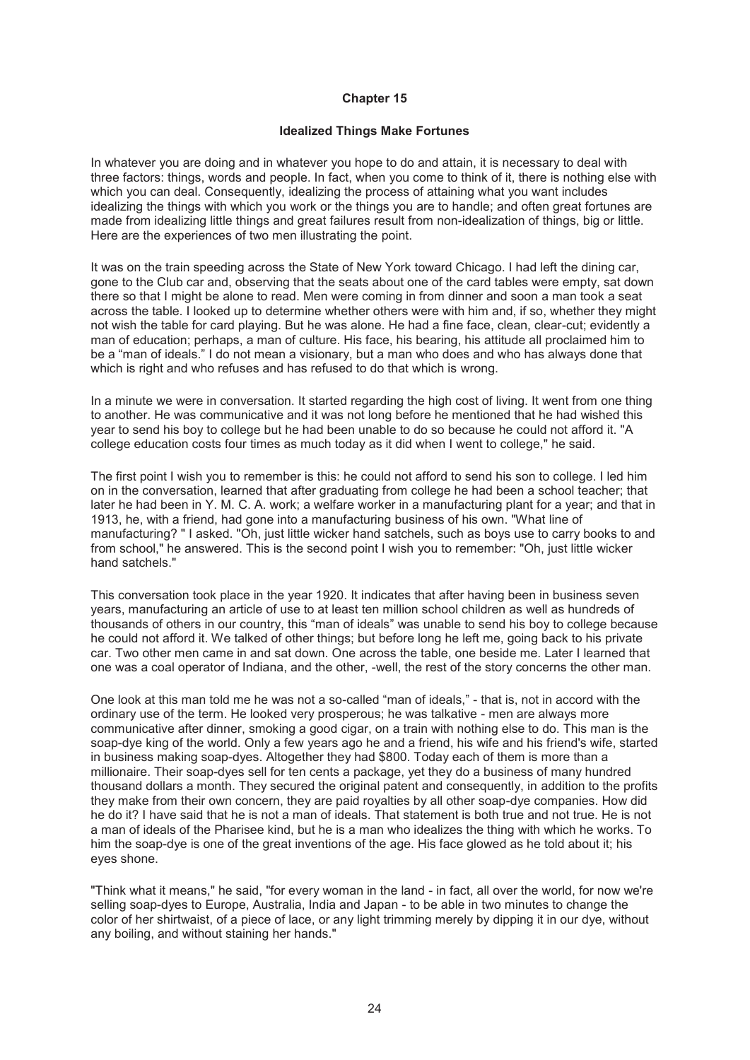## Chapter 15

### Idealized Things Make Fortunes

In whatever you are doing and in whatever you hope to do and attain, it is necessary to deal with three factors: things, words and people. In fact, when you come to think of it, there is nothing else with which you can deal. Consequently, idealizing the process of attaining what you want includes idealizing the things with which you work or the things you are to handle; and often great fortunes are made from idealizing little things and great failures result from non-idealization of things, big or little. Here are the experiences of two men illustrating the point.

It was on the train speeding across the State of New York toward Chicago. I had left the dining car, gone to the Club car and, observing that the seats about one of the card tables were empty, sat down there so that I might be alone to read. Men were coming in from dinner and soon a man took a seat across the table. I looked up to determine whether others were with him and, if so, whether they might not wish the table for card playing. But he was alone. He had a fine face, clean, clear-cut; evidently a man of education; perhaps, a man of culture. His face, his bearing, his attitude all proclaimed him to be a "man of ideals." I do not mean a visionary, but a man who does and who has always done that which is right and who refuses and has refused to do that which is wrong.

In a minute we were in conversation. It started regarding the high cost of living. It went from one thing to another. He was communicative and it was not long before he mentioned that he had wished this year to send his boy to college but he had been unable to do so because he could not afford it. "A college education costs four times as much today as it did when I went to college," he said.

The first point I wish you to remember is this: he could not afford to send his son to college. I led him on in the conversation, learned that after graduating from college he had been a school teacher; that later he had been in Y. M. C. A. work; a welfare worker in a manufacturing plant for a year; and that in 1913, he, with a friend, had gone into a manufacturing business of his own. "What line of manufacturing? " I asked. "Oh, just little wicker hand satchels, such as boys use to carry books to and from school," he answered. This is the second point I wish you to remember: "Oh, just little wicker hand satchels."

This conversation took place in the year 1920. It indicates that after having been in business seven years, manufacturing an article of use to at least ten million school children as well as hundreds of thousands of others in our country, this "man of ideals" was unable to send his boy to college because he could not afford it. We talked of other things; but before long he left me, going back to his private car. Two other men came in and sat down. One across the table, one beside me. Later I learned that one was a coal operator of Indiana, and the other, -well, the rest of the story concerns the other man.

One look at this man told me he was not a so-called "man of ideals," - that is, not in accord with the ordinary use of the term. He looked very prosperous; he was talkative - men are always more communicative after dinner, smoking a good cigar, on a train with nothing else to do. This man is the soap-dye king of the world. Only a few years ago he and a friend, his wife and his friend's wife, started in business making soap-dyes. Altogether they had $800. Today each of them is more than a millionaire. Their soap-dyes sell for ten cents a package, yet they do a business of many hundred thousand dollars a month. They secured the original patent and consequently, in addition to the profits they make from their own concern, they are paid royalties by all other soap-dye companies. How did he do it? I have said that he is not a man of ideals. That statement is both true and not true. He is not a man of ideals of the Pharisee kind, but he is a man who idealizes the thing with which he works. To him the soap-dye is one of the great inventions of the age. His face glowed as he told about it; his eyes shone.

"Think what it means," he said, "for every woman in the land - in fact, all over the world, for now we're selling soap-dyes to Europe, Australia, India and Japan - to be able in two minutes to change the color of her shirtwaist, of a piece of lace, or any light trimming merely by dipping it in our dye, without any boiling, and without staining her hands."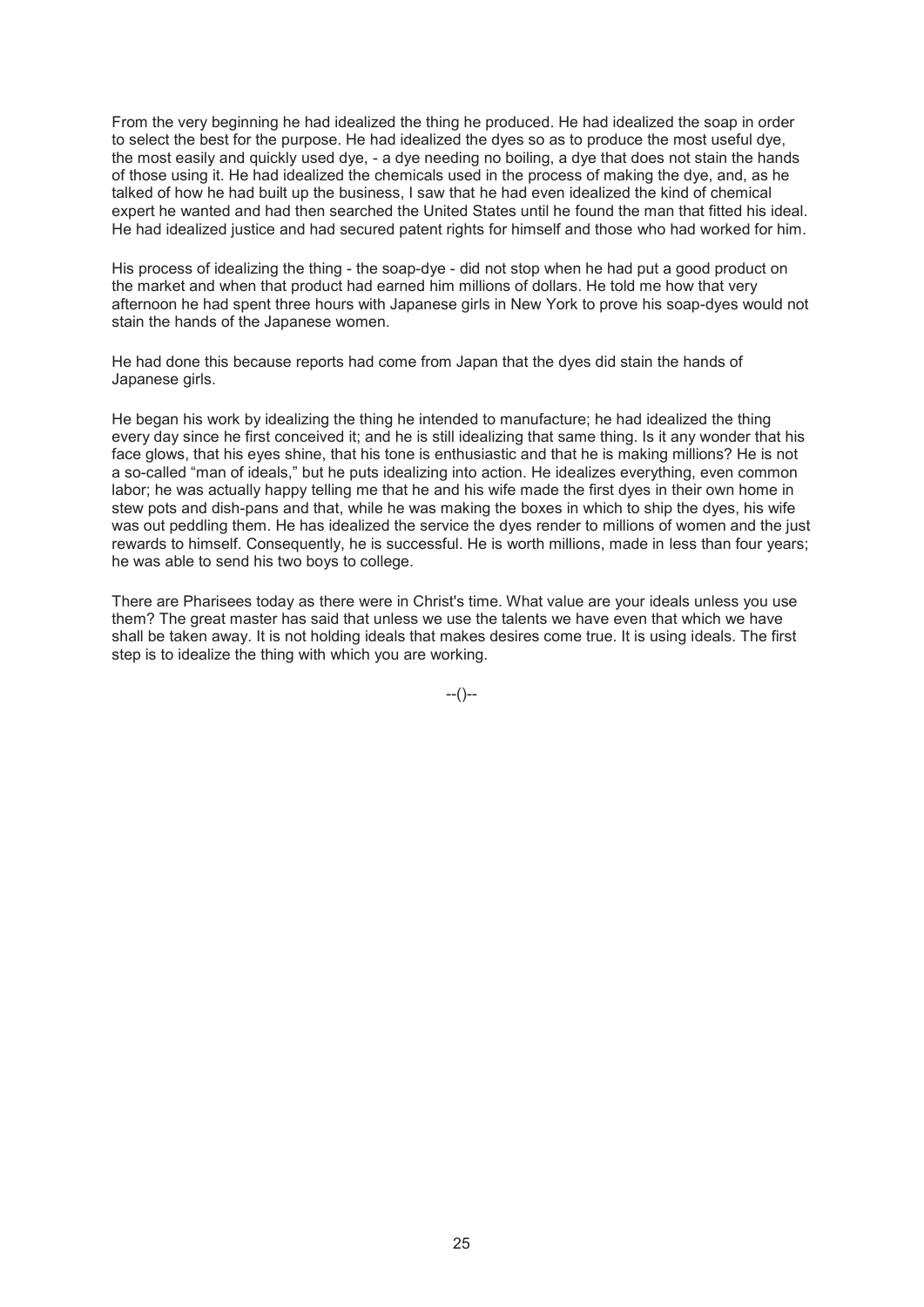From the very beginning he had idealized the thing he produced. He had idealized the soap in order to select the best for the purpose. He had idealized the dyes so as to produce the most useful dye, the most easily and quickly used dye, - a dye needing no boiling, a dye that does not stain the hands of those using it. He had idealized the chemicals used in the process of making the dye, and, as he talked of how he had built up the business, I saw that he had even idealized the kind of chemical expert he wanted and had then searched the United States until he found the man that fitted his ideal. He had idealized justice and had secured patent rights for himself and those who had worked for him.

His process of idealizing the thing - the soap-dye - did not stop when he had put a good product on the market and when that product had earned him millions of dollars. He told me how that very afternoon he had spent three hours with Japanese girls in New York to prove his soap-dyes would not stain the hands of the Japanese women.

He had done this because reports had come from Japan that the dyes did stain the hands of Japanese girls.

He began his work by idealizing the thing he intended to manufacture; he had idealized the thing every day since he first conceived it; and he is still idealizing that same thing. Is it any wonder that his face glows, that his eyes shine, that his tone is enthusiastic and that he is making millions? He is not a so-called "man of ideals," but he puts idealizing into action. He idealizes everything, even common labor; he was actually happy telling me that he and his wife made the first dyes in their own home in stew pots and dish-pans and that, while he was making the boxes in which to ship the dyes, his wife was out peddling them. He has idealized the service the dyes render to millions of women and the just rewards to himself. Consequently, he is successful. He is worth millions, made in less than four years; he was able to send his two boys to college.

There are Pharisees today as there were in Christ's time. What value are your ideals unless you use them? The great master has said that unless we use the talents we have even that which we have shall be taken away. It is not holding ideals that makes desires come true. It is using ideals. The first step is to idealize the thing with which you are working.

--()--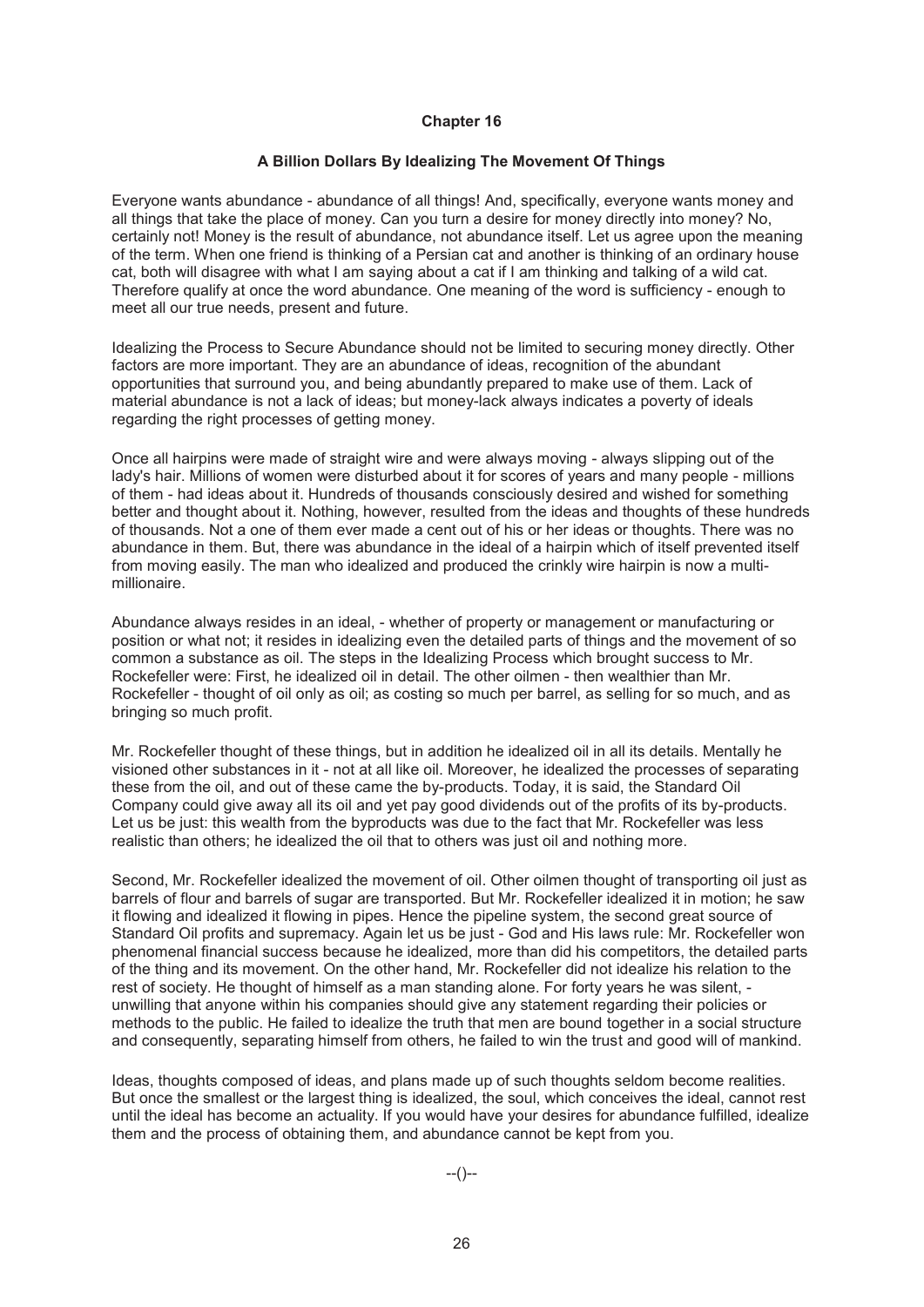## Chapter 16

### A Billion Dollars By Idealizing The Movement Of Things

Everyone wants abundance - abundance of all things! And, specifically, everyone wants money and all things that take the place of money. Can you turn a desire for money directly into money? No, certainly not! Money is the result of abundance, not abundance itself. Let us agree upon the meaning of the term. When one friend is thinking of a Persian cat and another is thinking of an ordinary house cat, both will disagree with what I am saying about a cat if I am thinking and talking of a wild cat. Therefore qualify at once the word abundance. One meaning of the word is sufficiency - enough to meet all our true needs, present and future.

Idealizing the Process to Secure Abundance should not be limited to securing money directly. Other factors are more important. They are an abundance of ideas, recognition of the abundant opportunities that surround you, and being abundantly prepared to make use of them. Lack of material abundance is not a lack of ideas; but money-lack always indicates a poverty of ideals regarding the right processes of getting money.

Once all hairpins were made of straight wire and were always moving - always slipping out of the lady's hair. Millions of women were disturbed about it for scores of years and many people - millions of them - had ideas about it. Hundreds of thousands consciously desired and wished for something better and thought about it. Nothing, however, resulted from the ideas and thoughts of these hundreds of thousands. Not a one of them ever made a cent out of his or her ideas or thoughts. There was no abundance in them. But, there was abundance in the ideal of a hairpin which of itself prevented itself from moving easily. The man who idealized and produced the crinkly wire hairpin is now a multi-millionaire.

Abundance always resides in an ideal, - whether of property or management or manufacturing or position or what not; it resides in idealizing even the detailed parts of things and the movement of so common a substance as oil. The steps in the Idealizing Process which brought success to Mr. Rockefeller were: First, he idealized oil in detail. The other oilmen - then wealthier than Mr. Rockefeller - thought of oil only as oil; as costing so much per barrel, as selling for so much, and as bringing so much profit.

Mr. Rockefeller thought of these things, but in addition he idealized oil in all its details. Mentally he visioned other substances in it - not at all like oil. Moreover, he idealized the processes of separating these from the oil, and out of these came the by-products. Today, it is said, the Standard Oil Company could give away all its oil and yet pay good dividends out of the profits of its by-products. Let us be just: this wealth from the byproducts was due to the fact that Mr. Rockefeller was less realistic than others; he idealized the oil that to others was just oil and nothing more.

Second, Mr. Rockefeller idealized the movement of oil. Other oilmen thought of transporting oil just as barrels of flour and barrels of sugar are transported. But Mr. Rockefeller idealized it in motion; he saw it flowing and idealized it flowing in pipes. Hence the pipeline system, the second great source of Standard Oil profits and supremacy. Again let us be just - God and His laws rule: Mr. Rockefeller won phenomenal financial success because he idealized, more than did his competitors, the detailed parts of the thing and its movement. On the other hand, Mr. Rockefeller did not idealize his relation to the rest of society. He thought of himself as a man standing alone. For forty years he was silent, - unwilling that anyone within his companies should give any statement regarding their policies or methods to the public. He failed to idealize the truth that men are bound together in a social structure and consequently, separating himself from others, he failed to win the trust and good will of mankind.

Ideas, thoughts composed of ideas, and plans made up of such thoughts seldom become realities. But once the smallest or the largest thing is idealized, the soul, which conceives the ideal, cannot rest until the ideal has become an actuality. If you would have your desires for abundance fulfilled, idealize them and the process of obtaining them, and abundance cannot be kept from you.

--()--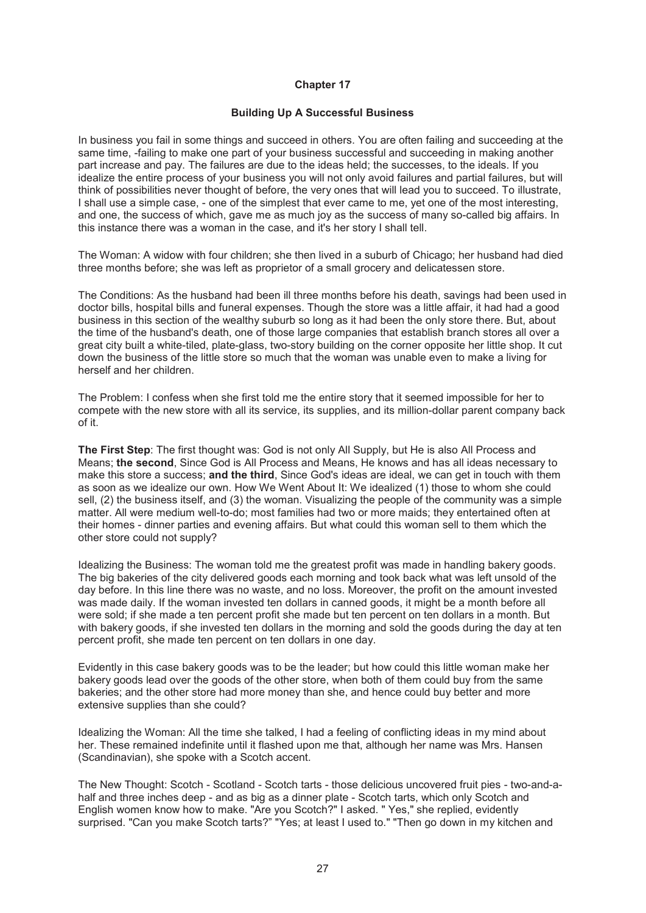# Chapter 17

## Building Up A Successful Business

In business you fail in some things and succeed in others. You are often failing and succeeding at the same time, -failing to make one part of your business successful and succeeding in making another part increase and pay. The failures are due to the ideas held; the successes, to the ideals. If you idealize the entire process of your business you will not only avoid failures and partial failures, but will think of possibilities never thought of before, the very ones that will lead you to succeed. To illustrate, I shall use a simple case, - one of the simplest that ever came to me, yet one of the most interesting, and one, the success of which, gave me as much joy as the success of many so-called big affairs. In this instance there was a woman in the case, and it's her story I shall tell.

The Woman: A widow with four children; she then lived in a suburb of Chicago; her husband had died three months before; she was left as proprietor of a small grocery and delicatessen store.

The Conditions: As the husband had been ill three months before his death, savings had been used in doctor bills, hospital bills and funeral expenses. Though the store was a little affair, it had had a good business in this section of the wealthy suburb so long as it had been the only store there. But, about the time of the husband's death, one of those large companies that establish branch stores all over a great city built a white-tiled, plate-glass, two-story building on the corner opposite her little shop. It cut down the business of the little store so much that the woman was unable even to make a living for herself and her children.

The Problem: I confess when she first told me the entire story that it seemed impossible for her to compete with the new store with all its service, its supplies, and its million-dollar parent company back of it.

**The First Step**: The first thought was: God is not only All Supply, but He is also All Process and Means; **the second**, Since God is All Process and Means, He knows and has all ideas necessary to make this store a success; **and the third**, Since God's ideas are ideal, we can get in touch with them as soon as we idealize our own. How We Went About It: We idealized (1) those to whom she could sell, (2) the business itself, and (3) the woman. Visualizing the people of the community was a simple matter. All were medium well-to-do; most families had two or more maids; they entertained often at their homes - dinner parties and evening affairs. But what could this woman sell to them which the other store could not supply?

Idealizing the Business: The woman told me the greatest profit was made in handling bakery goods. The big bakeries of the city delivered goods each morning and took back what was left unsold of the day before. In this line there was no waste, and no loss. Moreover, the profit on the amount invested was made daily. If the woman invested ten dollars in canned goods, it might be a month before all were sold; if she made a ten percent profit she made but ten percent on ten dollars in a month. But with bakery goods, if she invested ten dollars in the morning and sold the goods during the day at ten percent profit, she made ten percent on ten dollars in one day.

Evidently in this case bakery goods was to be the leader; but how could this little woman make her bakery goods lead over the goods of the other store, when both of them could buy from the same bakeries; and the other store had more money than she, and hence could buy better and more extensive supplies than she could?

Idealizing the Woman: All the time she talked, I had a feeling of conflicting ideas in my mind about her. These remained indefinite until it flashed upon me that, although her name was Mrs. Hansen (Scandinavian), she spoke with a Scotch accent.

The New Thought: Scotch - Scotland - Scotch tarts - those delicious uncovered fruit pies - two-and-a-half and three inches deep - and as big as a dinner plate - Scotch tarts, which only Scotch and English women know how to make. "Are you Scotch?" I asked. " Yes," she replied, evidently surprised. "Can you make Scotch tarts?" "Yes; at least I used to." "Then go down in my kitchen and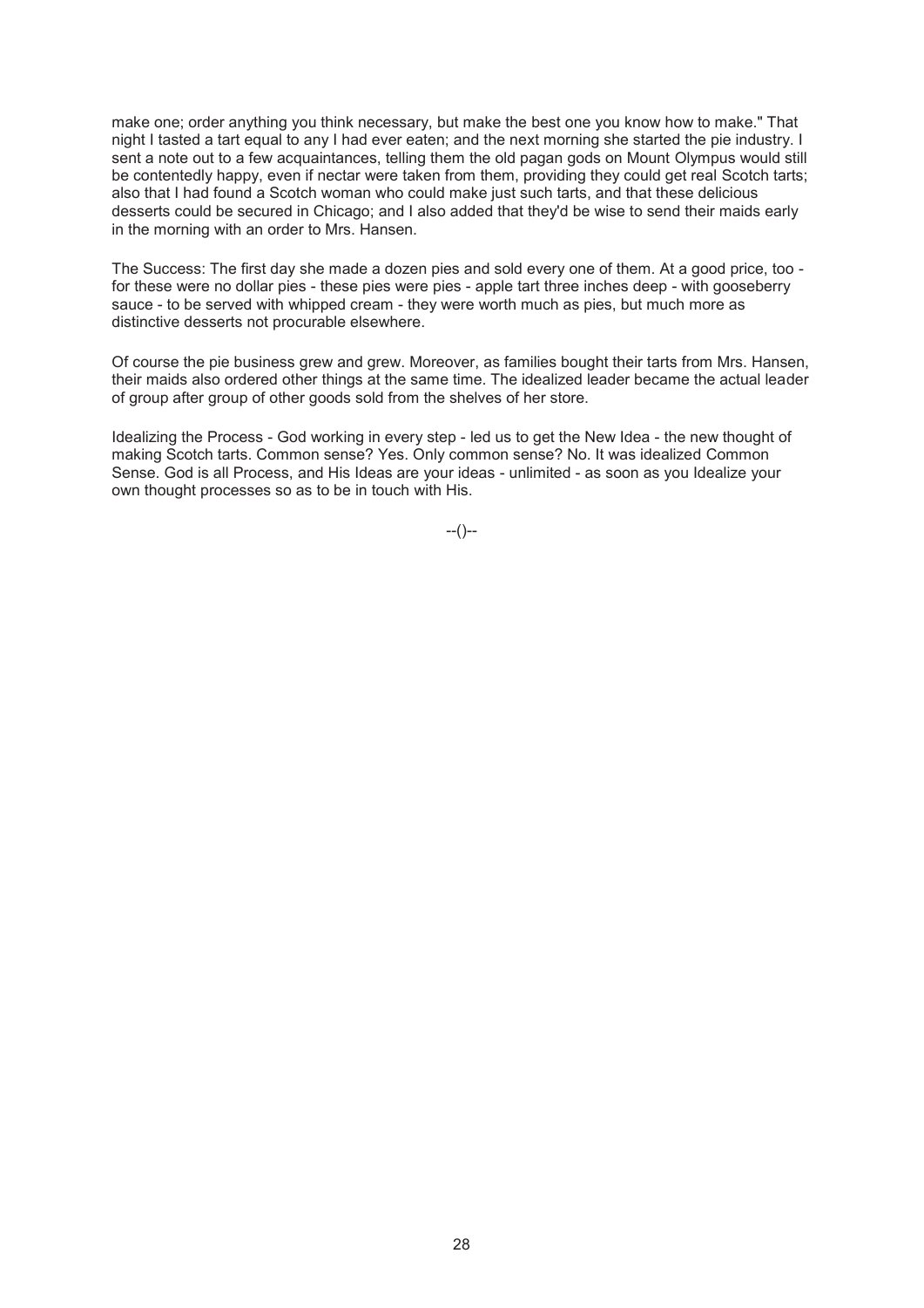make one; order anything you think necessary, but make the best one you know how to make." That night I tasted a tart equal to any I had ever eaten; and the next morning she started the pie industry. I sent a note out to a few acquaintances, telling them the old pagan gods on Mount Olympus would still be contentedly happy, even if nectar were taken from them, providing they could get real Scotch tarts; also that I had found a Scotch woman who could make just such tarts, and that these delicious desserts could be secured in Chicago; and I also added that they'd be wise to send their maids early in the morning with an order to Mrs. Hansen.

The Success: The first day she made a dozen pies and sold every one of them. At a good price, too - for these were no dollar pies - these pies were pies - apple tart three inches deep - with gooseberry sauce - to be served with whipped cream - they were worth much as pies, but much more as distinctive desserts not procurable elsewhere.

Of course the pie business grew and grew. Moreover, as families bought their tarts from Mrs. Hansen, their maids also ordered other things at the same time. The idealized leader became the actual leader of group after group of other goods sold from the shelves of her store.

Idealizing the Process - God working in every step - led us to get the New Idea - the new thought of making Scotch tarts. Common sense? Yes. Only common sense? No. It was idealized Common Sense. God is all Process, and His Ideas are your ideas - unlimited - as soon as you Idealize your own thought processes so as to be in touch with His.

--()--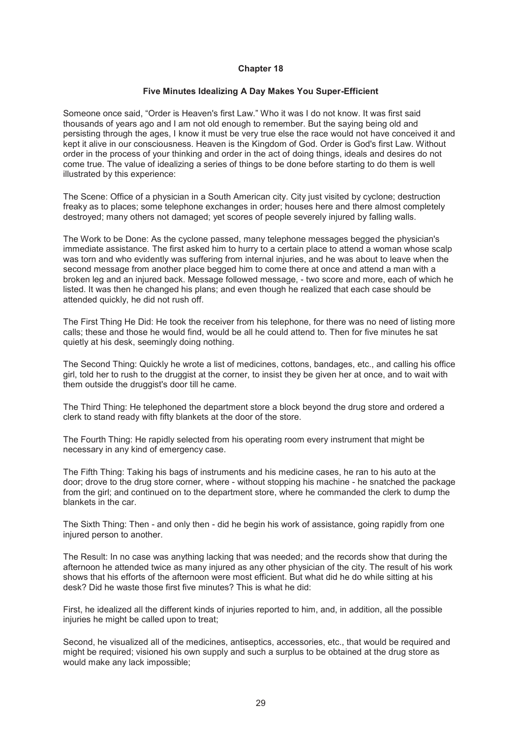## Chapter 18

### Five Minutes Idealizing A Day Makes You Super-Efficient

Someone once said, "Order is Heaven's first Law." Who it was I do not know. It was first said thousands of years ago and I am not old enough to remember. But the saying being old and persisting through the ages, I know it must be very true else the race would not have conceived it and kept it alive in our consciousness. Heaven is the Kingdom of God. Order is God's first Law. Without order in the process of your thinking and order in the act of doing things, ideals and desires do not come true. The value of idealizing a series of things to be done before starting to do them is well illustrated by this experience:

The Scene: Office of a physician in a South American city. City just visited by cyclone; destruction freaky as to places; some telephone exchanges in order; houses here and there almost completely destroyed; many others not damaged; yet scores of people severely injured by falling walls.

The Work to be Done: As the cyclone passed, many telephone messages begged the physician's immediate assistance. The first asked him to hurry to a certain place to attend a woman whose scalp was torn and who evidently was suffering from internal injuries, and he was about to leave when the second message from another place begged him to come there at once and attend a man with a broken leg and an injured back. Message followed message, - two score and more, each of which he listed. It was then he changed his plans; and even though he realized that each case should be attended quickly, he did not rush off.

The First Thing He Did: He took the receiver from his telephone, for there was no need of listing more calls; these and those he would find, would be all he could attend to. Then for five minutes he sat quietly at his desk, seemingly doing nothing.

The Second Thing: Quickly he wrote a list of medicines, cottons, bandages, etc., and calling his office girl, told her to rush to the druggist at the corner, to insist they be given her at once, and to wait with them outside the druggist's door till he came.

The Third Thing: He telephoned the department store a block beyond the drug store and ordered a clerk to stand ready with fifty blankets at the door of the store.

The Fourth Thing: He rapidly selected from his operating room every instrument that might be necessary in any kind of emergency case.

The Fifth Thing: Taking his bags of instruments and his medicine cases, he ran to his auto at the door; drove to the drug store corner, where - without stopping his machine - he snatched the package from the girl; and continued on to the department store, where he commanded the clerk to dump the blankets in the car.

The Sixth Thing: Then - and only then - did he begin his work of assistance, going rapidly from one injured person to another.

The Result: In no case was anything lacking that was needed; and the records show that during the afternoon he attended twice as many injured as any other physician of the city. The result of his work shows that his efforts of the afternoon were most efficient. But what did he do while sitting at his desk? Did he waste those first five minutes? This is what he did:

First, he idealized all the different kinds of injuries reported to him, and, in addition, all the possible injuries he might be called upon to treat;

Second, he visualized all of the medicines, antiseptics, accessories, etc., that would be required and might be required; visioned his own supply and such a surplus to be obtained at the drug store as would make any lack impossible;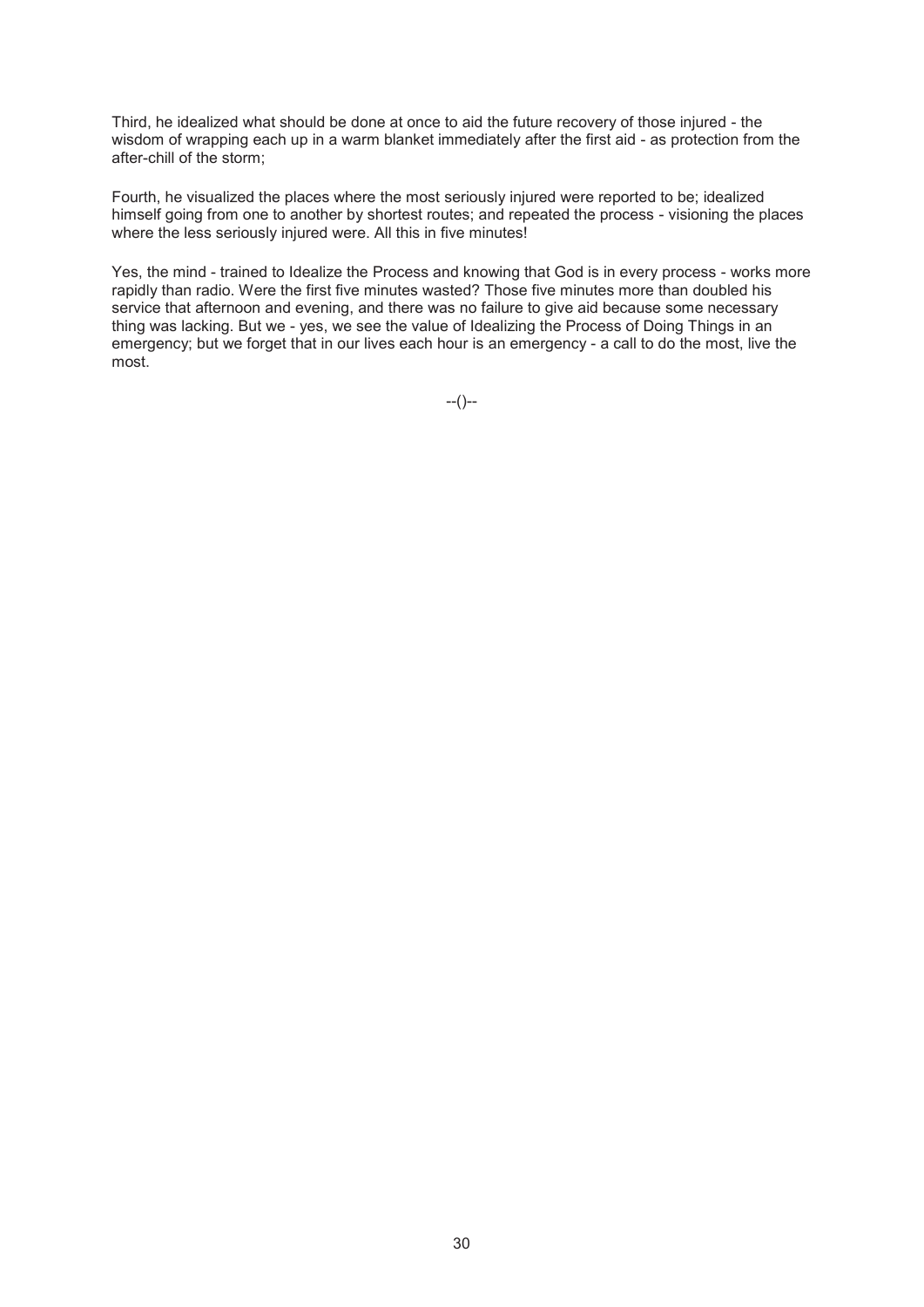Third, he idealized what should be done at once to aid the future recovery of those injured - the wisdom of wrapping each up in a warm blanket immediately after the first aid - as protection from the after-chill of the storm;

Fourth, he visualized the places where the most seriously injured were reported to be; idealized himself going from one to another by shortest routes; and repeated the process - visioning the places where the less seriously injured were. All this in five minutes!

Yes, the mind - trained to Idealize the Process and knowing that God is in every process - works more rapidly than radio. Were the first five minutes wasted? Those five minutes more than doubled his service that afternoon and evening, and there was no failure to give aid because some necessary thing was lacking. But we - yes, we see the value of Idealizing the Process of Doing Things in an emergency; but we forget that in our lives each hour is an emergency - a call to do the most, live the most.

--()--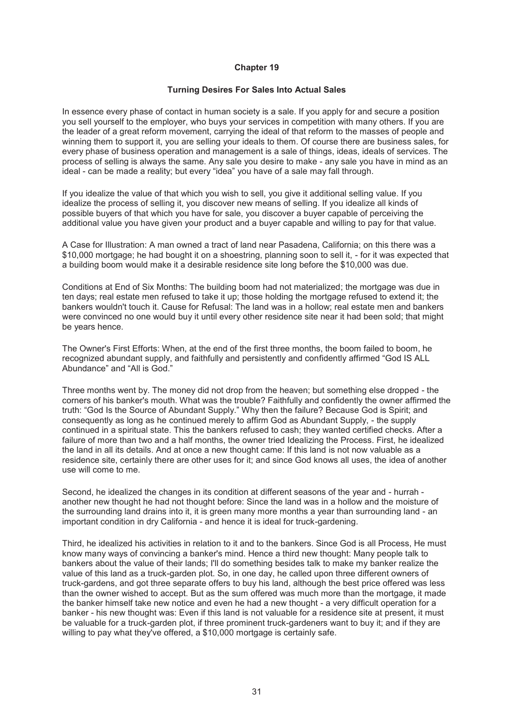# Chapter 19

## Turning Desires For Sales Into Actual Sales

In essence every phase of contact in human society is a sale. If you apply for and secure a position you sell yourself to the employer, who buys your services in competition with many others. If you are the leader of a great reform movement, carrying the ideal of that reform to the masses of people and winning them to support it, you are selling your ideals to them. Of course there are business sales, for every phase of business operation and management is a sale of things, ideas, ideals of services. The process of selling is always the same. Any sale you desire to make - any sale you have in mind as an ideal - can be made a reality; but every "idea" you have of a sale may fall through.

If you idealize the value of that which you wish to sell, you give it additional selling value. If you idealize the process of selling it, you discover new means of selling. If you idealize all kinds of possible buyers of that which you have for sale, you discover a buyer capable of perceiving the additional value you have given your product and a buyer capable and willing to pay for that value.

A Case for Illustration: A man owned a tract of land near Pasadena, California; on this there was a $10,000 mortgage; he had bought it on a shoestring, planning soon to sell it, - for it was expected that a building boom would make it a desirable residence site long before the $10,000 was due.

Conditions at End of Six Months: The building boom had not materialized; the mortgage was due in ten days; real estate men refused to take it up; those holding the mortgage refused to extend it; the bankers wouldn't touch it. Cause for Refusal: The land was in a hollow; real estate men and bankers were convinced no one would buy it until every other residence site near it had been sold; that might be years hence.

The Owner's First Efforts: When, at the end of the first three months, the boom failed to boom, he recognized abundant supply, and faithfully and persistently and confidently affirmed "God IS ALL Abundance" and "All is God."

Three months went by. The money did not drop from the heaven; but something else dropped - the corners of his banker's mouth. What was the trouble? Faithfully and confidently the owner affirmed the truth: "God Is the Source of Abundant Supply." Why then the failure? Because God is Spirit; and consequently as long as he continued merely to affirm God as Abundant Supply, - the supply continued in a spiritual state. This the bankers refused to cash; they wanted certified checks. After a failure of more than two and a half months, the owner tried Idealizing the Process. First, he idealized the land in all its details. And at once a new thought came: If this land is not now valuable as a residence site, certainly there are other uses for it; and since God knows all uses, the idea of another use will come to me.

Second, he idealized the changes in its condition at different seasons of the year and - hurrah - another new thought he had not thought before: Since the land was in a hollow and the moisture of the surrounding land drains into it, it is green many more months a year than surrounding land - an important condition in dry California - and hence it is ideal for truck-gardening.

Third, he idealized his activities in relation to it and to the bankers. Since God is all Process, He must know many ways of convincing a banker's mind. Hence a third new thought: Many people talk to bankers about the value of their lands; I'll do something besides talk to make my banker realize the value of this land as a truck-garden plot. So, in one day, he called upon three different owners of truck-gardens, and got three separate offers to buy his land, although the best price offered was less than the owner wished to accept. But as the sum offered was much more than the mortgage, it made the banker himself take new notice and even he had a new thought - a very difficult operation for a banker - his new thought was: Even if this land is not valuable for a residence site at present, it must be valuable for a truck-garden plot, if three prominent truck-gardeners want to buy it; and if they are willing to pay what they've offered, a $10,000 mortgage is certainly safe.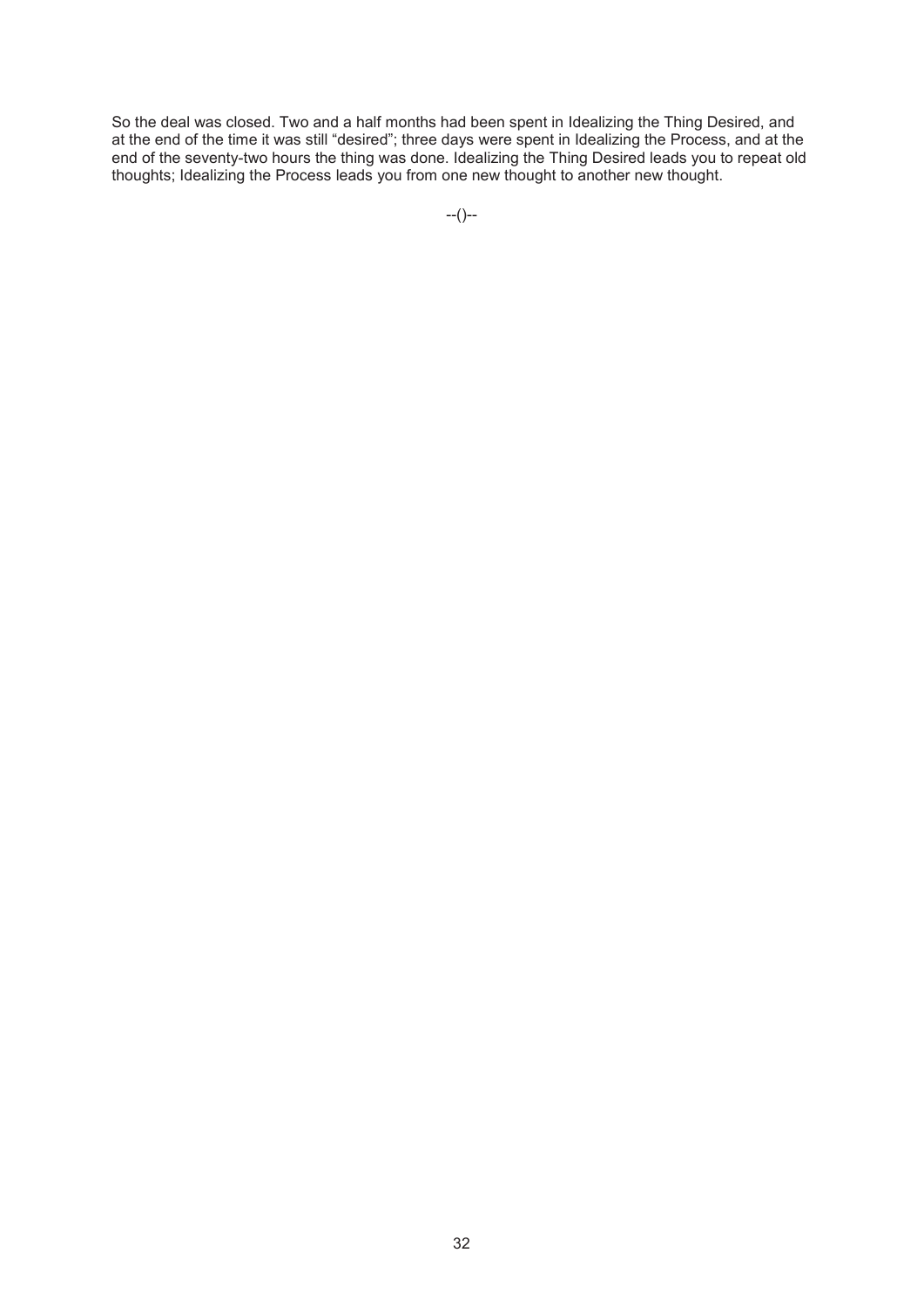So the deal was closed. Two and a half months had been spent in Idealizing the Thing Desired, and at the end of the time it was still "desired"; three days were spent in Idealizing the Process, and at the end of the seventy-two hours the thing was done. Idealizing the Thing Desired leads you to repeat old thoughts; Idealizing the Process leads you from one new thought to another new thought.

--()--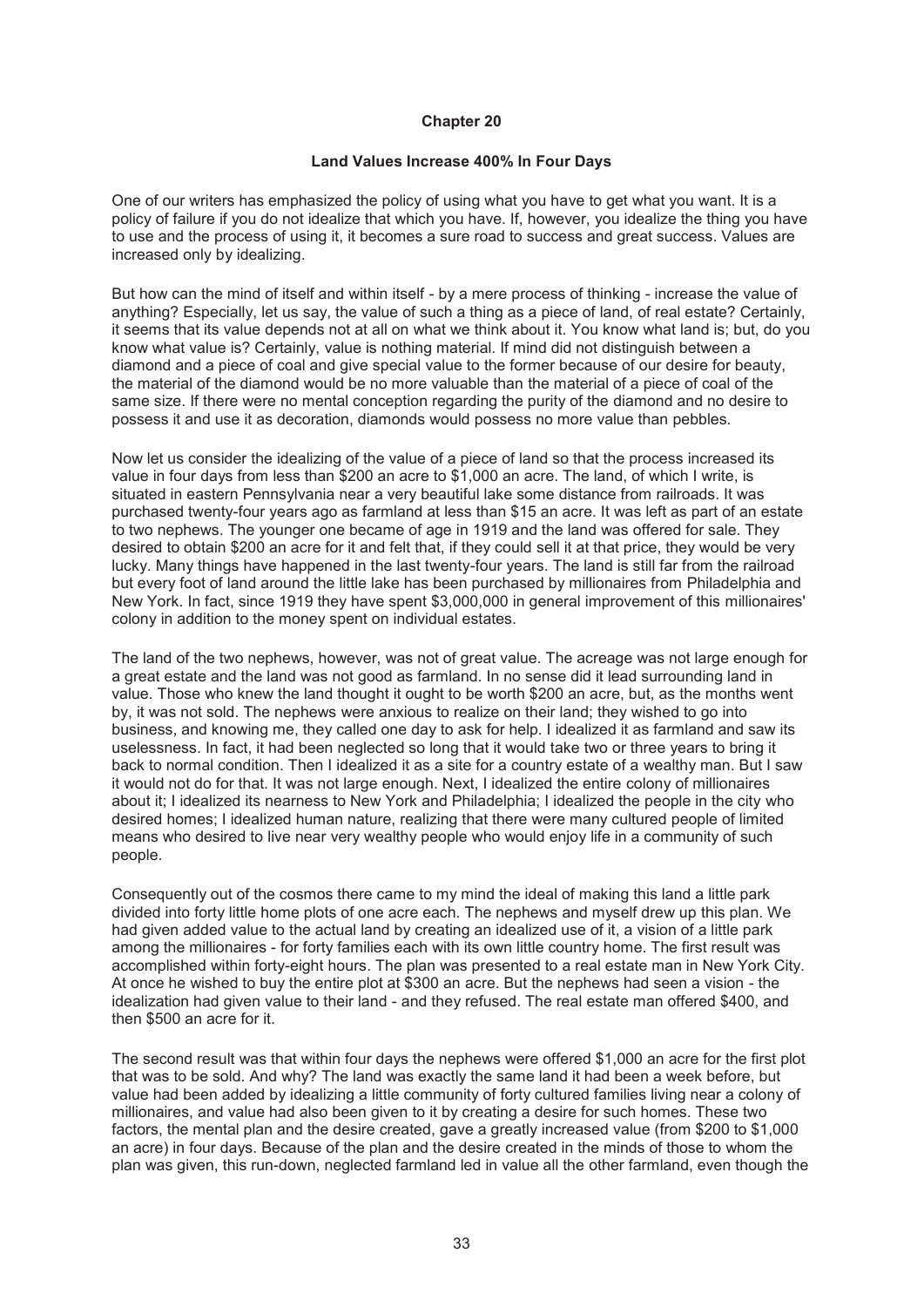## Chapter 20

### Land Values Increase 400% In Four Days

One of our writers has emphasized the policy of using what you have to get what you want. It is a policy of failure if you do not idealize that which you have. If, however, you idealize the thing you have to use and the process of using it, it becomes a sure road to success and great success. Values are increased only by idealizing.

But how can the mind of itself and within itself - by a mere process of thinking - increase the value of anything? Especially, let us say, the value of such a thing as a piece of land, of real estate? Certainly, it seems that its value depends not at all on what we think about it. You know what land is; but, do you know what value is? Certainly, value is nothing material. If mind did not distinguish between a diamond and a piece of coal and give special value to the former because of our desire for beauty, the material of the diamond would be no more valuable than the material of a piece of coal of the same size. If there were no mental conception regarding the purity of the diamond and no desire to possess it and use it as decoration, diamonds would possess no more value than pebbles.

Now let us consider the idealizing of the value of a piece of land so that the process increased its value in four days from less than $200 an acre to $1,000 an acre. The land, of which I write, is situated in eastern Pennsylvania near a very beautiful lake some distance from railroads. It was purchased twenty-four years ago as farmland at less than $15 an acre. It was left as part of an estate to two nephews. The younger one became of age in 1919 and the land was offered for sale. They desired to obtain $200 an acre for it and felt that, if they could sell it at that price, they would be very lucky. Many things have happened in the last twenty-four years. The land is still far from the railroad but every foot of land around the little lake has been purchased by millionaires from Philadelphia and New York. In fact, since 1919 they have spent $3,000,000 in general improvement of this millionaires' colony in addition to the money spent on individual estates.

The land of the two nephews, however, was not of great value. The acreage was not large enough for a great estate and the land was not good as farmland. In no sense did it lead surrounding land in value. Those who knew the land thought it ought to be worth $200 an acre, but, as the months went by, it was not sold. The nephews were anxious to realize on their land; they wished to go into business, and knowing me, they called one day to ask for help. I idealized it as farmland and saw its uselessness. In fact, it had been neglected so long that it would take two or three years to bring it back to normal condition. Then I idealized it as a site for a country estate of a wealthy man. But I saw it would not do for that. It was not large enough. Next, I idealized the entire colony of millionaires about it; I idealized its nearness to New York and Philadelphia; I idealized the people in the city who desired homes; I idealized human nature, realizing that there were many cultured people of limited means who desired to live near very wealthy people who would enjoy life in a community of such people.

Consequently out of the cosmos there came to my mind the ideal of making this land a little park divided into forty little home plots of one acre each. The nephews and myself drew up this plan. We had given added value to the actual land by creating an idealized use of it, a vision of a little park among the millionaires - for forty families each with its own little country home. The first result was accomplished within forty-eight hours. The plan was presented to a real estate man in New York City. At once he wished to buy the entire plot at $300 an acre. But the nephews had seen a vision - the idealization had given value to their land - and they refused. The real estate man offered $400, and then $500 an acre for it.

The second result was that within four days the nephews were offered $1,000 an acre for the first plot that was to be sold. And why? The land was exactly the same land it had been a week before, but value had been added by idealizing a little community of forty cultured families living near a colony of millionaires, and value had also been given to it by creating a desire for such homes. These two factors, the mental plan and the desire created, gave a greatly increased value (from $200 to $1,000 an acre) in four days. Because of the plan and the desire created in the minds of those to whom the plan was given, this run-down, neglected farmland led in value all the other farmland, even though the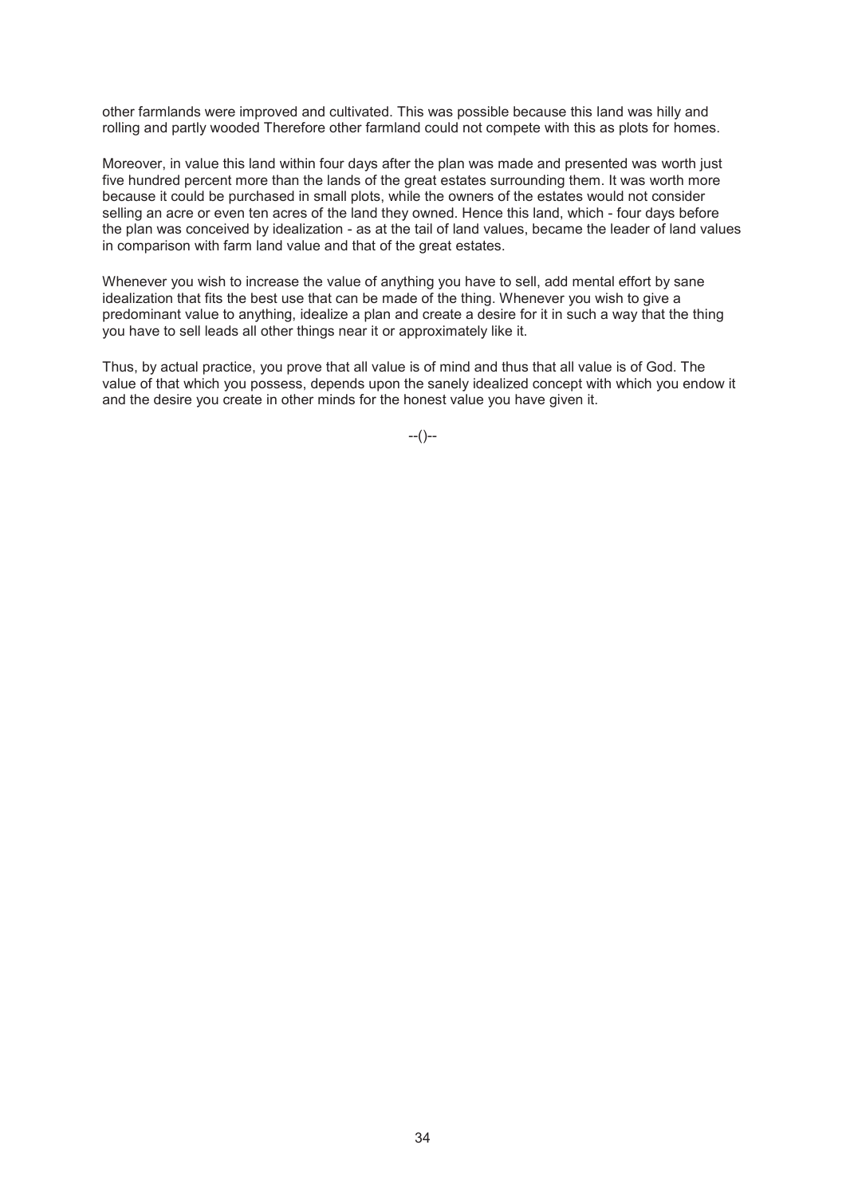other farmlands were improved and cultivated. This was possible because this land was hilly and rolling and partly wooded Therefore other farmland could not compete with this as plots for homes.

Moreover, in value this land within four days after the plan was made and presented was worth just five hundred percent more than the lands of the great estates surrounding them. It was worth more because it could be purchased in small plots, while the owners of the estates would not consider selling an acre or even ten acres of the land they owned. Hence this land, which - four days before the plan was conceived by idealization - as at the tail of land values, became the leader of land values in comparison with farm land value and that of the great estates.

Whenever you wish to increase the value of anything you have to sell, add mental effort by sane idealization that fits the best use that can be made of the thing. Whenever you wish to give a predominant value to anything, idealize a plan and create a desire for it in such a way that the thing you have to sell leads all other things near it or approximately like it.

Thus, by actual practice, you prove that all value is of mind and thus that all value is of God. The value of that which you possess, depends upon the sanely idealized concept with which you endow it and the desire you create in other minds for the honest value you have given it.

--()--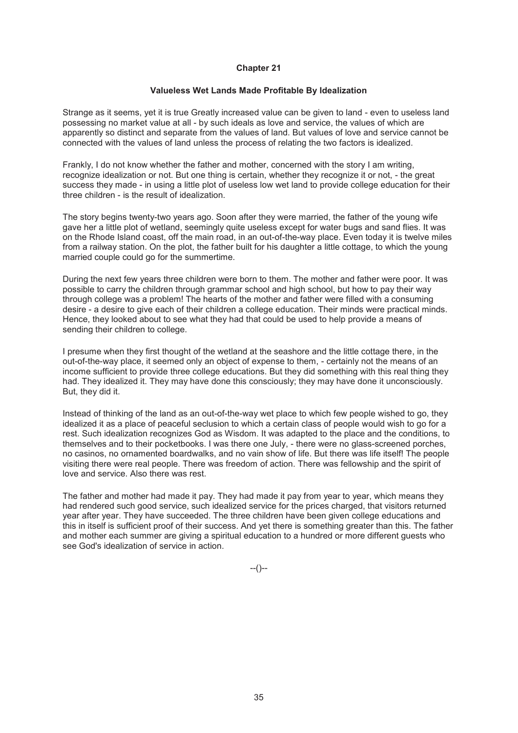## Chapter 21

### Valueless Wet Lands Made Profitable By Idealization

Strange as it seems, yet it is true Greatly increased value can be given to land - even to useless land possessing no market value at all - by such ideals as love and service, the values of which are apparently so distinct and separate from the values of land. But values of love and service cannot be connected with the values of land unless the process of relating the two factors is idealized.

Frankly, I do not know whether the father and mother, concerned with the story I am writing, recognize idealization or not. But one thing is certain, whether they recognize it or not, - the great success they made - in using a little plot of useless low wet land to provide college education for their three children - is the result of idealization.

The story begins twenty-two years ago. Soon after they were married, the father of the young wife gave her a little plot of wetland, seemingly quite useless except for water bugs and sand flies. It was on the Rhode Island coast, off the main road, in an out-of-the-way place. Even today it is twelve miles from a railway station. On the plot, the father built for his daughter a little cottage, to which the young married couple could go for the summertime.

During the next few years three children were born to them. The mother and father were poor. It was possible to carry the children through grammar school and high school, but how to pay their way through college was a problem! The hearts of the mother and father were filled with a consuming desire - a desire to give each of their children a college education. Their minds were practical minds. Hence, they looked about to see what they had that could be used to help provide a means of sending their children to college.

I presume when they first thought of the wetland at the seashore and the little cottage there, in the out-of-the-way place, it seemed only an object of expense to them, - certainly not the means of an income sufficient to provide three college educations. But they did something with this real thing they had. They idealized it. They may have done this consciously; they may have done it unconsciously. But, they did it.

Instead of thinking of the land as an out-of-the-way wet place to which few people wished to go, they idealized it as a place of peaceful seclusion to which a certain class of people would wish to go for a rest. Such idealization recognizes God as Wisdom. It was adapted to the place and the conditions, to themselves and to their pocketbooks. I was there one July, - there were no glass-screened porches, no casinos, no ornamented boardwalks, and no vain show of life. But there was life itself! The people visiting there were real people. There was freedom of action. There was fellowship and the spirit of love and service. Also there was rest.

The father and mother had made it pay. They had made it pay from year to year, which means they had rendered such good service, such idealized service for the prices charged, that visitors returned year after year. They have succeeded. The three children have been given college educations and this in itself is sufficient proof of their success. And yet there is something greater than this. The father and mother each summer are giving a spiritual education to a hundred or more different guests who see God's idealization of service in action.

--()--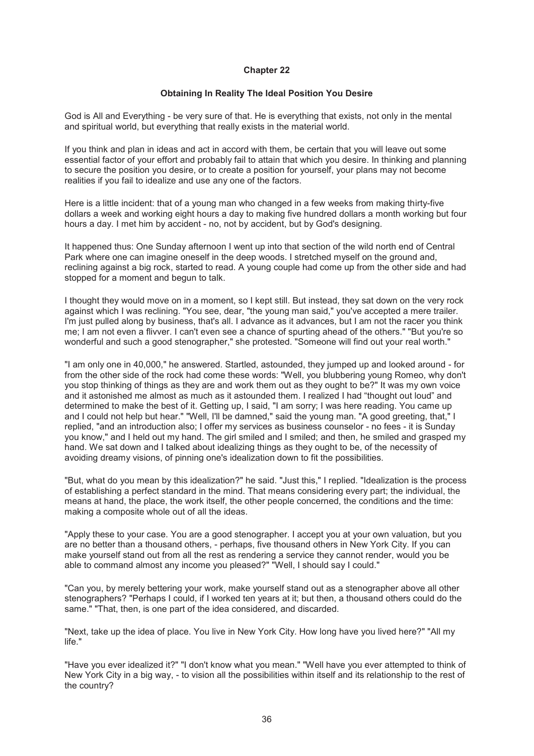# Chapter 22

## Obtaining In Reality The Ideal Position You Desire

God is All and Everything - be very sure of that. He is everything that exists, not only in the mental and spiritual world, but everything that really exists in the material world.

If you think and plan in ideas and act in accord with them, be certain that you will leave out some essential factor of your effort and probably fail to attain that which you desire. In thinking and planning to secure the position you desire, or to create a position for yourself, your plans may not become realities if you fail to idealize and use any one of the factors.

Here is a little incident: that of a young man who changed in a few weeks from making thirty-five dollars a week and working eight hours a day to making five hundred dollars a month working but four hours a day. I met him by accident - no, not by accident, but by God's designing.

It happened thus: One Sunday afternoon I went up into that section of the wild north end of Central Park where one can imagine oneself in the deep woods. I stretched myself on the ground and, reclining against a big rock, started to read. A young couple had come up from the other side and had stopped for a moment and begun to talk.

I thought they would move on in a moment, so I kept still. But instead, they sat down on the very rock against which I was reclining. "You see, dear, "the young man said," you've accepted a mere trailer. I'm just pulled along by business, that's all. I advance as it advances, but I am not the racer you think me; I am not even a flivver. I can't even see a chance of spurting ahead of the others." "But you're so wonderful and such a good stenographer," she protested. "Someone will find out your real worth."

"I am only one in 40,000," he answered. Startled, astounded, they jumped up and looked around - for from the other side of the rock had come these words: "Well, you blubbering young Romeo, why don't you stop thinking of things as they are and work them out as they ought to be?" It was my own voice and it astonished me almost as much as it astounded them. I realized I had "thought out loud" and determined to make the best of it. Getting up, I said, "I am sorry; I was here reading. You came up and I could not help but hear." "Well, I'll be damned," said the young man. "A good greeting, that," I replied, "and an introduction also; I offer my services as business counselor - no fees - it is Sunday you know," and I held out my hand. The girl smiled and I smiled; and then, he smiled and grasped my hand. We sat down and I talked about idealizing things as they ought to be, of the necessity of avoiding dreamy visions, of pinning one's idealization down to fit the possibilities.

"But, what do you mean by this idealization?" he said. "Just this," I replied. "Idealization is the process of establishing a perfect standard in the mind. That means considering every part; the individual, the means at hand, the place, the work itself, the other people concerned, the conditions and the time: making a composite whole out of all the ideas.

"Apply these to your case. You are a good stenographer. I accept you at your own valuation, but you are no better than a thousand others, - perhaps, five thousand others in New York City. If you can make yourself stand out from all the rest as rendering a service they cannot render, would you be able to command almost any income you pleased?" "Well, I should say I could."

"Can you, by merely bettering your work, make yourself stand out as a stenographer above all other stenographers? "Perhaps I could, if I worked ten years at it; but then, a thousand others could do the same." "That, then, is one part of the idea considered, and discarded.

"Next, take up the idea of place. You live in New York City. How long have you lived here?" "All my life."

"Have you ever idealized it?" "I don't know what you mean." "Well have you ever attempted to think of New York City in a big way, - to vision all the possibilities within itself and its relationship to the rest of the country?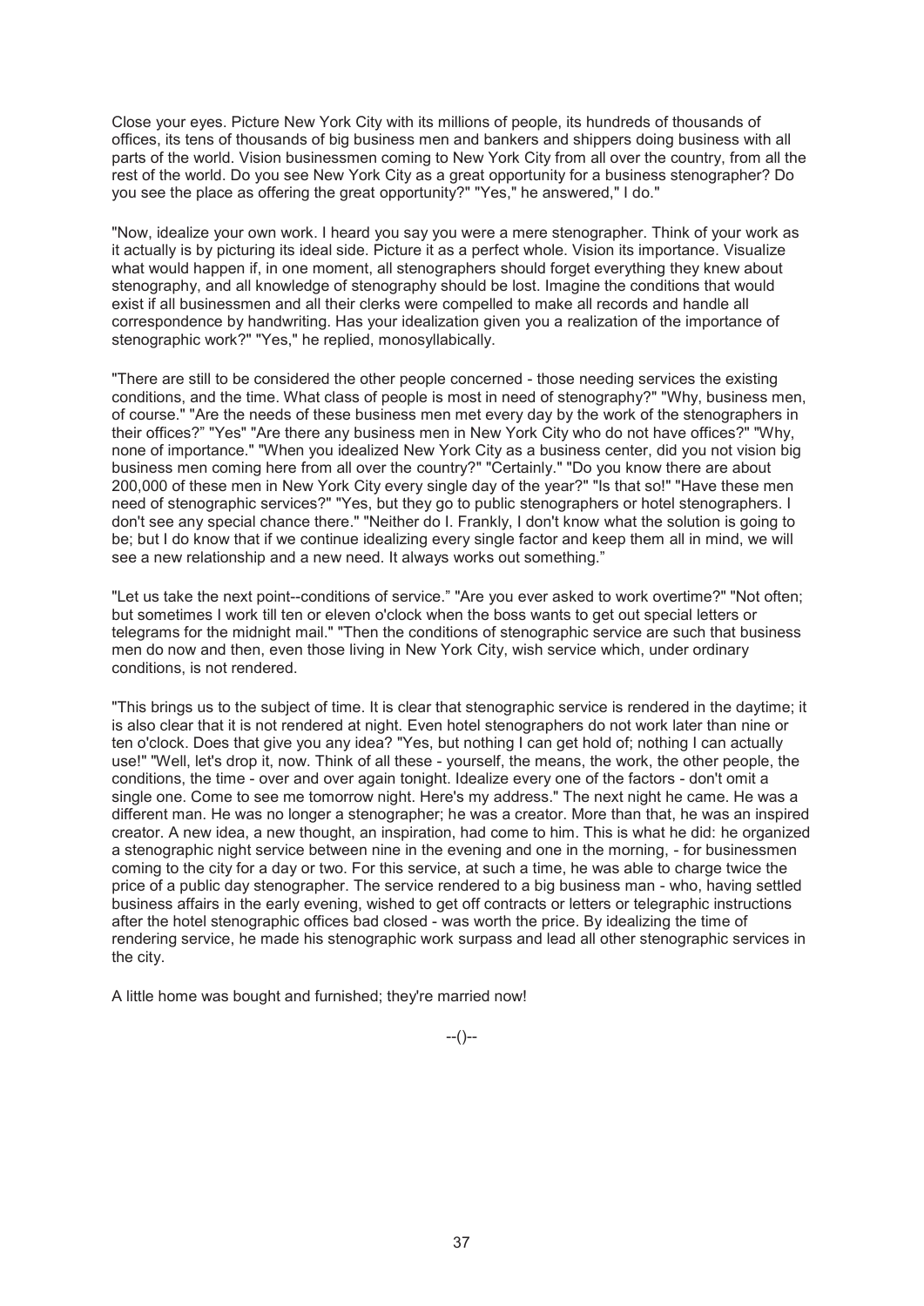Close your eyes. Picture New York City with its millions of people, its hundreds of thousands of offices, its tens of thousands of big business men and bankers and shippers doing business with all parts of the world. Vision businessmen coming to New York City from all over the country, from all the rest of the world. Do you see New York City as a great opportunity for a business stenographer? Do you see the place as offering the great opportunity?" "Yes," he answered," I do."

"Now, idealize your own work. I heard you say you were a mere stenographer. Think of your work as it actually is by picturing its ideal side. Picture it as a perfect whole. Vision its importance. Visualize what would happen if, in one moment, all stenographers should forget everything they knew about stenography, and all knowledge of stenography should be lost. Imagine the conditions that would exist if all businessmen and all their clerks were compelled to make all records and handle all correspondence by handwriting. Has your idealization given you a realization of the importance of stenographic work?" "Yes," he replied, monosyllabically.

"There are still to be considered the other people concerned - those needing services the existing conditions, and the time. What class of people is most in need of stenography?" "Why, business men, of course." "Are the needs of these business men met every day by the work of the stenographers in their offices?" "Yes" "Are there any business men in New York City who do not have offices?" "Why, none of importance." "When you idealized New York City as a business center, did you not vision big business men coming here from all over the country?" "Certainly." "Do you know there are about 200,000 of these men in New York City every single day of the year?" "Is that so!" "Have these men need of stenographic services?" "Yes, but they go to public stenographers or hotel stenographers. I don't see any special chance there." "Neither do I. Frankly, I don't know what the solution is going to be; but I do know that if we continue idealizing every single factor and keep them all in mind, we will see a new relationship and a new need. It always works out something."

"Let us take the next point--conditions of service." "Are you ever asked to work overtime?" "Not often; but sometimes I work till ten or eleven o'clock when the boss wants to get out special letters or telegrams for the midnight mail." "Then the conditions of stenographic service are such that business men do now and then, even those living in New York City, wish service which, under ordinary conditions, is not rendered.

"This brings us to the subject of time. It is clear that stenographic service is rendered in the daytime; it is also clear that it is not rendered at night. Even hotel stenographers do not work later than nine or ten o'clock. Does that give you any idea? "Yes, but nothing I can get hold of; nothing I can actually use!" "Well, let's drop it, now. Think of all these - yourself, the means, the work, the other people, the conditions, the time - over and over again tonight. Idealize every one of the factors - don't omit a single one. Come to see me tomorrow night. Here's my address." The next night he came. He was a different man. He was no longer a stenographer; he was a creator. More than that, he was an inspired creator. A new idea, a new thought, an inspiration, had come to him. This is what he did: he organized a stenographic night service between nine in the evening and one in the morning, - for businessmen coming to the city for a day or two. For this service, at such a time, he was able to charge twice the price of a public day stenographer. The service rendered to a big business man - who, having settled business affairs in the early evening, wished to get off contracts or letters or telegraphic instructions after the hotel stenographic offices bad closed - was worth the price. By idealizing the time of rendering service, he made his stenographic work surpass and lead all other stenographic services in the city.

A little home was bought and furnished; they're married now!

--()--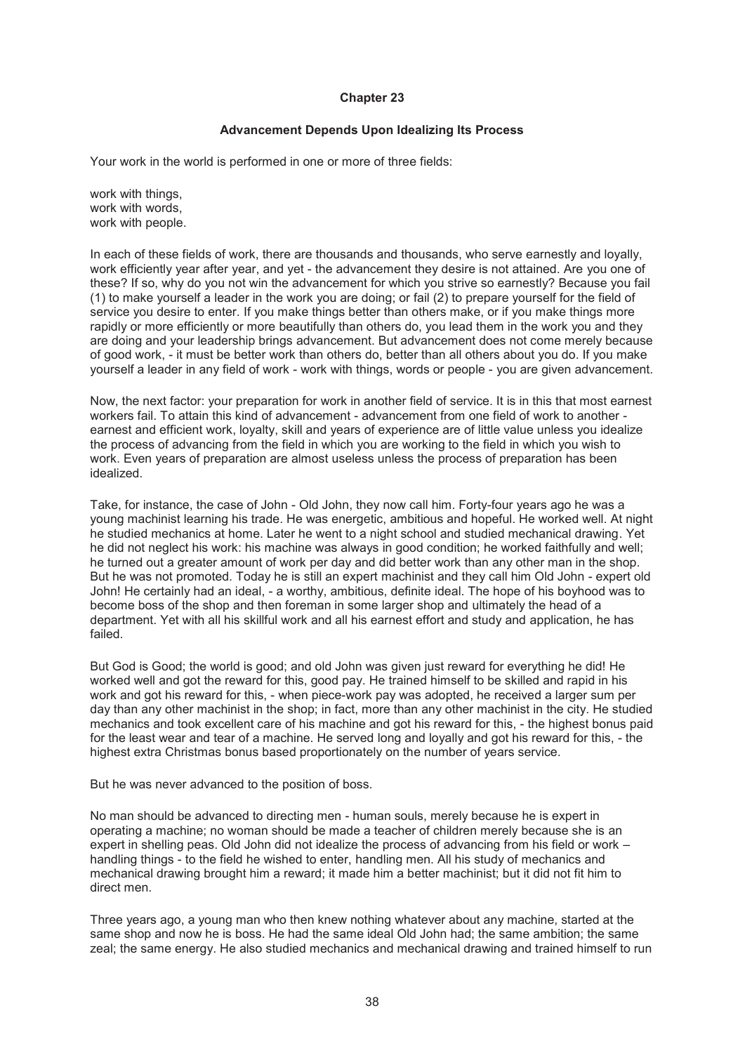## Chapter 23

### Advancement Depends Upon Idealizing Its Process

Your work in the world is performed in one or more of three fields:

work with things,
work with words,
work with people.

In each of these fields of work, there are thousands and thousands, who serve earnestly and loyally, work efficiently year after year, and yet - the advancement they desire is not attained. Are you one of these? If so, why do you not win the advancement for which you strive so earnestly? Because you fail (1) to make yourself a leader in the work you are doing; or fail (2) to prepare yourself for the field of service you desire to enter. If you make things better than others make, or if you make things more rapidly or more efficiently or more beautifully than others do, you lead them in the work you and they are doing and your leadership brings advancement. But advancement does not come merely because of good work, - it must be better work than others do, better than all others about you do. If you make yourself a leader in any field of work - work with things, words or people - you are given advancement.

Now, the next factor: your preparation for work in another field of service. It is in this that most earnest workers fail. To attain this kind of advancement - advancement from one field of work to another - earnest and efficient work, loyalty, skill and years of experience are of little value unless you idealize the process of advancing from the field in which you are working to the field in which you wish to work. Even years of preparation are almost useless unless the process of preparation has been idealized.

Take, for instance, the case of John - Old John, they now call him. Forty-four years ago he was a young machinist learning his trade. He was energetic, ambitious and hopeful. He worked well. At night he studied mechanics at home. Later he went to a night school and studied mechanical drawing. Yet he did not neglect his work: his machine was always in good condition; he worked faithfully and well; he turned out a greater amount of work per day and did better work than any other man in the shop. But he was not promoted. Today he is still an expert machinist and they call him Old John - expert old John! He certainly had an ideal, - a worthy, ambitious, definite ideal. The hope of his boyhood was to become boss of the shop and then foreman in some larger shop and ultimately the head of a department. Yet with all his skillful work and all his earnest effort and study and application, he has failed.

But God is Good; the world is good; and old John was given just reward for everything he did! He worked well and got the reward for this, good pay. He trained himself to be skilled and rapid in his work and got his reward for this, - when piece-work pay was adopted, he received a larger sum per day than any other machinist in the shop; in fact, more than any other machinist in the city. He studied mechanics and took excellent care of his machine and got his reward for this, - the highest bonus paid for the least wear and tear of a machine. He served long and loyally and got his reward for this, - the highest extra Christmas bonus based proportionately on the number of years service.

But he was never advanced to the position of boss.

No man should be advanced to directing men - human souls, merely because he is expert in operating a machine; no woman should be made a teacher of children merely because she is an expert in shelling peas. Old John did not idealize the process of advancing from his field or work – handling things - to the field he wished to enter, handling men. All his study of mechanics and mechanical drawing brought him a reward; it made him a better machinist; but it did not fit him to direct men.

Three years ago, a young man who then knew nothing whatever about any machine, started at the same shop and now he is boss. He had the same ideal Old John had; the same ambition; the same zeal; the same energy. He also studied mechanics and mechanical drawing and trained himself to run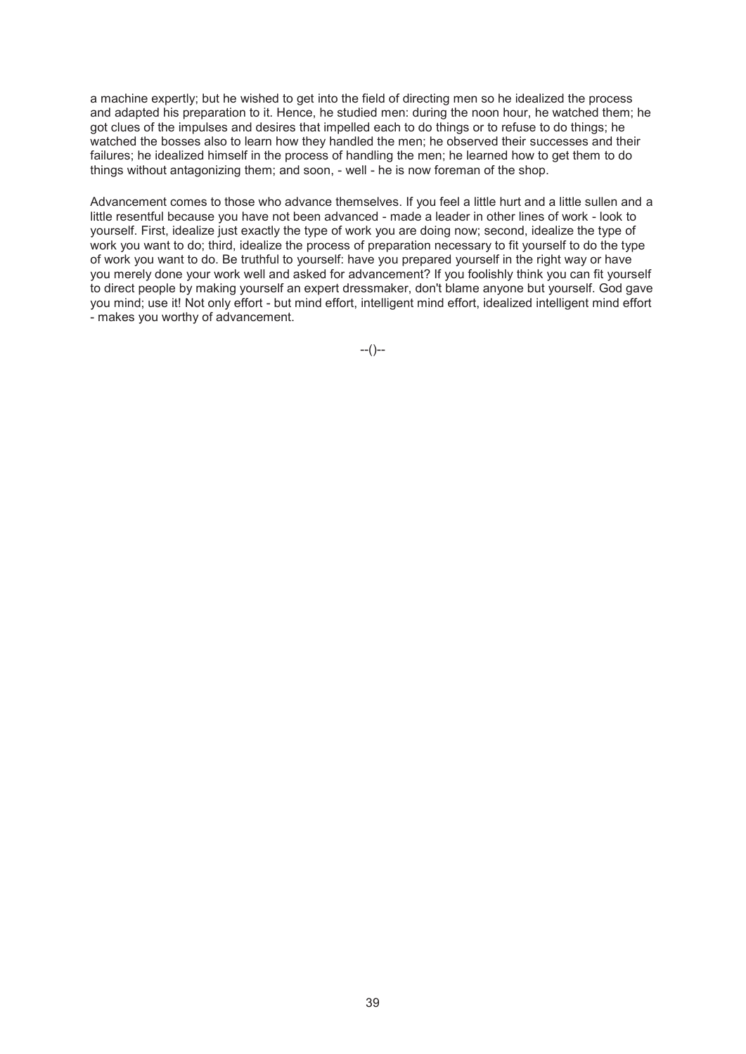a machine expertly; but he wished to get into the field of directing men so he idealized the process and adapted his preparation to it. Hence, he studied men: during the noon hour, he watched them; he got clues of the impulses and desires that impelled each to do things or to refuse to do things; he watched the bosses also to learn how they handled the men; he observed their successes and their failures; he idealized himself in the process of handling the men; he learned how to get them to do things without antagonizing them; and soon, - well - he is now foreman of the shop.

Advancement comes to those who advance themselves. If you feel a little hurt and a little sullen and a little resentful because you have not been advanced - made a leader in other lines of work - look to yourself. First, idealize just exactly the type of work you are doing now; second, idealize the type of work you want to do; third, idealize the process of preparation necessary to fit yourself to do the type of work you want to do. Be truthful to yourself: have you prepared yourself in the right way or have you merely done your work well and asked for advancement? If you foolishly think you can fit yourself to direct people by making yourself an expert dressmaker, don't blame anyone but yourself. God gave you mind; use it! Not only effort - but mind effort, intelligent mind effort, idealized intelligent mind effort - makes you worthy of advancement.

--()--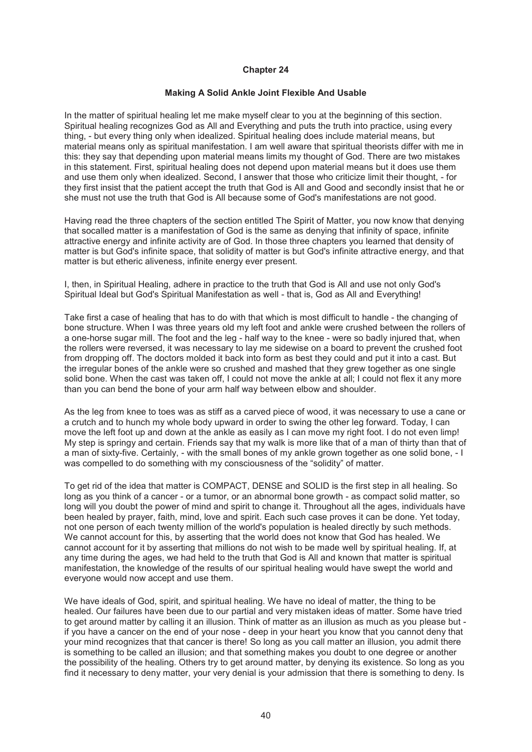## Chapter 24

### Making A Solid Ankle Joint Flexible And Usable

In the matter of spiritual healing let me make myself clear to you at the beginning of this section. Spiritual healing recognizes God as All and Everything and puts the truth into practice, using every thing, - but every thing only when idealized. Spiritual healing does include material means, but material means only as spiritual manifestation. I am well aware that spiritual theorists differ with me in this: they say that depending upon material means limits my thought of God. There are two mistakes in this statement. First, spiritual healing does not depend upon material means but it does use them and use them only when idealized. Second, I answer that those who criticize limit their thought, - for they first insist that the patient accept the truth that God is All and Good and secondly insist that he or she must not use the truth that God is All because some of God's manifestations are not good.

Having read the three chapters of the section entitled The Spirit of Matter, you now know that denying that socalled matter is a manifestation of God is the same as denying that infinity of space, infinite attractive energy and infinite activity are of God. In those three chapters you learned that density of matter is but God's infinite space, that solidity of matter is but God's infinite attractive energy, and that matter is but etheric aliveness, infinite energy ever present.

I, then, in Spiritual Healing, adhere in practice to the truth that God is All and use not only God's Spiritual Ideal but God's Spiritual Manifestation as well - that is, God as All and Everything!

Take first a case of healing that has to do with that which is most difficult to handle - the changing of bone structure. When I was three years old my left foot and ankle were crushed between the rollers of a one-horse sugar mill. The foot and the leg - half way to the knee - were so badly injured that, when the rollers were reversed, it was necessary to lay me sidewise on a board to prevent the crushed foot from dropping off. The doctors molded it back into form as best they could and put it into a cast. But the irregular bones of the ankle were so crushed and mashed that they grew together as one single solid bone. When the cast was taken off, I could not move the ankle at all; I could not flex it any more than you can bend the bone of your arm half way between elbow and shoulder.

As the leg from knee to toes was as stiff as a carved piece of wood, it was necessary to use a cane or a crutch and to hunch my whole body upward in order to swing the other leg forward. Today, I can move the left foot up and down at the ankle as easily as I can move my right foot. I do not even limp! My step is springy and certain. Friends say that my walk is more like that of a man of thirty than that of a man of sixty-five. Certainly, - with the small bones of my ankle grown together as one solid bone, - I was compelled to do something with my consciousness of the "solidity" of matter.

To get rid of the idea that matter is COMPACT, DENSE and SOLID is the first step in all healing. So long as you think of a cancer - or a tumor, or an abnormal bone growth - as compact solid matter, so long will you doubt the power of mind and spirit to change it. Throughout all the ages, individuals have been healed by prayer, faith, mind, love and spirit. Each such case proves it can be done. Yet today, not one person of each twenty million of the world's population is healed directly by such methods. We cannot account for this, by asserting that the world does not know that God has healed. We cannot account for it by asserting that millions do not wish to be made well by spiritual healing. If, at any time during the ages, we had held to the truth that God is All and known that matter is spiritual manifestation, the knowledge of the results of our spiritual healing would have swept the world and everyone would now accept and use them.

We have ideals of God, spirit, and spiritual healing. We have no ideal of matter, the thing to be healed. Our failures have been due to our partial and very mistaken ideas of matter. Some have tried to get around matter by calling it an illusion. Think of matter as an illusion as much as you please but - if you have a cancer on the end of your nose - deep in your heart you know that you cannot deny that your mind recognizes that that cancer is there! So long as you call matter an illusion, you admit there is something to be called an illusion; and that something makes you doubt to one degree or another the possibility of the healing. Others try to get around matter, by denying its existence. So long as you find it necessary to deny matter, your very denial is your admission that there is something to deny. Is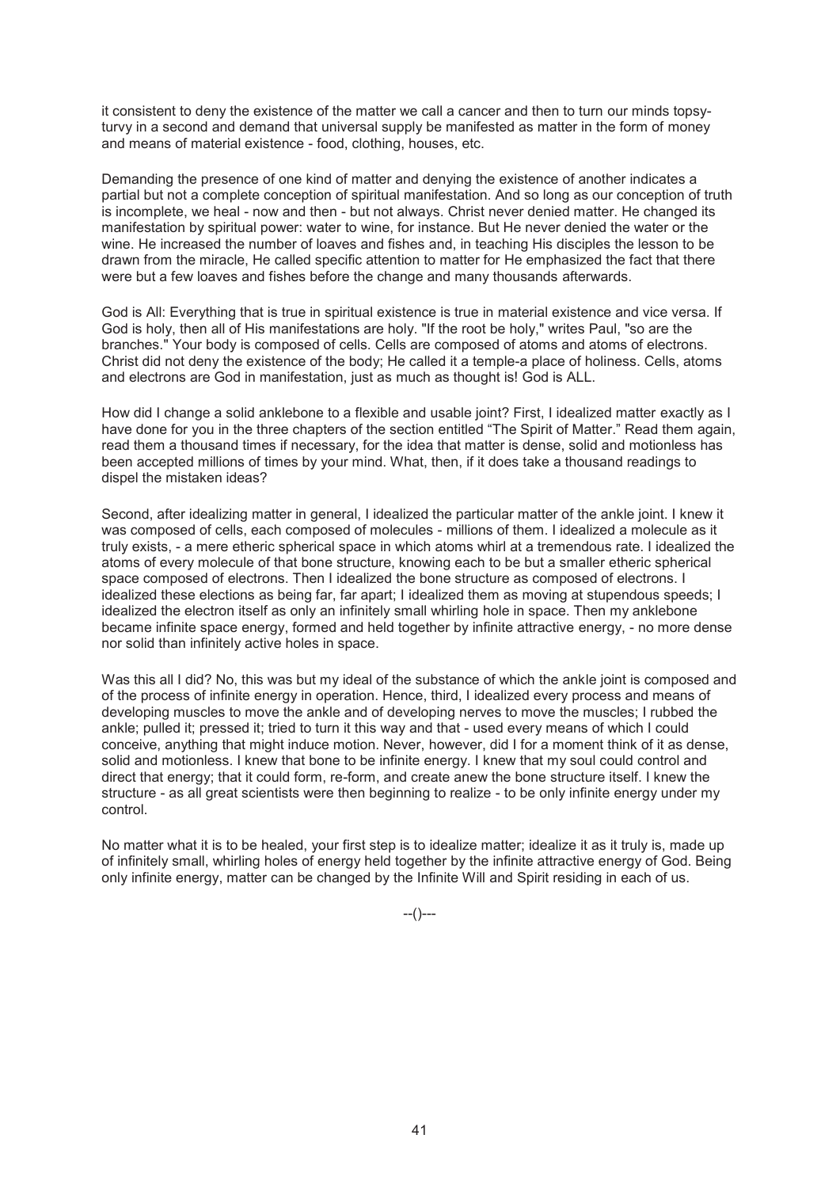it consistent to deny the existence of the matter we call a cancer and then to turn our minds topsy-turvy in a second and demand that universal supply be manifested as matter in the form of money and means of material existence - food, clothing, houses, etc.

Demanding the presence of one kind of matter and denying the existence of another indicates a partial but not a complete conception of spiritual manifestation. And so long as our conception of truth is incomplete, we heal - now and then - but not always. Christ never denied matter. He changed its manifestation by spiritual power: water to wine, for instance. But He never denied the water or the wine. He increased the number of loaves and fishes and, in teaching His disciples the lesson to be drawn from the miracle, He called specific attention to matter for He emphasized the fact that there were but a few loaves and fishes before the change and many thousands afterwards.

God is All: Everything that is true in spiritual existence is true in material existence and vice versa. If God is holy, then all of His manifestations are holy. "If the root be holy," writes Paul, "so are the branches." Your body is composed of cells. Cells are composed of atoms and atoms of electrons. Christ did not deny the existence of the body; He called it a temple-a place of holiness. Cells, atoms and electrons are God in manifestation, just as much as thought is! God is ALL.

How did I change a solid anklebone to a flexible and usable joint? First, I idealized matter exactly as I have done for you in the three chapters of the section entitled "The Spirit of Matter." Read them again, read them a thousand times if necessary, for the idea that matter is dense, solid and motionless has been accepted millions of times by your mind. What, then, if it does take a thousand readings to dispel the mistaken ideas?

Second, after idealizing matter in general, I idealized the particular matter of the ankle joint. I knew it was composed of cells, each composed of molecules - millions of them. I idealized a molecule as it truly exists, - a mere etheric spherical space in which atoms whirl at a tremendous rate. I idealized the atoms of every molecule of that bone structure, knowing each to be but a smaller etheric spherical space composed of electrons. Then I idealized the bone structure as composed of electrons. I idealized these elections as being far, far apart; I idealized them as moving at stupendous speeds; I idealized the electron itself as only an infinitely small whirling hole in space. Then my anklebone became infinite space energy, formed and held together by infinite attractive energy, - no more dense nor solid than infinitely active holes in space.

Was this all I did? No, this was but my ideal of the substance of which the ankle joint is composed and of the process of infinite energy in operation. Hence, third, I idealized every process and means of developing muscles to move the ankle and of developing nerves to move the muscles; I rubbed the ankle; pulled it; pressed it; tried to turn it this way and that - used every means of which I could conceive, anything that might induce motion. Never, however, did I for a moment think of it as dense, solid and motionless. I knew that bone to be infinite energy. I knew that my soul could control and direct that energy; that it could form, re-form, and create anew the bone structure itself. I knew the structure - as all great scientists were then beginning to realize - to be only infinite energy under my control.

No matter what it is to be healed, your first step is to idealize matter; idealize it as it truly is, made up of infinitely small, whirling holes of energy held together by the infinite attractive energy of God. Being only infinite energy, matter can be changed by the Infinite Will and Spirit residing in each of us.

--()---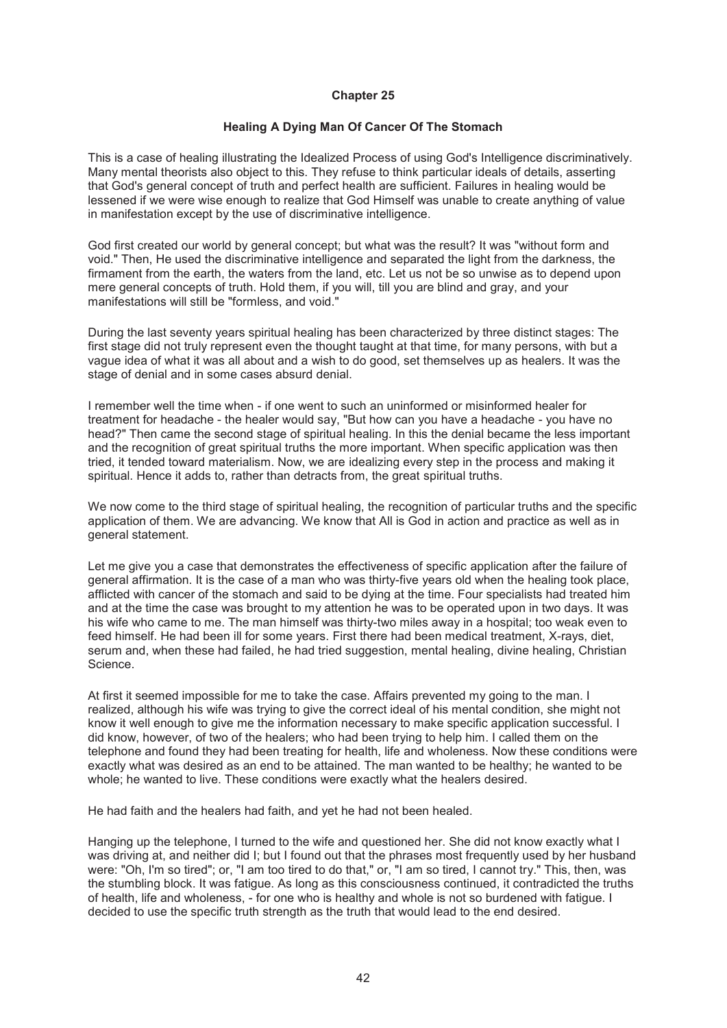# Chapter 25

## Healing A Dying Man Of Cancer Of The Stomach

This is a case of healing illustrating the Idealized Process of using God's Intelligence discriminatively. Many mental theorists also object to this. They refuse to think particular ideals of details, asserting that God's general concept of truth and perfect health are sufficient. Failures in healing would be lessened if we were wise enough to realize that God Himself was unable to create anything of value in manifestation except by the use of discriminative intelligence.

God first created our world by general concept; but what was the result? It was "without form and void." Then, He used the discriminative intelligence and separated the light from the darkness, the firmament from the earth, the waters from the land, etc. Let us not be so unwise as to depend upon mere general concepts of truth. Hold them, if you will, till you are blind and gray, and your manifestations will still be "formless, and void."

During the last seventy years spiritual healing has been characterized by three distinct stages: The first stage did not truly represent even the thought taught at that time, for many persons, with but a vague idea of what it was all about and a wish to do good, set themselves up as healers. It was the stage of denial and in some cases absurd denial.

I remember well the time when - if one went to such an uninformed or misinformed healer for treatment for headache - the healer would say, "But how can you have a headache - you have no head?" Then came the second stage of spiritual healing. In this the denial became the less important and the recognition of great spiritual truths the more important. When specific application was then tried, it tended toward materialism. Now, we are idealizing every step in the process and making it spiritual. Hence it adds to, rather than detracts from, the great spiritual truths.

We now come to the third stage of spiritual healing, the recognition of particular truths and the specific application of them. We are advancing. We know that All is God in action and practice as well as in general statement.

Let me give you a case that demonstrates the effectiveness of specific application after the failure of general affirmation. It is the case of a man who was thirty-five years old when the healing took place, afflicted with cancer of the stomach and said to be dying at the time. Four specialists had treated him and at the time the case was brought to my attention he was to be operated upon in two days. It was his wife who came to me. The man himself was thirty-two miles away in a hospital; too weak even to feed himself. He had been ill for some years. First there had been medical treatment, X-rays, diet, serum and, when these had failed, he had tried suggestion, mental healing, divine healing, Christian Science.

At first it seemed impossible for me to take the case. Affairs prevented my going to the man. I realized, although his wife was trying to give the correct ideal of his mental condition, she might not know it well enough to give me the information necessary to make specific application successful. I did know, however, of two of the healers; who had been trying to help him. I called them on the telephone and found they had been treating for health, life and wholeness. Now these conditions were exactly what was desired as an end to be attained. The man wanted to be healthy; he wanted to be whole; he wanted to live. These conditions were exactly what the healers desired.

He had faith and the healers had faith, and yet he had not been healed.

Hanging up the telephone, I turned to the wife and questioned her. She did not know exactly what I was driving at, and neither did I; but I found out that the phrases most frequently used by her husband were: "Oh, I'm so tired"; or, "I am too tired to do that," or, "I am so tired, I cannot try." This, then, was the stumbling block. It was fatigue. As long as this consciousness continued, it contradicted the truths of health, life and wholeness, - for one who is healthy and whole is not so burdened with fatigue. I decided to use the specific truth strength as the truth that would lead to the end desired.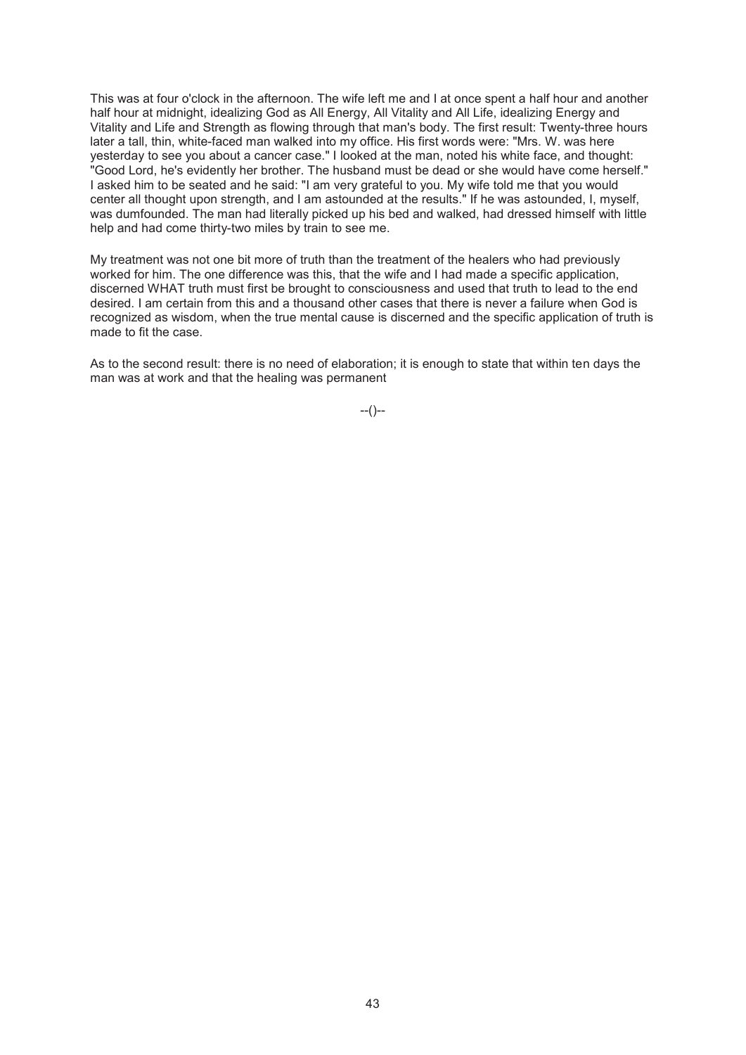This was at four o'clock in the afternoon. The wife left me and I at once spent a half hour and another half hour at midnight, idealizing God as All Energy, All Vitality and All Life, idealizing Energy and Vitality and Life and Strength as flowing through that man's body. The first result: Twenty-three hours later a tall, thin, white-faced man walked into my office. His first words were: "Mrs. W. was here yesterday to see you about a cancer case." I looked at the man, noted his white face, and thought: "Good Lord, he's evidently her brother. The husband must be dead or she would have come herself." I asked him to be seated and he said: "I am very grateful to you. My wife told me that you would center all thought upon strength, and I am astounded at the results." If he was astounded, I, myself, was dumfounded. The man had literally picked up his bed and walked, had dressed himself with little help and had come thirty-two miles by train to see me.

My treatment was not one bit more of truth than the treatment of the healers who had previously worked for him. The one difference was this, that the wife and I had made a specific application, discerned WHAT truth must first be brought to consciousness and used that truth to lead to the end desired. I am certain from this and a thousand other cases that there is never a failure when God is recognized as wisdom, when the true mental cause is discerned and the specific application of truth is made to fit the case.

As to the second result: there is no need of elaboration; it is enough to state that within ten days the man was at work and that the healing was permanent

--()--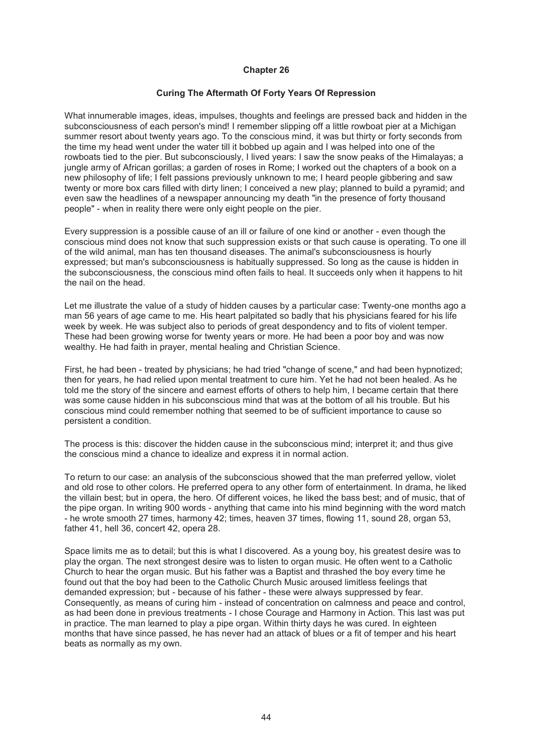## Chapter 26

### Curing The Aftermath Of Forty Years Of Repression

What innumerable images, ideas, impulses, thoughts and feelings are pressed back and hidden in the subconsciousness of each person's mind! I remember slipping off a little rowboat pier at a Michigan summer resort about twenty years ago. To the conscious mind, it was but thirty or forty seconds from the time my head went under the water till it bobbed up again and I was helped into one of the rowboats tied to the pier. But subconsciously, I lived years: I saw the snow peaks of the Himalayas; a jungle army of African gorillas; a garden of roses in Rome; I worked out the chapters of a book on a new philosophy of life; I felt passions previously unknown to me; I heard people gibbering and saw twenty or more box cars filled with dirty linen; I conceived a new play; planned to build a pyramid; and even saw the headlines of a newspaper announcing my death "in the presence of forty thousand people" - when in reality there were only eight people on the pier.

Every suppression is a possible cause of an ill or failure of one kind or another - even though the conscious mind does not know that such suppression exists or that such cause is operating. To one ill of the wild animal, man has ten thousand diseases. The animal's subconsciousness is hourly expressed; but man's subconsciousness is habitually suppressed. So long as the cause is hidden in the subconsciousness, the conscious mind often fails to heal. It succeeds only when it happens to hit the nail on the head.

Let me illustrate the value of a study of hidden causes by a particular case: Twenty-one months ago a man 56 years of age came to me. His heart palpitated so badly that his physicians feared for his life week by week. He was subject also to periods of great despondency and to fits of violent temper. These had been growing worse for twenty years or more. He had been a poor boy and was now wealthy. He had faith in prayer, mental healing and Christian Science.

First, he had been - treated by physicians; he had tried "change of scene," and had been hypnotized; then for years, he had relied upon mental treatment to cure him. Yet he had not been healed. As he told me the story of the sincere and earnest efforts of others to help him, I became certain that there was some cause hidden in his subconscious mind that was at the bottom of all his trouble. But his conscious mind could remember nothing that seemed to be of sufficient importance to cause so persistent a condition.

The process is this: discover the hidden cause in the subconscious mind; interpret it; and thus give the conscious mind a chance to idealize and express it in normal action.

To return to our case: an analysis of the subconscious showed that the man preferred yellow, violet and old rose to other colors. He preferred opera to any other form of entertainment. In drama, he liked the villain best; but in opera, the hero. Of different voices, he liked the bass best; and of music, that of the pipe organ. In writing 900 words - anything that came into his mind beginning with the word match - he wrote smooth 27 times, harmony 42; times, heaven 37 times, flowing 11, sound 28, organ 53, father 41, hell 36, concert 42, opera 28.

Space limits me as to detail; but this is what I discovered. As a young boy, his greatest desire was to play the organ. The next strongest desire was to listen to organ music. He often went to a Catholic Church to hear the organ music. But his father was a Baptist and thrashed the boy every time he found out that the boy had been to the Catholic Church Music aroused limitless feelings that demanded expression; but - because of his father - these were always suppressed by fear. Consequently, as means of curing him - instead of concentration on calmness and peace and control, as had been done in previous treatments - I chose Courage and Harmony in Action. This last was put in practice. The man learned to play a pipe organ. Within thirty days he was cured. In eighteen months that have since passed, he has never had an attack of blues or a fit of temper and his heart beats as normally as my own.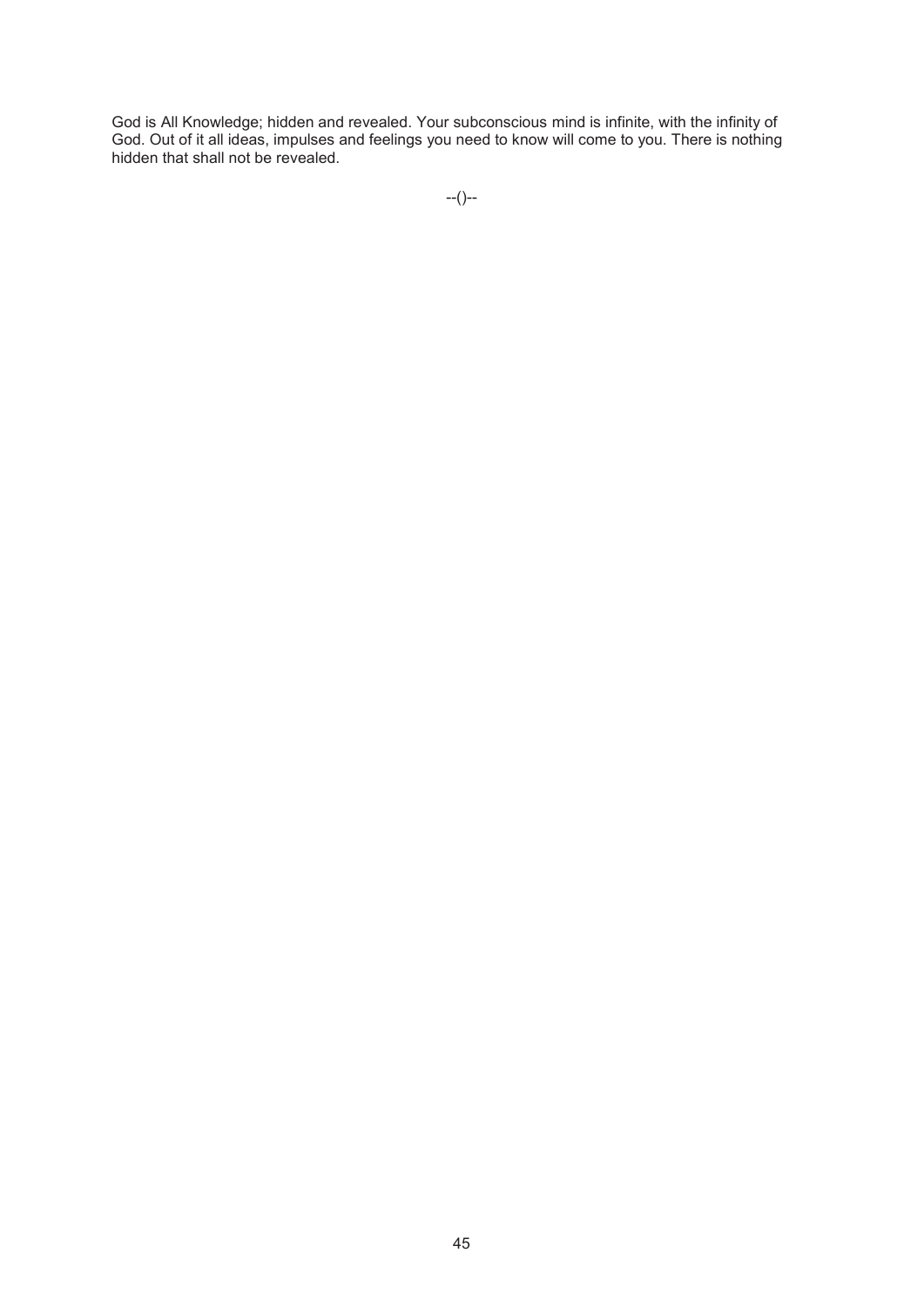God is All Knowledge; hidden and revealed. Your subconscious mind is infinite, with the infinity of God. Out of it all ideas, impulses and feelings you need to know will come to you. There is nothing hidden that shall not be revealed.

--()--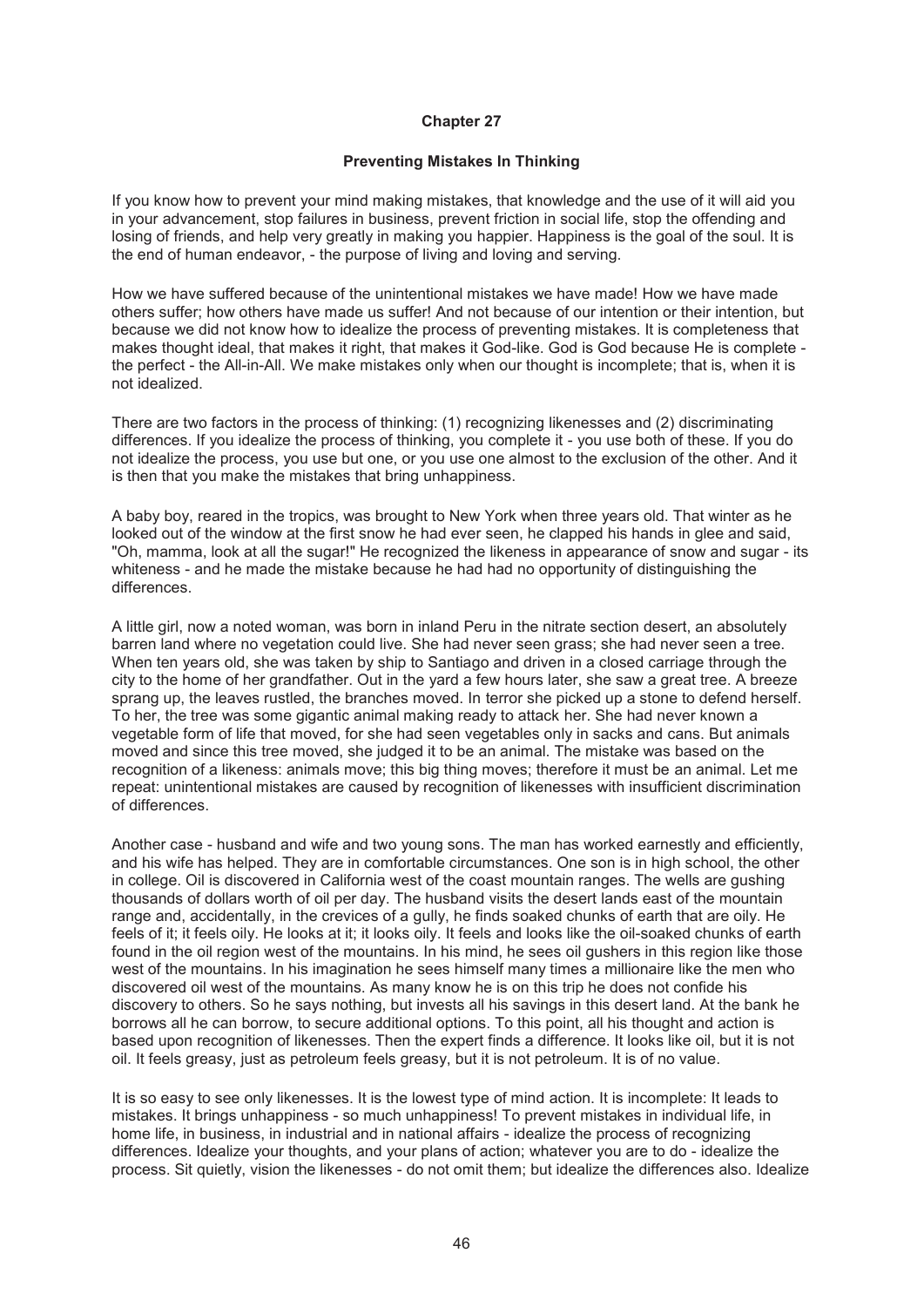## Chapter 27

### Preventing Mistakes In Thinking

If you know how to prevent your mind making mistakes, that knowledge and the use of it will aid you in your advancement, stop failures in business, prevent friction in social life, stop the offending and losing of friends, and help very greatly in making you happier. Happiness is the goal of the soul. It is the end of human endeavor, - the purpose of living and loving and serving.

How we have suffered because of the unintentional mistakes we have made! How we have made others suffer; how others have made us suffer! And not because of our intention or their intention, but because we did not know how to idealize the process of preventing mistakes. It is completeness that makes thought ideal, that makes it right, that makes it God-like. God is God because He is complete - the perfect - the All-in-All. We make mistakes only when our thought is incomplete; that is, when it is not idealized.

There are two factors in the process of thinking: (1) recognizing likenesses and (2) discriminating differences. If you idealize the process of thinking, you complete it - you use both of these. If you do not idealize the process, you use but one, or you use one almost to the exclusion of the other. And it is then that you make the mistakes that bring unhappiness.

A baby boy, reared in the tropics, was brought to New York when three years old. That winter as he looked out of the window at the first snow he had ever seen, he clapped his hands in glee and said, "Oh, mamma, look at all the sugar!" He recognized the likeness in appearance of snow and sugar - its whiteness - and he made the mistake because he had had no opportunity of distinguishing the differences.

A little girl, now a noted woman, was born in inland Peru in the nitrate section desert, an absolutely barren land where no vegetation could live. She had never seen grass; she had never seen a tree. When ten years old, she was taken by ship to Santiago and driven in a closed carriage through the city to the home of her grandfather. Out in the yard a few hours later, she saw a great tree. A breeze sprang up, the leaves rustled, the branches moved. In terror she picked up a stone to defend herself. To her, the tree was some gigantic animal making ready to attack her. She had never known a vegetable form of life that moved, for she had seen vegetables only in sacks and cans. But animals moved and since this tree moved, she judged it to be an animal. The mistake was based on the recognition of a likeness: animals move; this big thing moves; therefore it must be an animal. Let me repeat: unintentional mistakes are caused by recognition of likenesses with insufficient discrimination of differences.

Another case - husband and wife and two young sons. The man has worked earnestly and efficiently, and his wife has helped. They are in comfortable circumstances. One son is in high school, the other in college. Oil is discovered in California west of the coast mountain ranges. The wells are gushing thousands of dollars worth of oil per day. The husband visits the desert lands east of the mountain range and, accidentally, in the crevices of a gully, he finds soaked chunks of earth that are oily. He feels of it; it feels oily. He looks at it; it looks oily. It feels and looks like the oil-soaked chunks of earth found in the oil region west of the mountains. In his mind, he sees oil gushers in this region like those west of the mountains. In his imagination he sees himself many times a millionaire like the men who discovered oil west of the mountains. As many know he is on this trip he does not confide his discovery to others. So he says nothing, but invests all his savings in this desert land. At the bank he borrows all he can borrow, to secure additional options. To this point, all his thought and action is based upon recognition of likenesses. Then the expert finds a difference. It looks like oil, but it is not oil. It feels greasy, just as petroleum feels greasy, but it is not petroleum. It is of no value.

It is so easy to see only likenesses. It is the lowest type of mind action. It is incomplete: It leads to mistakes. It brings unhappiness - so much unhappiness! To prevent mistakes in individual life, in home life, in business, in industrial and in national affairs - idealize the process of recognizing differences. Idealize your thoughts, and your plans of action; whatever you are to do - idealize the process. Sit quietly, vision the likenesses - do not omit them; but idealize the differences also. Idealize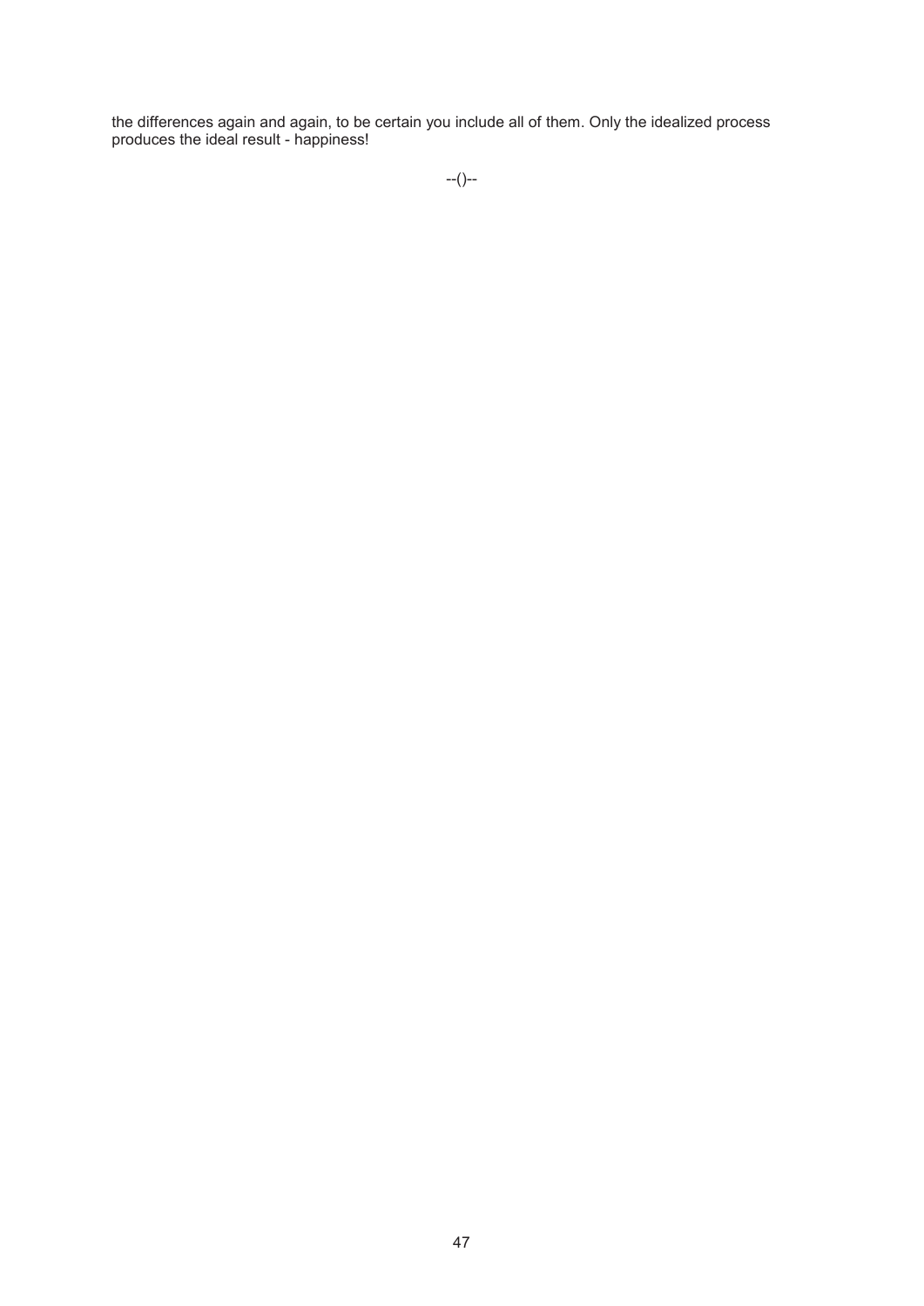the differences again and again, to be certain you include all of them. Only the idealized process produces the ideal result - happiness!

--()--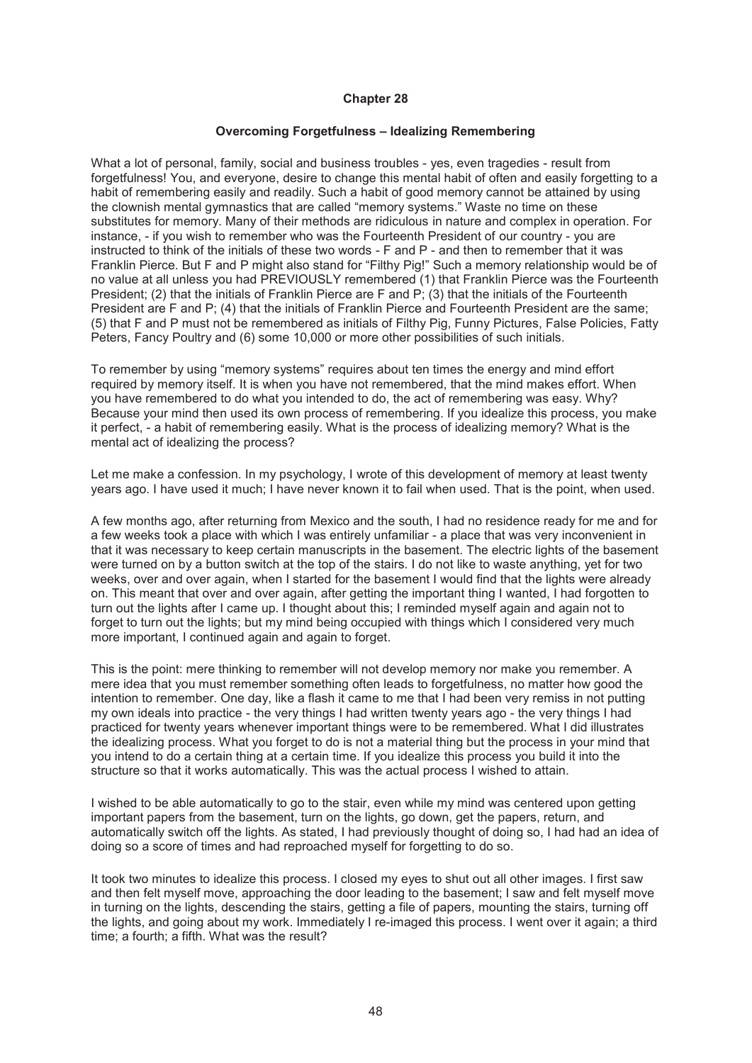# Chapter 28

## Overcoming Forgetfulness – Idealizing Remembering

What a lot of personal, family, social and business troubles - yes, even tragedies - result from forgetfulness! You, and everyone, desire to change this mental habit of often and easily forgetting to a habit of remembering easily and readily. Such a habit of good memory cannot be attained by using the clownish mental gymnastics that are called "memory systems." Waste no time on these substitutes for memory. Many of their methods are ridiculous in nature and complex in operation. For instance, - if you wish to remember who was the Fourteenth President of our country - you are instructed to think of the initials of these two words - F and P - and then to remember that it was Franklin Pierce. But F and P might also stand for "Filthy Pig!" Such a memory relationship would be of no value at all unless you had PREVIOUSLY remembered (1) that Franklin Pierce was the Fourteenth President; (2) that the initials of Franklin Pierce are F and P; (3) that the initials of the Fourteenth President are F and P; (4) that the initials of Franklin Pierce and Fourteenth President are the same; (5) that F and P must not be remembered as initials of Filthy Pig, Funny Pictures, False Policies, Fatty Peters, Fancy Poultry and (6) some 10,000 or more other possibilities of such initials.

To remember by using "memory systems" requires about ten times the energy and mind effort required by memory itself. It is when you have not remembered, that the mind makes effort. When you have remembered to do what you intended to do, the act of remembering was easy. Why? Because your mind then used its own process of remembering. If you idealize this process, you make it perfect, - a habit of remembering easily. What is the process of idealizing memory? What is the mental act of idealizing the process?

Let me make a confession. In my psychology, I wrote of this development of memory at least twenty years ago. I have used it much; I have never known it to fail when used. That is the point, when used.

A few months ago, after returning from Mexico and the south, I had no residence ready for me and for a few weeks took a place with which I was entirely unfamiliar - a place that was very inconvenient in that it was necessary to keep certain manuscripts in the basement. The electric lights of the basement were turned on by a button switch at the top of the stairs. I do not like to waste anything, yet for two weeks, over and over again, when I started for the basement I would find that the lights were already on. This meant that over and over again, after getting the important thing I wanted, I had forgotten to turn out the lights after I came up. I thought about this; I reminded myself again and again not to forget to turn out the lights; but my mind being occupied with things which I considered very much more important, I continued again and again to forget.

This is the point: mere thinking to remember will not develop memory nor make you remember. A mere idea that you must remember something often leads to forgetfulness, no matter how good the intention to remember. One day, like a flash it came to me that I had been very remiss in not putting my own ideals into practice - the very things I had written twenty years ago - the very things I had practiced for twenty years whenever important things were to be remembered. What I did illustrates the idealizing process. What you forget to do is not a material thing but the process in your mind that you intend to do a certain thing at a certain time. If you idealize this process you build it into the structure so that it works automatically. This was the actual process I wished to attain.

I wished to be able automatically to go to the stair, even while my mind was centered upon getting important papers from the basement, turn on the lights, go down, get the papers, return, and automatically switch off the lights. As stated, I had previously thought of doing so, I had had an idea of doing so a score of times and had reproached myself for forgetting to do so.

It took two minutes to idealize this process. I closed my eyes to shut out all other images. I first saw and then felt myself move, approaching the door leading to the basement; I saw and felt myself move in turning on the lights, descending the stairs, getting a file of papers, mounting the stairs, turning off the lights, and going about my work. Immediately I re-imaged this process. I went over it again; a third time; a fourth; a fifth. What was the result?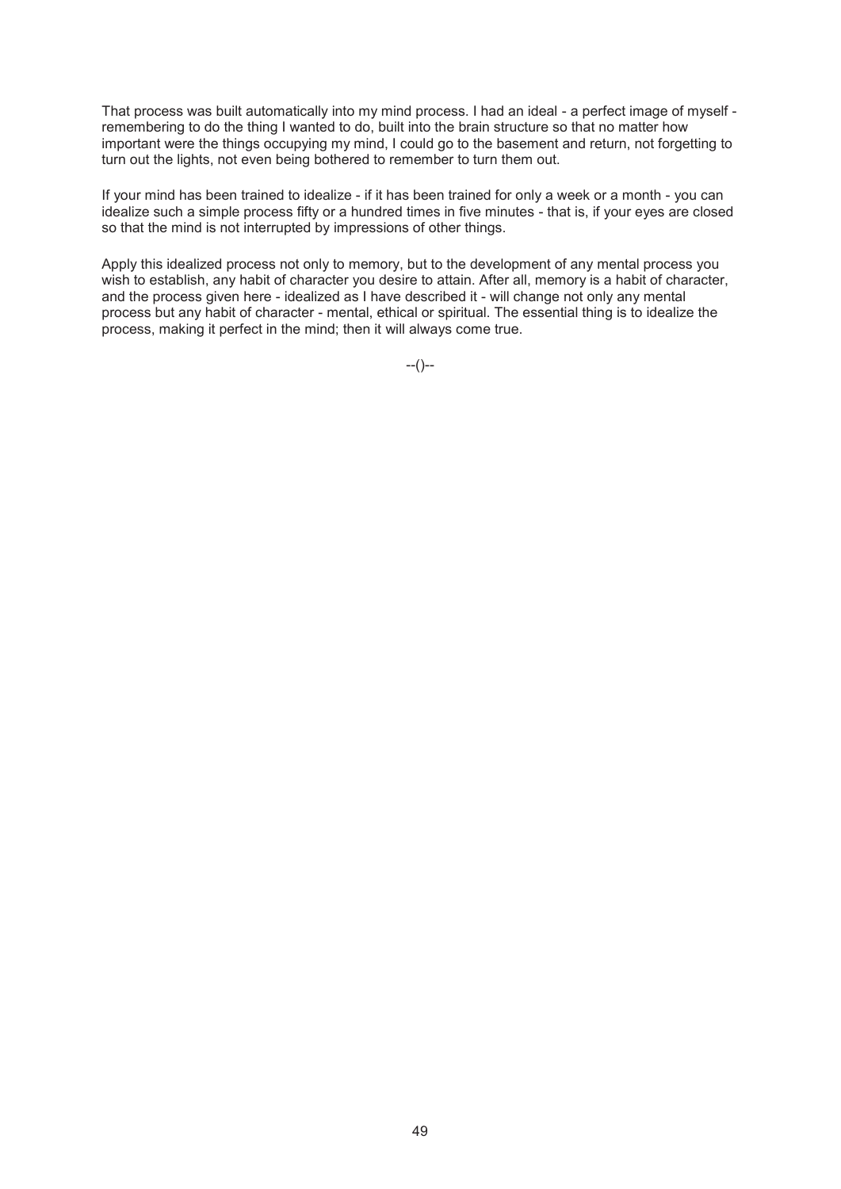That process was built automatically into my mind process. I had an ideal - a perfect image of myself - remembering to do the thing I wanted to do, built into the brain structure so that no matter how important were the things occupying my mind, I could go to the basement and return, not forgetting to turn out the lights, not even being bothered to remember to turn them out.

If your mind has been trained to idealize - if it has been trained for only a week or a month - you can idealize such a simple process fifty or a hundred times in five minutes - that is, if your eyes are closed so that the mind is not interrupted by impressions of other things.

Apply this idealized process not only to memory, but to the development of any mental process you wish to establish, any habit of character you desire to attain. After all, memory is a habit of character, and the process given here - idealized as I have described it - will change not only any mental process but any habit of character - mental, ethical or spiritual. The essential thing is to idealize the process, making it perfect in the mind; then it will always come true.

--()--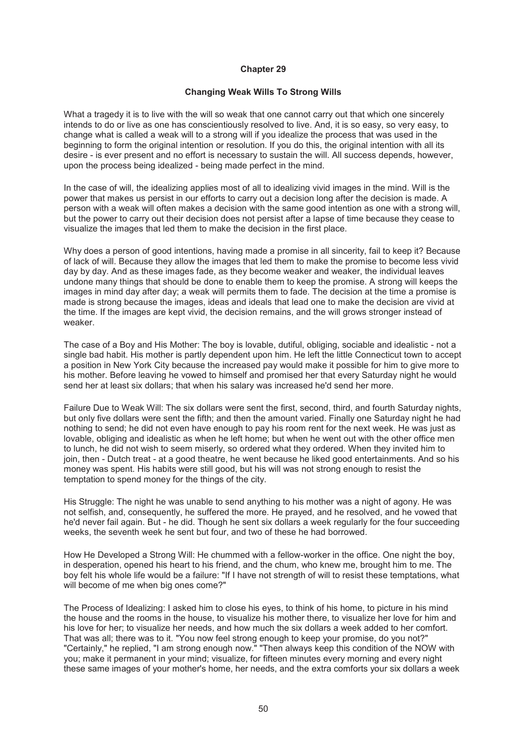## Chapter 29

### Changing Weak Wills To Strong Wills

What a tragedy it is to live with the will so weak that one cannot carry out that which one sincerely intends to do or live as one has conscientiously resolved to live. And, it is so easy, so very easy, to change what is called a weak will to a strong will if you idealize the process that was used in the beginning to form the original intention or resolution. If you do this, the original intention with all its desire - is ever present and no effort is necessary to sustain the will. All success depends, however, upon the process being idealized - being made perfect in the mind.

In the case of will, the idealizing applies most of all to idealizing vivid images in the mind. Will is the power that makes us persist in our efforts to carry out a decision long after the decision is made. A person with a weak will often makes a decision with the same good intention as one with a strong will, but the power to carry out their decision does not persist after a lapse of time because they cease to visualize the images that led them to make the decision in the first place.

Why does a person of good intentions, having made a promise in all sincerity, fail to keep it? Because of lack of will. Because they allow the images that led them to make the promise to become less vivid day by day. And as these images fade, as they become weaker and weaker, the individual leaves undone many things that should be done to enable them to keep the promise. A strong will keeps the images in mind day after day; a weak will permits them to fade. The decision at the time a promise is made is strong because the images, ideas and ideals that lead one to make the decision are vivid at the time. If the images are kept vivid, the decision remains, and the will grows stronger instead of weaker.

The case of a Boy and His Mother: The boy is lovable, dutiful, obliging, sociable and idealistic - not a single bad habit. His mother is partly dependent upon him. He left the little Connecticut town to accept a position in New York City because the increased pay would make it possible for him to give more to his mother. Before leaving he vowed to himself and promised her that every Saturday night he would send her at least six dollars; that when his salary was increased he'd send her more.

Failure Due to Weak Will: The six dollars were sent the first, second, third, and fourth Saturday nights, but only five dollars were sent the fifth; and then the amount varied. Finally one Saturday night he had nothing to send; he did not even have enough to pay his room rent for the next week. He was just as lovable, obliging and idealistic as when he left home; but when he went out with the other office men to lunch, he did not wish to seem miserly, so ordered what they ordered. When they invited him to join, then - Dutch treat - at a good theatre, he went because he liked good entertainments. And so his money was spent. His habits were still good, but his will was not strong enough to resist the temptation to spend money for the things of the city.

His Struggle: The night he was unable to send anything to his mother was a night of agony. He was not selfish, and, consequently, he suffered the more. He prayed, and he resolved, and he vowed that he'd never fail again. But - he did. Though he sent six dollars a week regularly for the four succeeding weeks, the seventh week he sent but four, and two of these he had borrowed.

How He Developed a Strong Will: He chummed with a fellow-worker in the office. One night the boy, in desperation, opened his heart to his friend, and the chum, who knew me, brought him to me. The boy felt his whole life would be a failure: "If I have not strength of will to resist these temptations, what will become of me when big ones come?"

The Process of Idealizing: I asked him to close his eyes, to think of his home, to picture in his mind the house and the rooms in the house, to visualize his mother there, to visualize her love for him and his love for her; to visualize her needs, and how much the six dollars a week added to her comfort. That was all; there was to it. "You now feel strong enough to keep your promise, do you not?" "Certainly," he replied, "I am strong enough now." "Then always keep this condition of the NOW with you; make it permanent in your mind; visualize, for fifteen minutes every morning and every night these same images of your mother's home, her needs, and the extra comforts your six dollars a week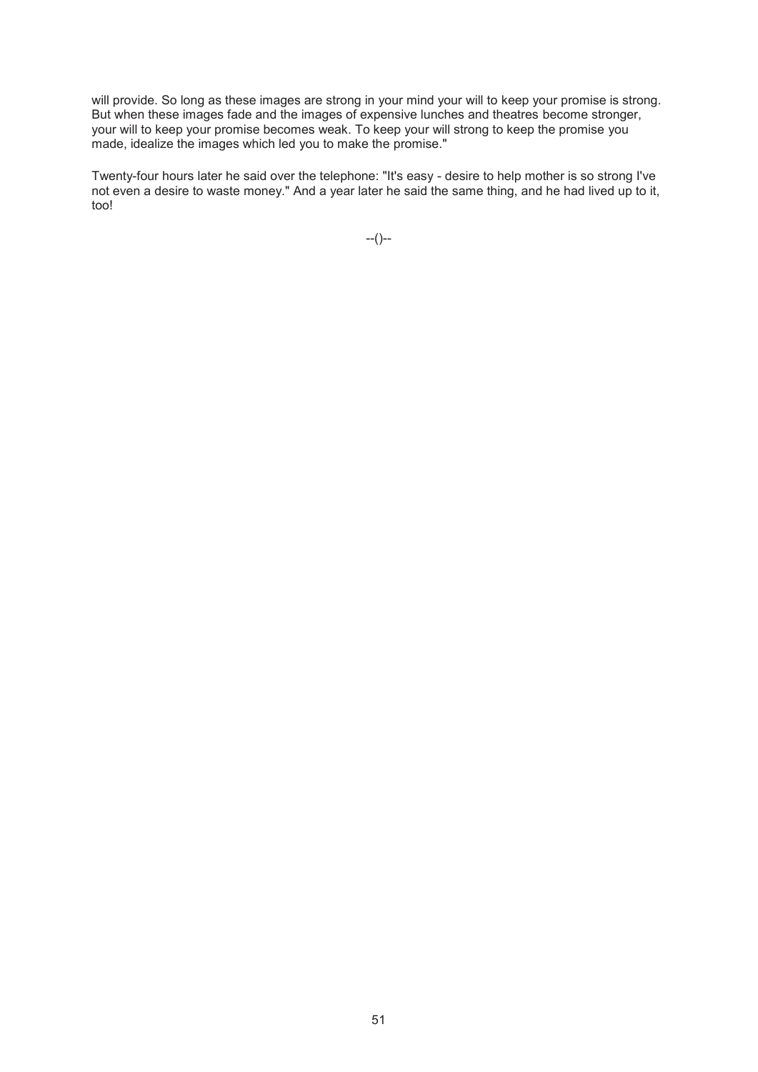will provide. So long as these images are strong in your mind your will to keep your promise is strong. But when these images fade and the images of expensive lunches and theatres become stronger, your will to keep your promise becomes weak. To keep your will strong to keep the promise you made, idealize the images which led you to make the promise."

Twenty-four hours later he said over the telephone: "It's easy - desire to help mother is so strong I've not even a desire to waste money." And a year later he said the same thing, and he had lived up to it, too!

--()--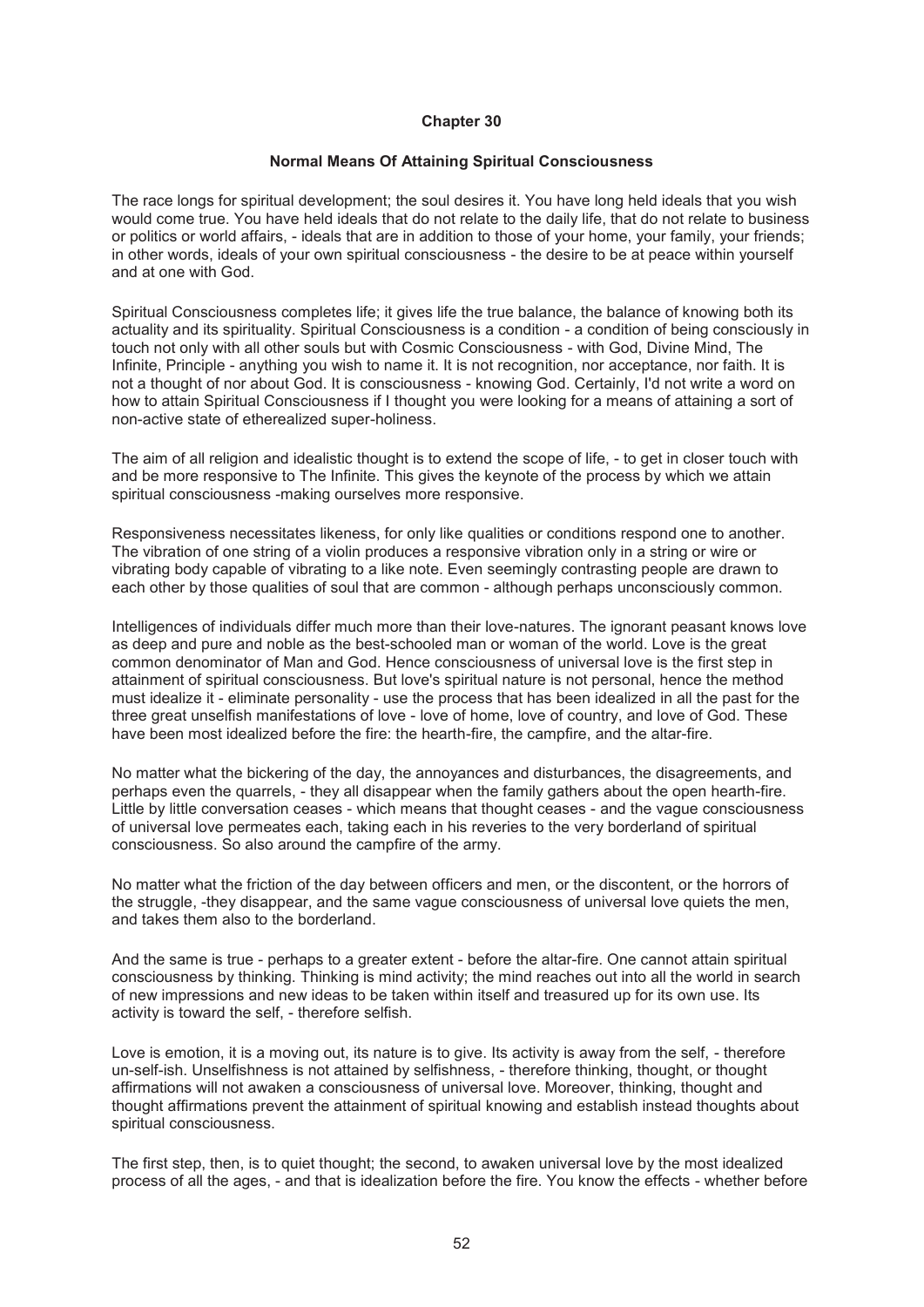# Chapter 30

## Normal Means Of Attaining Spiritual Consciousness

The race longs for spiritual development; the soul desires it. You have long held ideals that you wish would come true. You have held ideals that do not relate to the daily life, that do not relate to business or politics or world affairs, - ideals that are in addition to those of your home, your family, your friends; in other words, ideals of your own spiritual consciousness - the desire to be at peace within yourself and at one with God.

Spiritual Consciousness completes life; it gives life the true balance, the balance of knowing both its actuality and its spirituality. Spiritual Consciousness is a condition - a condition of being consciously in touch not only with all other souls but with Cosmic Consciousness - with God, Divine Mind, The Infinite, Principle - anything you wish to name it. It is not recognition, nor acceptance, nor faith. It is not a thought of nor about God. It is consciousness - knowing God. Certainly, I'd not write a word on how to attain Spiritual Consciousness if I thought you were looking for a means of attaining a sort of non-active state of etherealized super-holiness.

The aim of all religion and idealistic thought is to extend the scope of life, - to get in closer touch with and be more responsive to The Infinite. This gives the keynote of the process by which we attain spiritual consciousness -making ourselves more responsive.

Responsiveness necessitates likeness, for only like qualities or conditions respond one to another. The vibration of one string of a violin produces a responsive vibration only in a string or wire or vibrating body capable of vibrating to a like note. Even seemingly contrasting people are drawn to each other by those qualities of soul that are common - although perhaps unconsciously common.

Intelligences of individuals differ much more than their love-natures. The ignorant peasant knows love as deep and pure and noble as the best-schooled man or woman of the world. Love is the great common denominator of Man and God. Hence consciousness of universal love is the first step in attainment of spiritual consciousness. But love's spiritual nature is not personal, hence the method must idealize it - eliminate personality - use the process that has been idealized in all the past for the three great unselfish manifestations of love - love of home, love of country, and love of God. These have been most idealized before the fire: the hearth-fire, the campfire, and the altar-fire.

No matter what the bickering of the day, the annoyances and disturbances, the disagreements, and perhaps even the quarrels, - they all disappear when the family gathers about the open hearth-fire. Little by little conversation ceases - which means that thought ceases - and the vague consciousness of universal love permeates each, taking each in his reveries to the very borderland of spiritual consciousness. So also around the campfire of the army.

No matter what the friction of the day between officers and men, or the discontent, or the horrors of the struggle, -they disappear, and the same vague consciousness of universal love quiets the men, and takes them also to the borderland.

And the same is true - perhaps to a greater extent - before the altar-fire. One cannot attain spiritual consciousness by thinking. Thinking is mind activity; the mind reaches out into all the world in search of new impressions and new ideas to be taken within itself and treasured up for its own use. Its activity is toward the self, - therefore selfish.

Love is emotion, it is a moving out, its nature is to give. Its activity is away from the self, - therefore un-self-ish. Unselfishness is not attained by selfishness, - therefore thinking, thought, or thought affirmations will not awaken a consciousness of universal love. Moreover, thinking, thought and thought affirmations prevent the attainment of spiritual knowing and establish instead thoughts about spiritual consciousness.

The first step, then, is to quiet thought; the second, to awaken universal love by the most idealized process of all the ages, - and that is idealization before the fire. You know the effects - whether before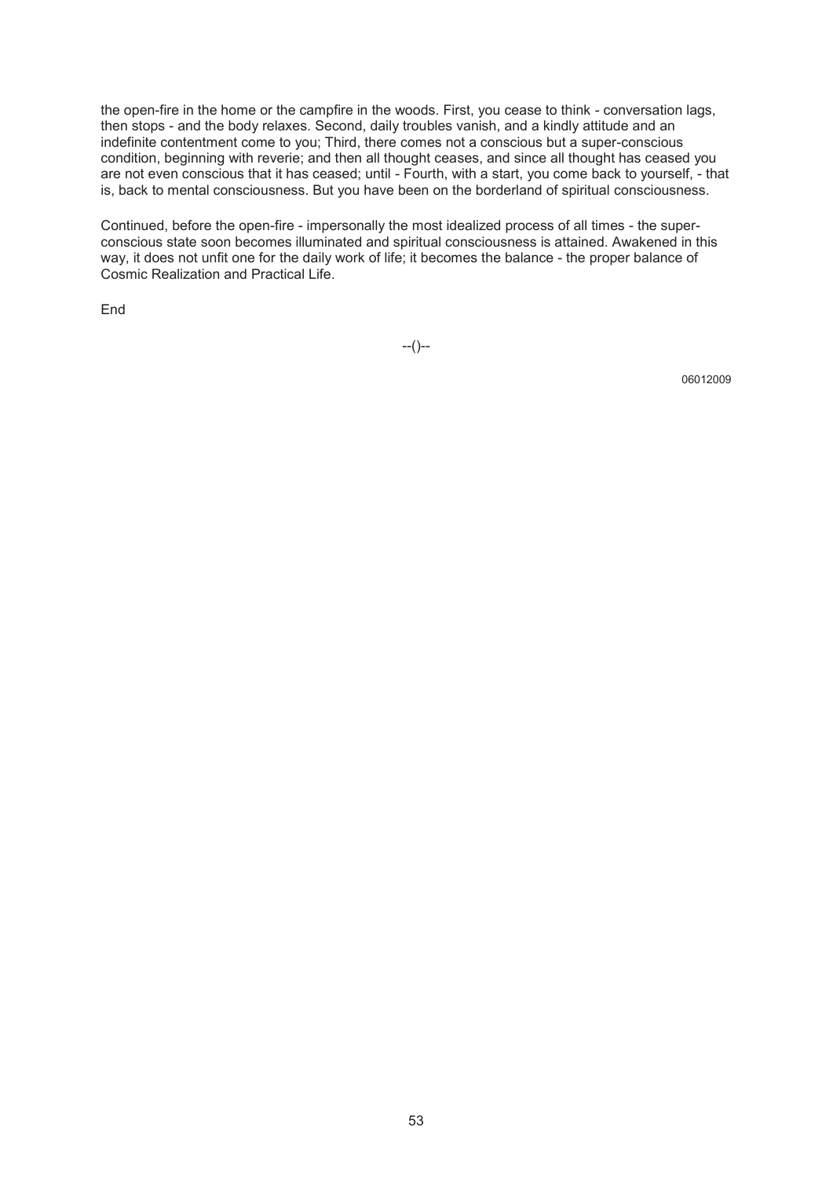the open-fire in the home or the campfire in the woods. First, you cease to think - conversation lags, then stops - and the body relaxes. Second, daily troubles vanish, and a kindly attitude and an indefinite contentment come to you; Third, there comes not a conscious but a super-conscious condition, beginning with reverie; and then all thought ceases, and since all thought has ceased you are not even conscious that it has ceased; until - Fourth, with a start, you come back to yourself, - that is, back to mental consciousness. But you have been on the borderland of spiritual consciousness.

Continued, before the open-fire - impersonally the most idealized process of all times - the super-conscious state soon becomes illuminated and spiritual consciousness is attained. Awakened in this way, it does not unfit one for the daily work of life; it becomes the balance - the proper balance of Cosmic Realization and Practical Life.

End

--()--

06012009